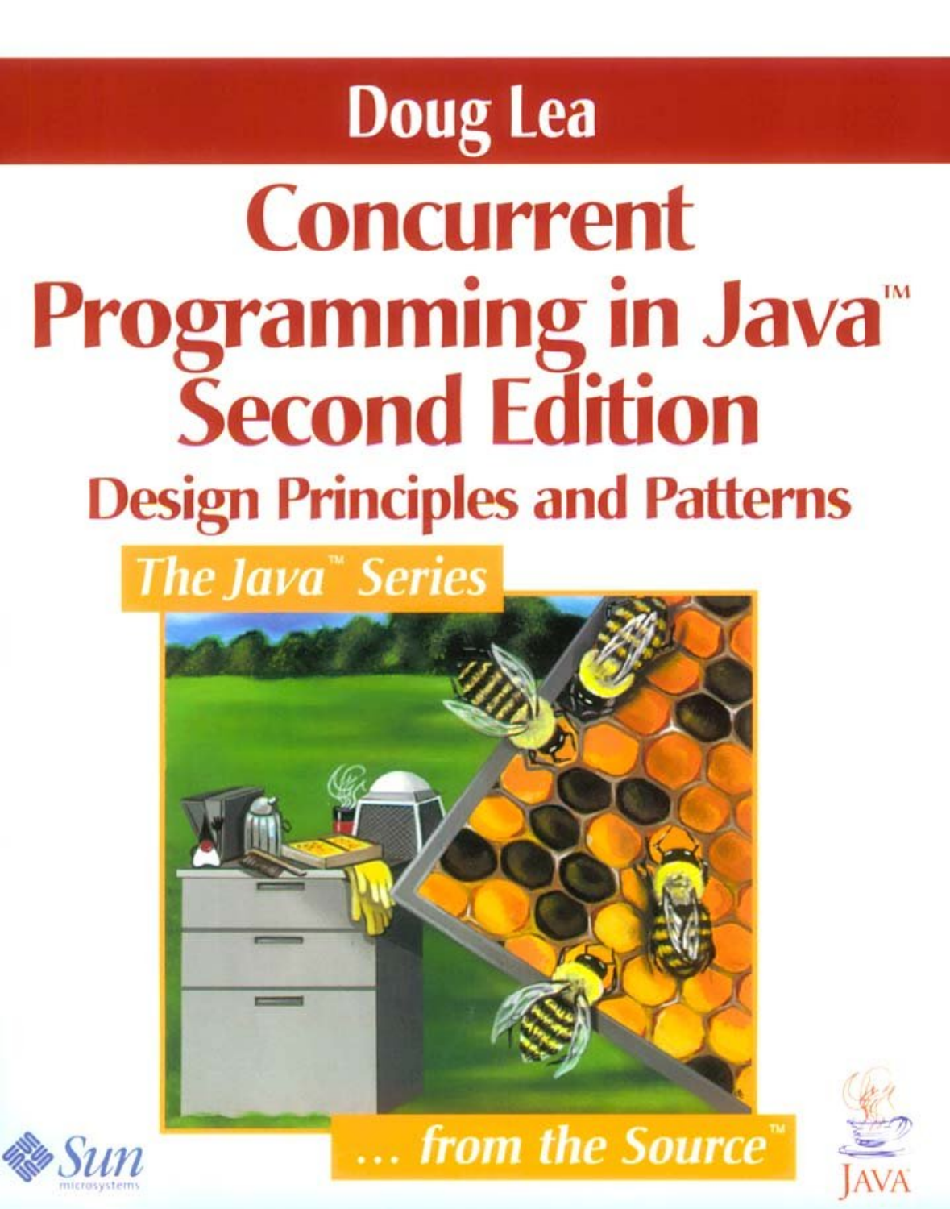Doug Lea

# Concurrent Programming in Java™ Second Edition

## Design Principles and Patterns

The Java™ Series

... from the Source™

Sun microsystems

JAVA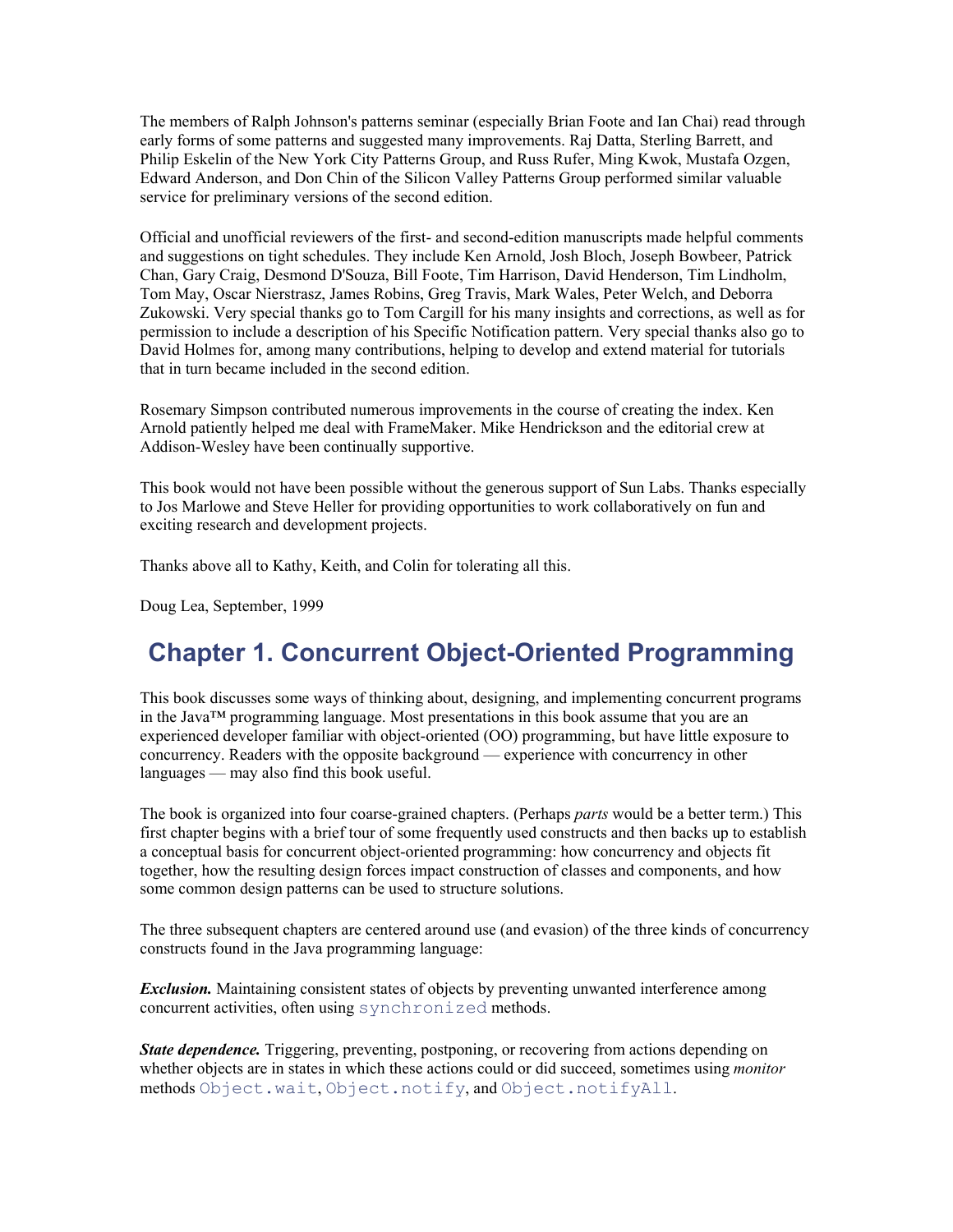The members of Ralph Johnson's patterns seminar (especially Brian Foote and Ian Chai) read through early forms of some patterns and suggested many improvements. Raj Datta, Sterling Barrett, and Philip Eskelin of the New York City Patterns Group, and Russ Rufer, Ming Kwok, Mustafa Ozgen, Edward Anderson, and Don Chin of the Silicon Valley Patterns Group performed similar valuable service for preliminary versions of the second edition.

Official and unofficial reviewers of the first- and second-edition manuscripts made helpful comments and suggestions on tight schedules. They include Ken Arnold, Josh Bloch, Joseph Bowbeer, Patrick Chan, Gary Craig, Desmond D'Souza, Bill Foote, Tim Harrison, David Henderson, Tim Lindholm, Tom May, Oscar Nierstrasz, James Robins, Greg Travis, Mark Wales, Peter Welch, and Deborra Zukowski. Very special thanks go to Tom Cargill for his many insights and corrections, as well as for permission to include a description of his Specific Notification pattern. Very special thanks also go to David Holmes for, among many contributions, helping to develop and extend material for tutorials that in turn became included in the second edition.

Rosemary Simpson contributed numerous improvements in the course of creating the index. Ken Arnold patiently helped me deal with FrameMaker. Mike Hendrickson and the editorial crew at Addison-Wesley have been continually supportive.

This book would not have been possible without the generous support of Sun Labs. Thanks especially to Jos Marlowe and Steve Heller for providing opportunities to work collaboratively on fun and exciting research and development projects.

Thanks above all to Kathy, Keith, and Colin for tolerating all this.

Doug Lea, September, 1999

# Chapter 1. Concurrent Object-Oriented Programming

This book discusses some ways of thinking about, designing, and implementing concurrent programs in the Java™ programming language. Most presentations in this book assume that you are an experienced developer familiar with object-oriented (OO) programming, but have little exposure to concurrency. Readers with the opposite background — experience with concurrency in other languages — may also find this book useful.

The book is organized into four coarse-grained chapters. (Perhaps *parts* would be a better term.) This first chapter begins with a brief tour of some frequently used constructs and then backs up to establish a conceptual basis for concurrent object-oriented programming: how concurrency and objects fit together, how the resulting design forces impact construction of classes and components, and how some common design patterns can be used to structure solutions.

The three subsequent chapters are centered around use (and evasion) of the three kinds of concurrency constructs found in the Java programming language:

***Exclusion.*** Maintaining consistent states of objects by preventing unwanted interference among concurrent activities, often using `synchronized` methods.

***State dependence.*** Triggering, preventing, postponing, or recovering from actions depending on whether objects are in states in which these actions could or did succeed, sometimes using *monitor* methods `Object.wait`, `Object.notify`, and `Object.notifyAll`.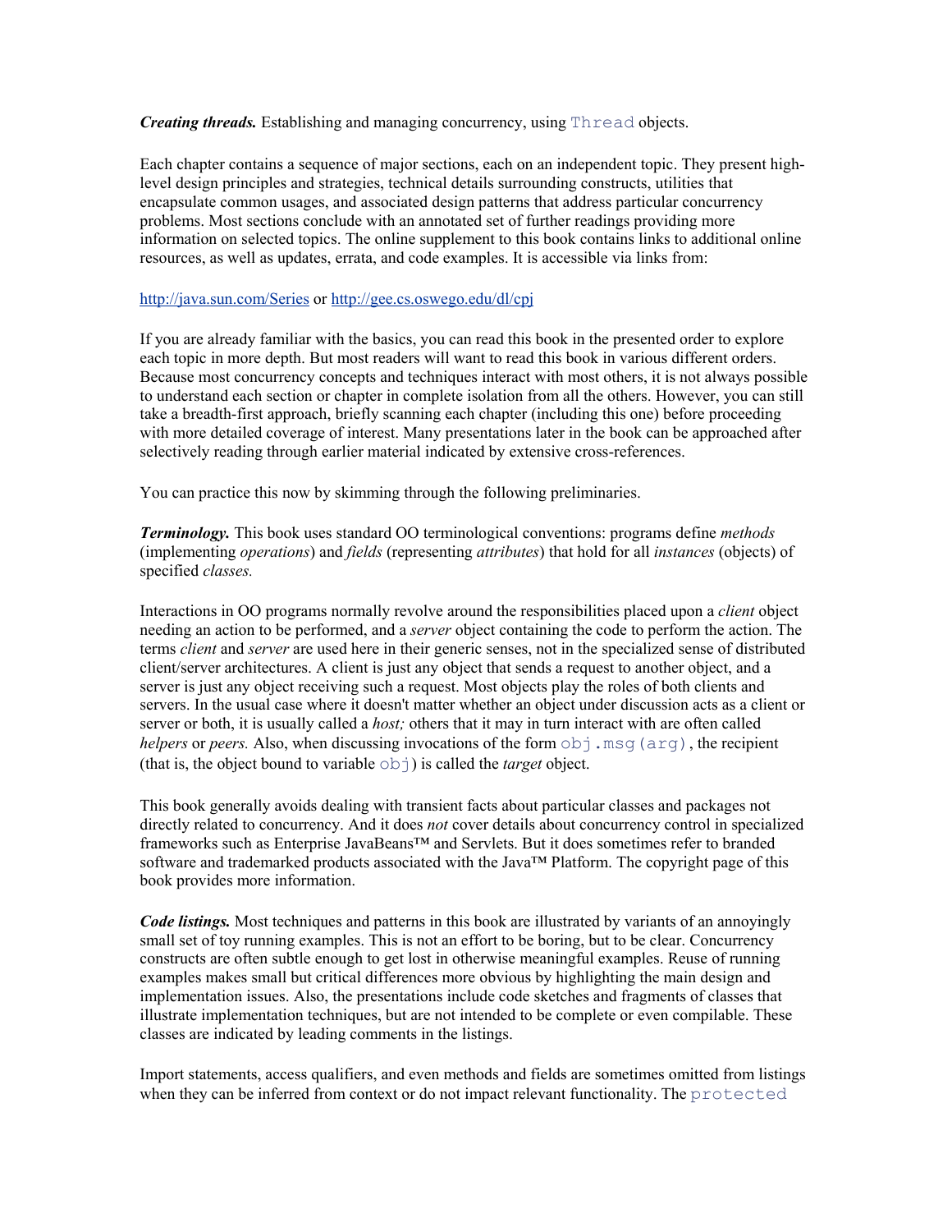***Creating threads.*** Establishing and managing concurrency, using `Thread` objects.

Each chapter contains a sequence of major sections, each on an independent topic. They present high-level design principles and strategies, technical details surrounding constructs, utilities that encapsulate common usages, and associated design patterns that address particular concurrency problems. Most sections conclude with an annotated set of further readings providing more information on selected topics. The online supplement to this book contains links to additional online resources, as well as updates, errata, and code examples. It is accessible via links from:

http://java.sun.com/Series or http://gee.cs.oswego.edu/dl/cpj

If you are already familiar with the basics, you can read this book in the presented order to explore each topic in more depth. But most readers will want to read this book in various different orders. Because most concurrency concepts and techniques interact with most others, it is not always possible to understand each section or chapter in complete isolation from all the others. However, you can still take a breadth-first approach, briefly scanning each chapter (including this one) before proceeding with more detailed coverage of interest. Many presentations later in the book can be approached after selectively reading through earlier material indicated by extensive cross-references.

You can practice this now by skimming through the following preliminaries.

***Terminology.*** This book uses standard OO terminological conventions: programs define *methods* (implementing *operations*) and *fields* (representing *attributes*) that hold for all *instances* (objects) of specified *classes.*

Interactions in OO programs normally revolve around the responsibilities placed upon a *client* object needing an action to be performed, and a *server* object containing the code to perform the action. The terms *client* and *server* are used here in their generic senses, not in the specialized sense of distributed client/server architectures. A client is just any object that sends a request to another object, and a server is just any object receiving such a request. Most objects play the roles of both clients and servers. In the usual case where it doesn't matter whether an object under discussion acts as a client or server or both, it is usually called a *host;* others that it may in turn interact with are often called *helpers* or *peers.* Also, when discussing invocations of the form `obj.msg(arg)`, the recipient (that is, the object bound to variable `obj`) is called the *target* object.

This book generally avoids dealing with transient facts about particular classes and packages not directly related to concurrency. And it does *not* cover details about concurrency control in specialized frameworks such as Enterprise JavaBeans™ and Servlets. But it does sometimes refer to branded software and trademarked products associated with the Java™ Platform. The copyright page of this book provides more information.

***Code listings.*** Most techniques and patterns in this book are illustrated by variants of an annoyingly small set of toy running examples. This is not an effort to be boring, but to be clear. Concurrency constructs are often subtle enough to get lost in otherwise meaningful examples. Reuse of running examples makes small but critical differences more obvious by highlighting the main design and implementation issues. Also, the presentations include code sketches and fragments of classes that illustrate implementation techniques, but are not intended to be complete or even compilable. These classes are indicated by leading comments in the listings.

Import statements, access qualifiers, and even methods and fields are sometimes omitted from listings when they can be inferred from context or do not impact relevant functionality. The `protected`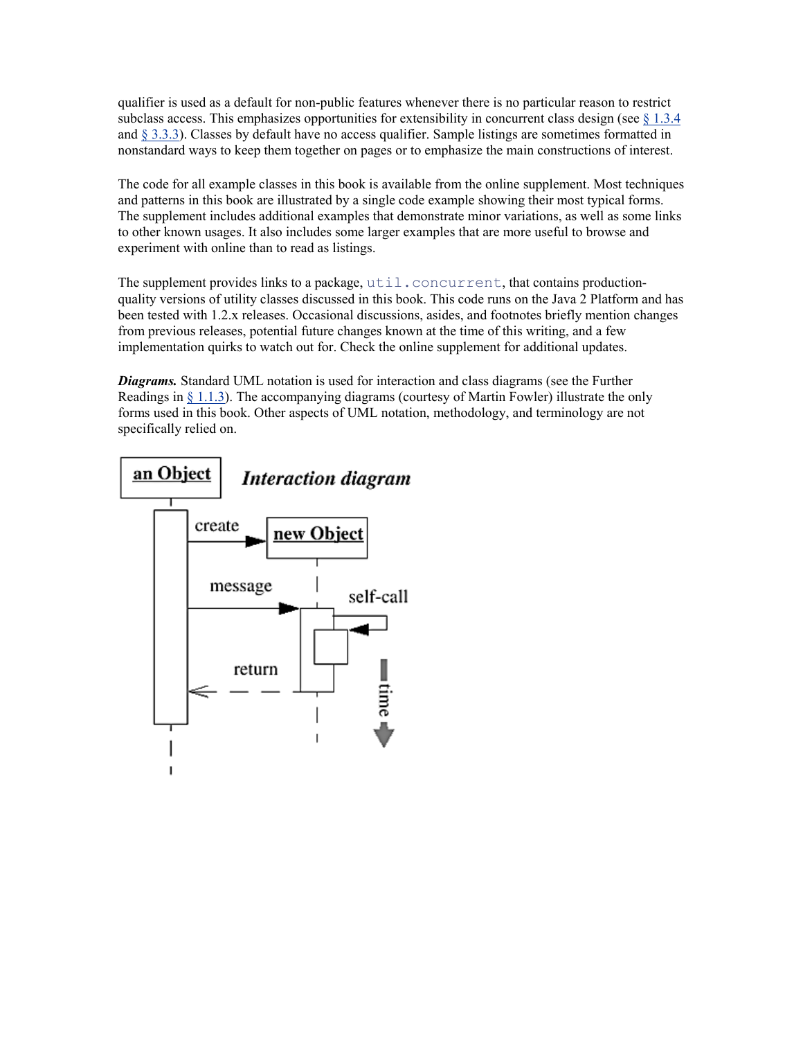qualifier is used as a default for non-public features whenever there is no particular reason to restrict subclass access. This emphasizes opportunities for extensibility in concurrent class design (see § 1.3.4 and § 3.3.3). Classes by default have no access qualifier. Sample listings are sometimes formatted in nonstandard ways to keep them together on pages or to emphasize the main constructions of interest.

The code for all example classes in this book is available from the online supplement. Most techniques and patterns in this book are illustrated by a single code example showing their most typical forms. The supplement includes additional examples that demonstrate minor variations, as well as some links to other known usages. It also includes some larger examples that are more useful to browse and experiment with online than to read as listings.

The supplement provides links to a package, `util.concurrent`, that contains production-quality versions of utility classes discussed in this book. This code runs on the Java 2 Platform and has been tested with 1.2.x releases. Occasional discussions, asides, and footnotes briefly mention changes from previous releases, potential future changes known at the time of this writing, and a few implementation quirks to watch out for. Check the online supplement for additional updates.

***Diagrams.*** Standard UML notation is used for interaction and class diagrams (see the Further Readings in § 1.1.3). The accompanying diagrams (courtesy of Martin Fowler) illustrate the only forms used in this book. Other aspects of UML notation, methodology, and terminology are not specifically relied on.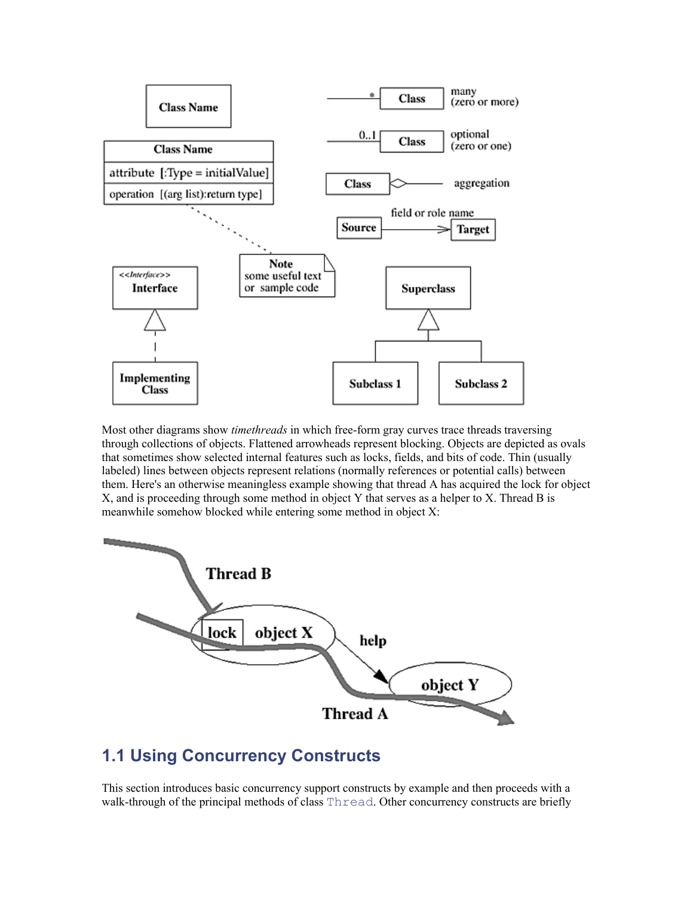Most other diagrams show *timethreads* in which free-form gray curves trace threads traversing through collections of objects. Flattened arrowheads represent blocking. Objects are depicted as ovals that sometimes show selected internal features such as locks, fields, and bits of code. Thin (usually labeled) lines between objects represent relations (normally references or potential calls) between them. Here's an otherwise meaningless example showing that thread A has acquired the lock for object X, and is proceeding through some method in object Y that serves as a helper to X. Thread B is meanwhile somehow blocked while entering some method in object X:

## 1.1 Using Concurrency Constructs

This section introduces basic concurrency support constructs by example and then proceeds with a walk-through of the principal methods of class `Thread`. Other concurrency constructs are briefly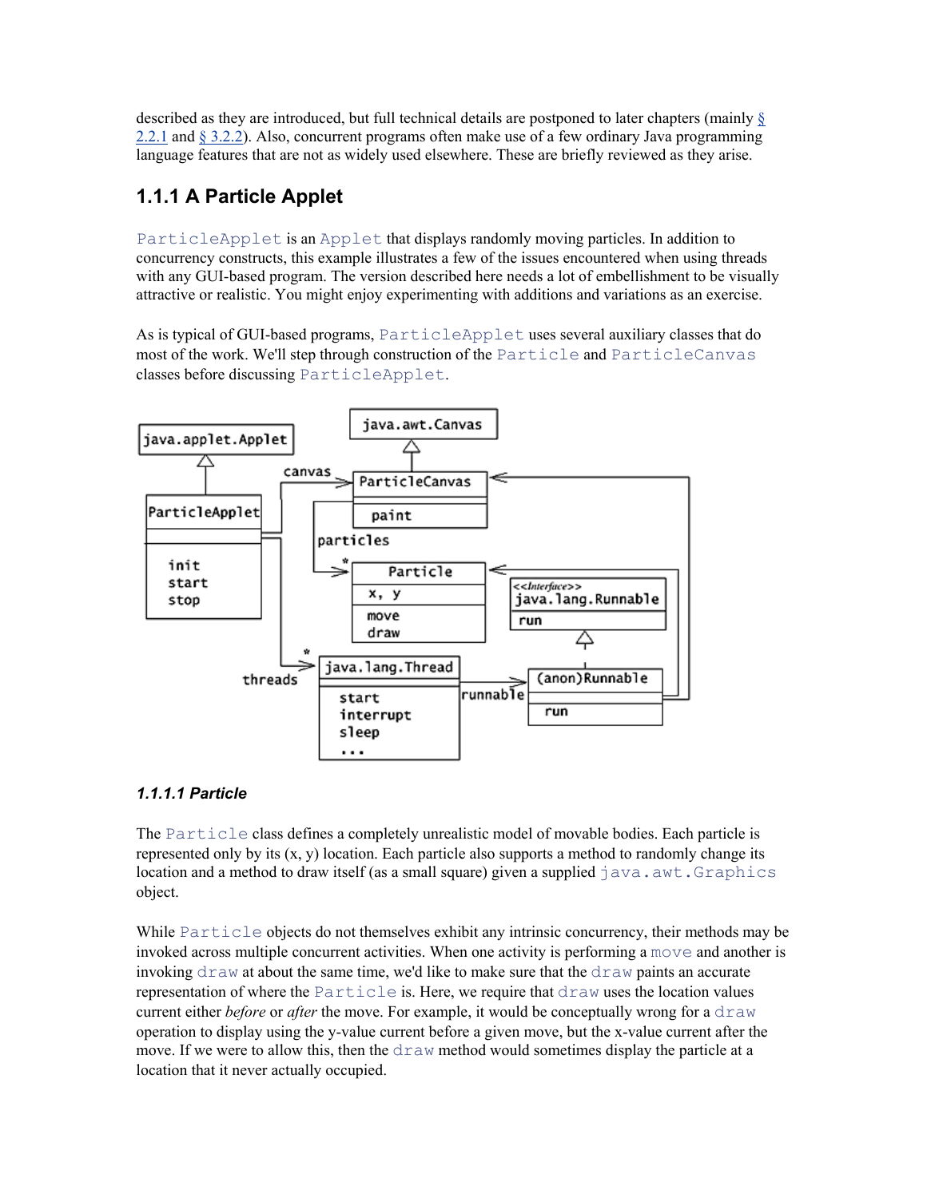described as they are introduced, but full technical details are postponed to later chapters (mainly § 2.2.1 and § 3.2.2). Also, concurrent programs often make use of a few ordinary Java programming language features that are not as widely used elsewhere. These are briefly reviewed as they arise.

## 1.1.1 A Particle Applet

`ParticleApplet` is an `Applet` that displays randomly moving particles. In addition to concurrency constructs, this example illustrates a few of the issues encountered when using threads with any GUI-based program. The version described here needs a lot of embellishment to be visually attractive or realistic. You might enjoy experimenting with additions and variations as an exercise.

As is typical of GUI-based programs, `ParticleApplet` uses several auxiliary classes that do most of the work. We'll step through construction of the `Particle` and `ParticleCanvas` classes before discussing `ParticleApplet`.

java.applet.Applet
java.awt.Canvas
canvas
ParticleCanvas
paint
ParticleApplet
init
start
stop
particles
*
Particle
x, y
move
draw
<<Interface>>
java.lang.Runnable
run
*
threads
java.lang.Thread
start
interrupt
sleep
...
runnable
(anon)Runnable
run

### 1.1.1.1 Particle

The `Particle` class defines a completely unrealistic model of movable bodies. Each particle is represented only by its (x, y) location. Each particle also supports a method to randomly change its location and a method to draw itself (as a small square) given a supplied `java.awt.Graphics` object.

While `Particle` objects do not themselves exhibit any intrinsic concurrency, their methods may be invoked across multiple concurrent activities. When one activity is performing a `move` and another is invoking `draw` at about the same time, we'd like to make sure that the `draw` paints an accurate representation of where the `Particle` is. Here, we require that `draw` uses the location values current either *before* or *after* the move. For example, it would be conceptually wrong for a `draw` operation to display using the y-value current before a given move, but the x-value current after the move. If we were to allow this, then the `draw` method would sometimes display the particle at a location that it never actually occupied.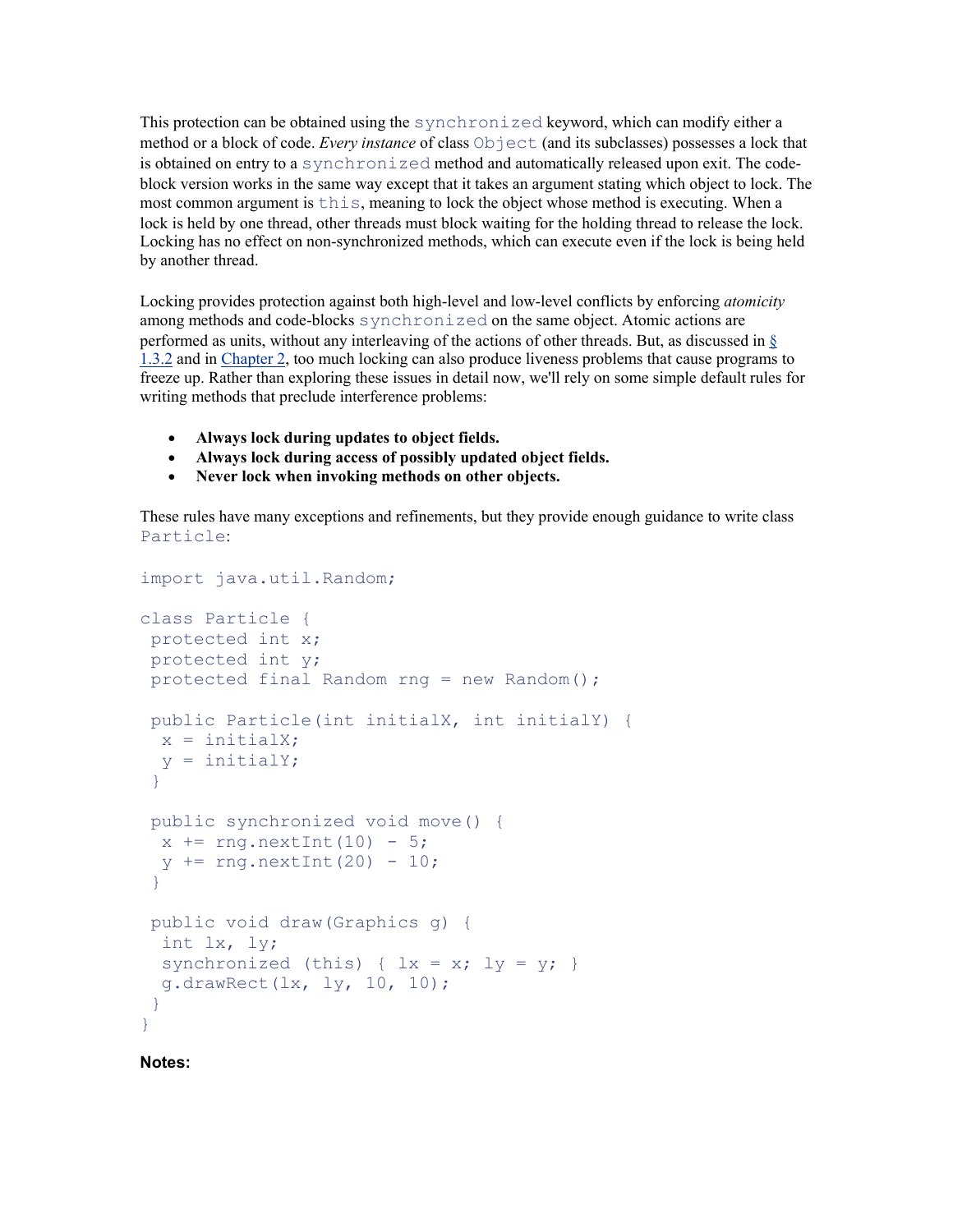This protection can be obtained using the `synchronized` keyword, which can modify either a method or a block of code. *Every instance* of class `Object` (and its subclasses) possesses a lock that is obtained on entry to a `synchronized` method and automatically released upon exit. The code-block version works in the same way except that it takes an argument stating which object to lock. The most common argument is `this`, meaning to lock the object whose method is executing. When a lock is held by one thread, other threads must block waiting for the holding thread to release the lock. Locking has no effect on non-synchronized methods, which can execute even if the lock is being held by another thread.

Locking provides protection against both high-level and low-level conflicts by enforcing *atomicity* among methods and code-blocks `synchronized` on the same object. Atomic actions are performed as units, without any interleaving of the actions of other threads. But, as discussed in § 1.3.2 and in Chapter 2, too much locking can also produce liveness problems that cause programs to freeze up. Rather than exploring these issues in detail now, we'll rely on some simple default rules for writing methods that preclude interference problems:

- **Always lock during updates to object fields.**
- **Always lock during access of possibly updated object fields.**
- **Never lock when invoking methods on other objects.**

These rules have many exceptions and refinements, but they provide enough guidance to write class `Particle`:

```
import java.util.Random;

class Particle {
 protected int x;
 protected int y;
 protected final Random rng = new Random();

 public Particle(int initialX, int initialY) {
  x = initialX;
  y = initialY;
 }

 public synchronized void move() {
  x += rng.nextInt(10) - 5;
  y += rng.nextInt(20) - 10;
 }

 public void draw(Graphics g) {
  int lx, ly;
  synchronized (this) { lx = x; ly = y; }
  g.drawRect(lx, ly, 10, 10);
 }
}
```

**Notes:**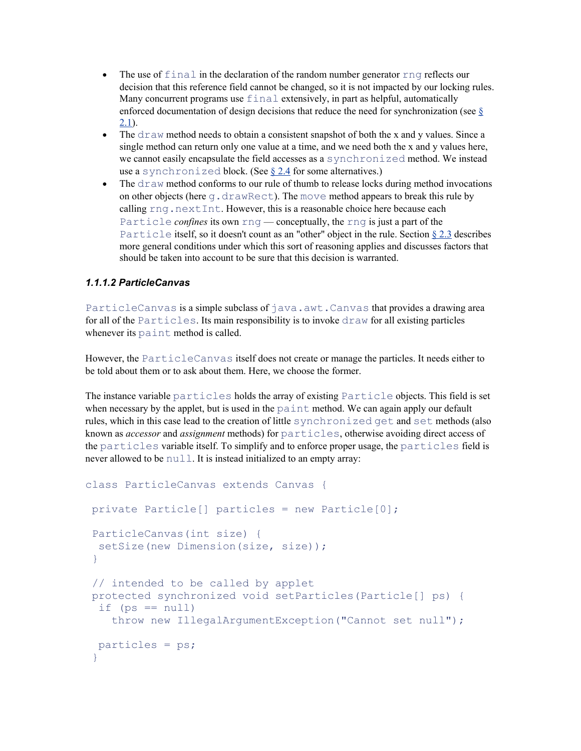- The use of `final` in the declaration of the random number generator `rng` reflects our decision that this reference field cannot be changed, so it is not impacted by our locking rules. Many concurrent programs use `final` extensively, in part as helpful, automatically enforced documentation of design decisions that reduce the need for synchronization (see § 2.1).
- The `draw` method needs to obtain a consistent snapshot of both the x and y values. Since a single method can return only one value at a time, and we need both the x and y values here, we cannot easily encapsulate the field accesses as a `synchronized` method. We instead use a `synchronized` block. (See § 2.4 for some alternatives.)
- The `draw` method conforms to our rule of thumb to release locks during method invocations on other objects (here `g.drawRect`). The `move` method appears to break this rule by calling `rng.nextInt`. However, this is a reasonable choice here because each `Particle` *confines* its own `rng` — conceptually, the `rng` is just a part of the `Particle` itself, so it doesn't count as an "other" object in the rule. Section § 2.3 describes more general conditions under which this sort of reasoning applies and discusses factors that should be taken into account to be sure that this decision is warranted.

#### *1.1.1.2 ParticleCanvas*

`ParticleCanvas` is a simple subclass of `java.awt.Canvas` that provides a drawing area for all of the `Particles`. Its main responsibility is to invoke `draw` for all existing particles whenever its `paint` method is called.

However, the `ParticleCanvas` itself does not create or manage the particles. It needs either to be told about them or to ask about them. Here, we choose the former.

The instance variable `particles` holds the array of existing `Particle` objects. This field is set when necessary by the applet, but is used in the `paint` method. We can again apply our default rules, which in this case lead to the creation of little `synchronized` `get` and `set` methods (also known as *accessor* and *assignment* methods) for `particles`, otherwise avoiding direct access of the `particles` variable itself. To simplify and to enforce proper usage, the `particles` field is never allowed to be `null`. It is instead initialized to an empty array:

```
class ParticleCanvas extends Canvas {

 private Particle[] particles = new Particle[0];

 ParticleCanvas(int size) {
  setSize(new Dimension(size, size));
 }

 // intended to be called by applet
 protected synchronized void setParticles(Particle[] ps) {
  if (ps == null)
    throw new IllegalArgumentException("Cannot set null");

  particles = ps;
 }
```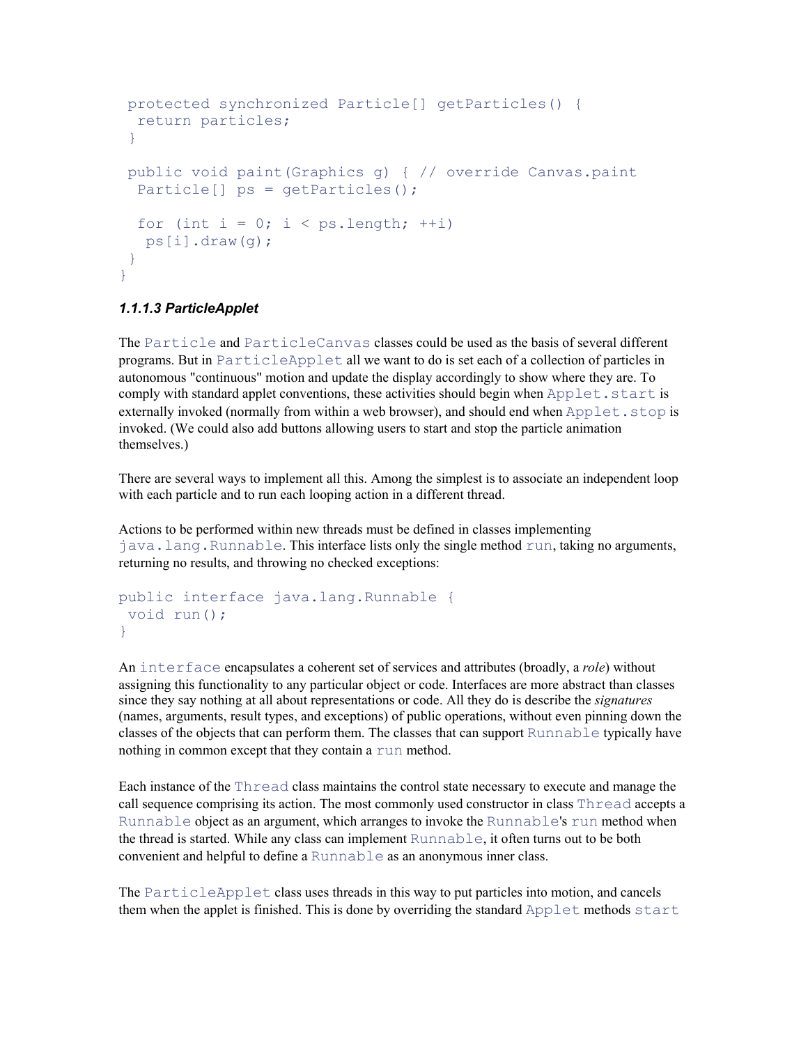```
 protected synchronized Particle[] getParticles() {
  return particles;
 }

 public void paint(Graphics g) { // override Canvas.paint
  Particle[] ps = getParticles();

  for (int i = 0; i < ps.length; ++i)
   ps[i].draw(g);
 }
}
```

#### *1.1.1.3 ParticleApplet*

The `Particle` and `ParticleCanvas` classes could be used as the basis of several different programs. But in `ParticleApplet` all we want to do is set each of a collection of particles in autonomous "continuous" motion and update the display accordingly to show where they are. To comply with standard applet conventions, these activities should begin when `Applet.start` is externally invoked (normally from within a web browser), and should end when `Applet.stop` is invoked. (We could also add buttons allowing users to start and stop the particle animation themselves.)

There are several ways to implement all this. Among the simplest is to associate an independent loop with each particle and to run each looping action in a different thread.

Actions to be performed within new threads must be defined in classes implementing `java.lang.Runnable`. This interface lists only the single method `run`, taking no arguments, returning no results, and throwing no checked exceptions:

```
public interface java.lang.Runnable {
 void run();
}
```

An `interface` encapsulates a coherent set of services and attributes (broadly, a *role*) without assigning this functionality to any particular object or code. Interfaces are more abstract than classes since they say nothing at all about representations or code. All they do is describe the *signatures* (names, arguments, result types, and exceptions) of public operations, without even pinning down the classes of the objects that can perform them. The classes that can support `Runnable` typically have nothing in common except that they contain a `run` method.

Each instance of the `Thread` class maintains the control state necessary to execute and manage the call sequence comprising its action. The most commonly used constructor in class `Thread` accepts a `Runnable` object as an argument, which arranges to invoke the `Runnable`'s `run` method when the thread is started. While any class can implement `Runnable`, it often turns out to be both convenient and helpful to define a `Runnable` as an anonymous inner class.

The `ParticleApplet` class uses threads in this way to put particles into motion, and cancels them when the applet is finished. This is done by overriding the standard `Applet` methods `start`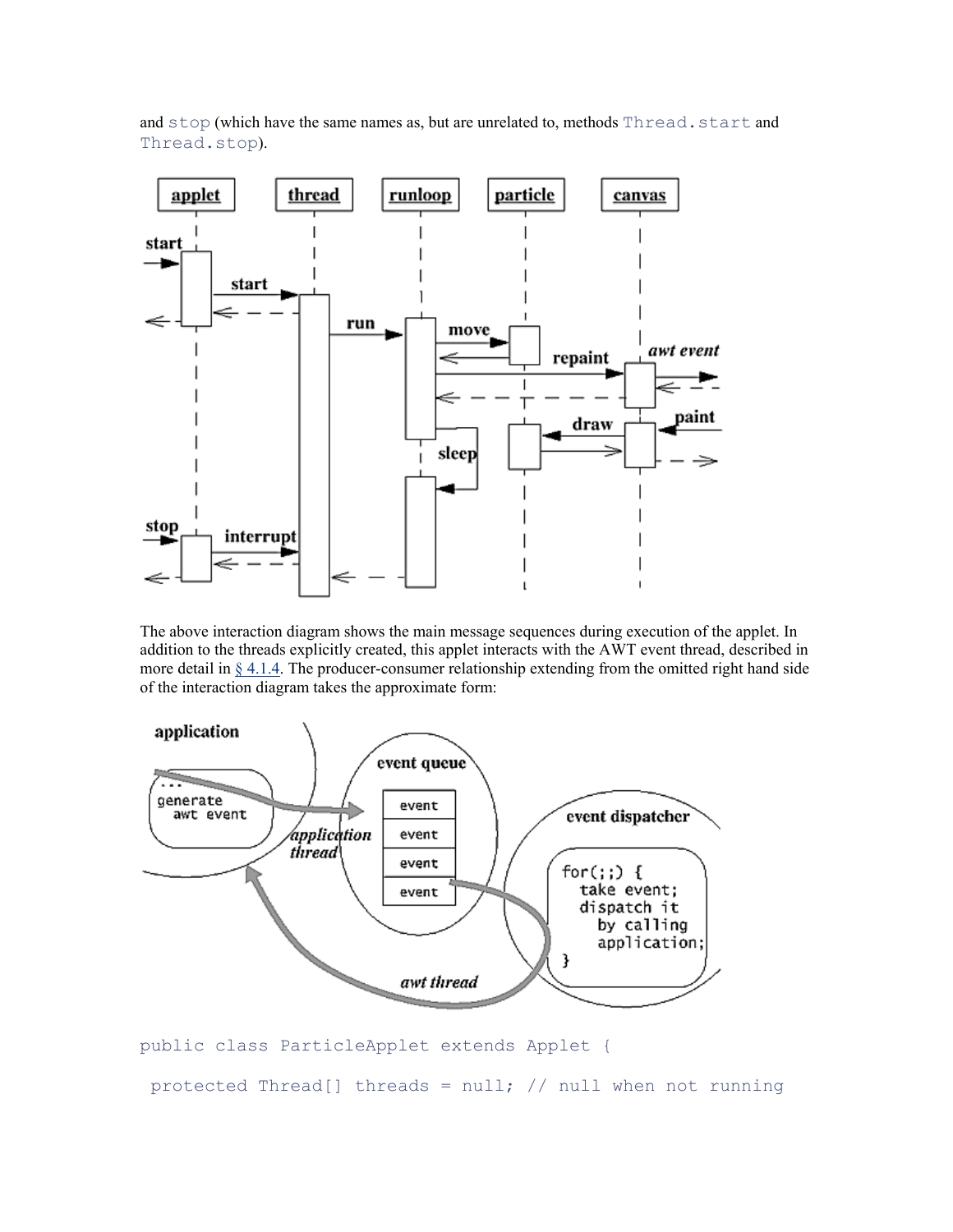and `stop` (which have the same names as, but are unrelated to, methods `Thread.start` and `Thread.stop`).

The above interaction diagram shows the main message sequences during execution of the applet. In addition to the threads explicitly created, this applet interacts with the AWT event thread, described in more detail in § 4.1.4. The producer-consumer relationship extending from the omitted right hand side of the interaction diagram takes the approximate form:

```
public class ParticleApplet extends Applet {

 protected Thread[] threads = null; // null when not running
```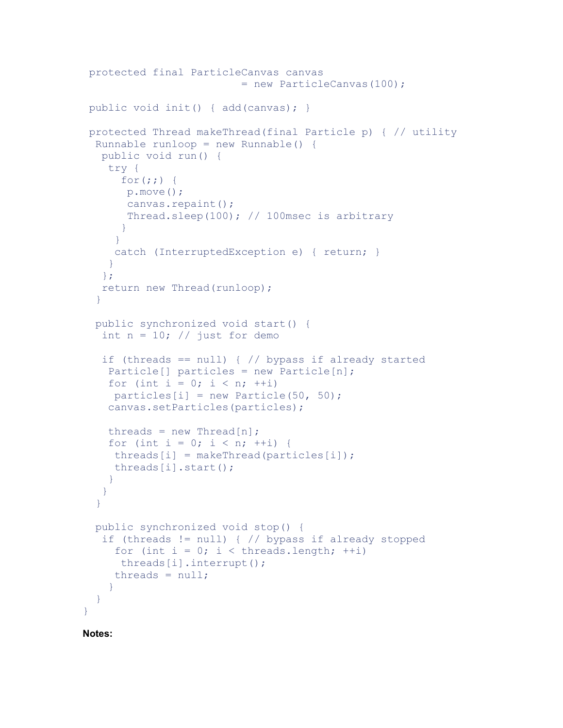```
 protected final ParticleCanvas canvas
                        = new ParticleCanvas(100);

 public void init() { add(canvas); }

 protected Thread makeThread(final Particle p) { // utility
  Runnable runloop = new Runnable() {
   public void run() {
    try {
      for(;;) {
       p.move();
       canvas.repaint();
       Thread.sleep(100); // 100msec is arbitrary
      }
     }
     catch (InterruptedException e) { return; }
    }
   };
   return new Thread(runloop);
  }

  public synchronized void start() {
   int n = 10; // just for demo

   if (threads == null) { // bypass if already started
    Particle[] particles = new Particle[n];
    for (int i = 0; i < n; ++i)
     particles[i] = new Particle(50, 50);
    canvas.setParticles(particles);

    threads = new Thread[n];
    for (int i = 0; i < n; ++i) {
     threads[i] = makeThread(particles[i]);
     threads[i].start();
    }
   }
  }

  public synchronized void stop() {
   if (threads != null) { // bypass if already stopped
     for (int i = 0; i < threads.length; ++i)
      threads[i].interrupt();
     threads = null;
    }
  }
}
```

**Notes:**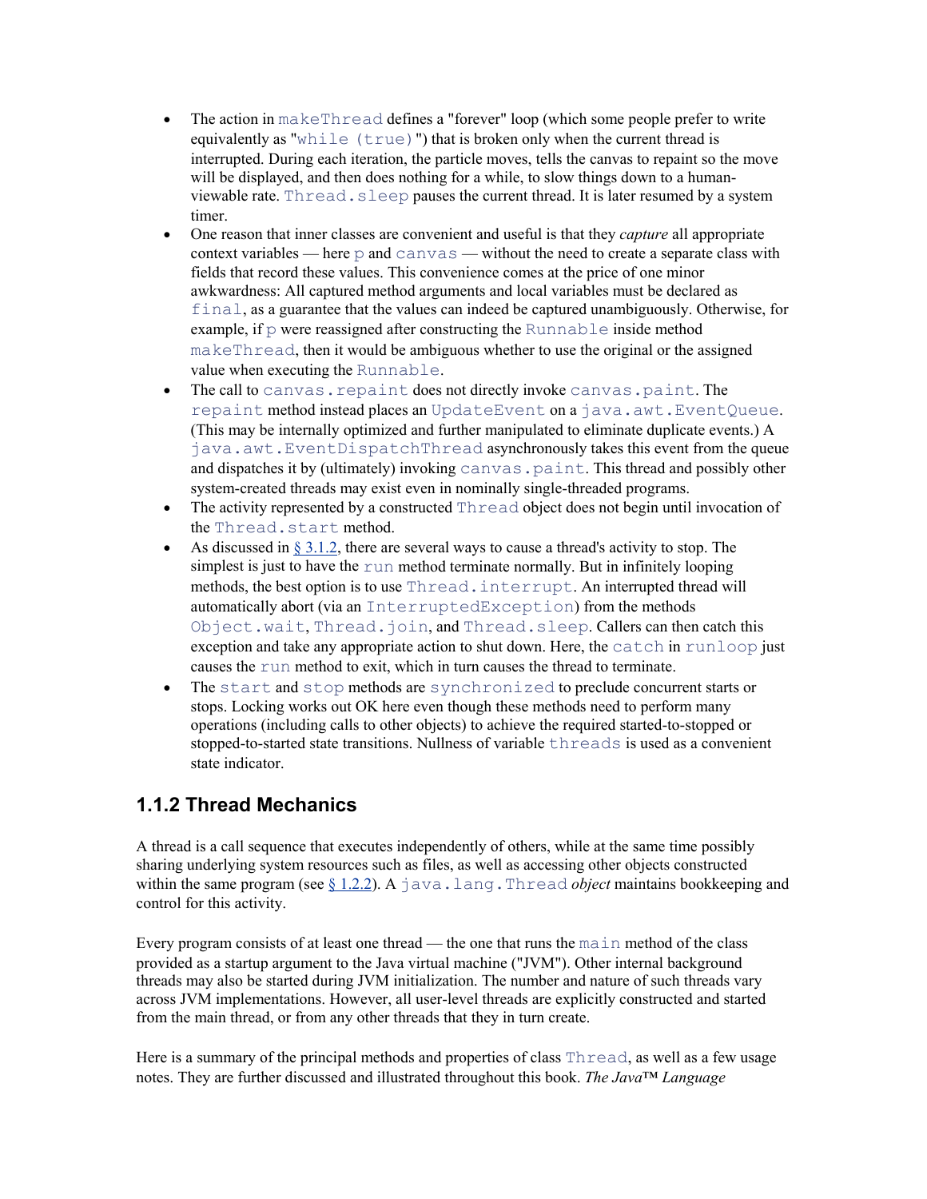- The action in `makeThread` defines a "forever" loop (which some people prefer to write equivalently as "`while (true)`") that is broken only when the current thread is interrupted. During each iteration, the particle moves, tells the canvas to repaint so the move will be displayed, and then does nothing for a while, to slow things down to a human-viewable rate. `Thread.sleep` pauses the current thread. It is later resumed by a system timer.
- One reason that inner classes are convenient and useful is that they *capture* all appropriate context variables — here `p` and `canvas` — without the need to create a separate class with fields that record these values. This convenience comes at the price of one minor awkwardness: All captured method arguments and local variables must be declared as `final`, as a guarantee that the values can indeed be captured unambiguously. Otherwise, for example, if `p` were reassigned after constructing the `Runnable` inside method `makeThread`, then it would be ambiguous whether to use the original or the assigned value when executing the `Runnable`.
- The call to `canvas.repaint` does not directly invoke `canvas.paint`. The `repaint` method instead places an `UpdateEvent` on a `java.awt.EventQueue`. (This may be internally optimized and further manipulated to eliminate duplicate events.) A `java.awt.EventDispatchThread` asynchronously takes this event from the queue and dispatches it by (ultimately) invoking `canvas.paint`. This thread and possibly other system-created threads may exist even in nominally single-threaded programs.
- The activity represented by a constructed `Thread` object does not begin until invocation of the `Thread.start` method.
- As discussed in § 3.1.2, there are several ways to cause a thread's activity to stop. The simplest is just to have the `run` method terminate normally. But in infinitely looping methods, the best option is to use `Thread.interrupt`. An interrupted thread will automatically abort (via an `InterruptedException`) from the methods `Object.wait`, `Thread.join`, and `Thread.sleep`. Callers can then catch this exception and take any appropriate action to shut down. Here, the `catch` in `runloop` just causes the `run` method to exit, which in turn causes the thread to terminate.
- The `start` and `stop` methods are `synchronized` to preclude concurrent starts or stops. Locking works out OK here even though these methods need to perform many operations (including calls to other objects) to achieve the required started-to-stopped or stopped-to-started state transitions. Nullness of variable `threads` is used as a convenient state indicator.

## 1.1.2 Thread Mechanics

A thread is a call sequence that executes independently of others, while at the same time possibly sharing underlying system resources such as files, as well as accessing other objects constructed within the same program (see § 1.2.2). A `java.lang.Thread` *object* maintains bookkeeping and control for this activity.

Every program consists of at least one thread — the one that runs the `main` method of the class provided as a startup argument to the Java virtual machine ("JVM"). Other internal background threads may also be started during JVM initialization. The number and nature of such threads vary across JVM implementations. However, all user-level threads are explicitly constructed and started from the main thread, or from any other threads that they in turn create.

Here is a summary of the principal methods and properties of class `Thread`, as well as a few usage notes. They are further discussed and illustrated throughout this book. *The Java™ Language*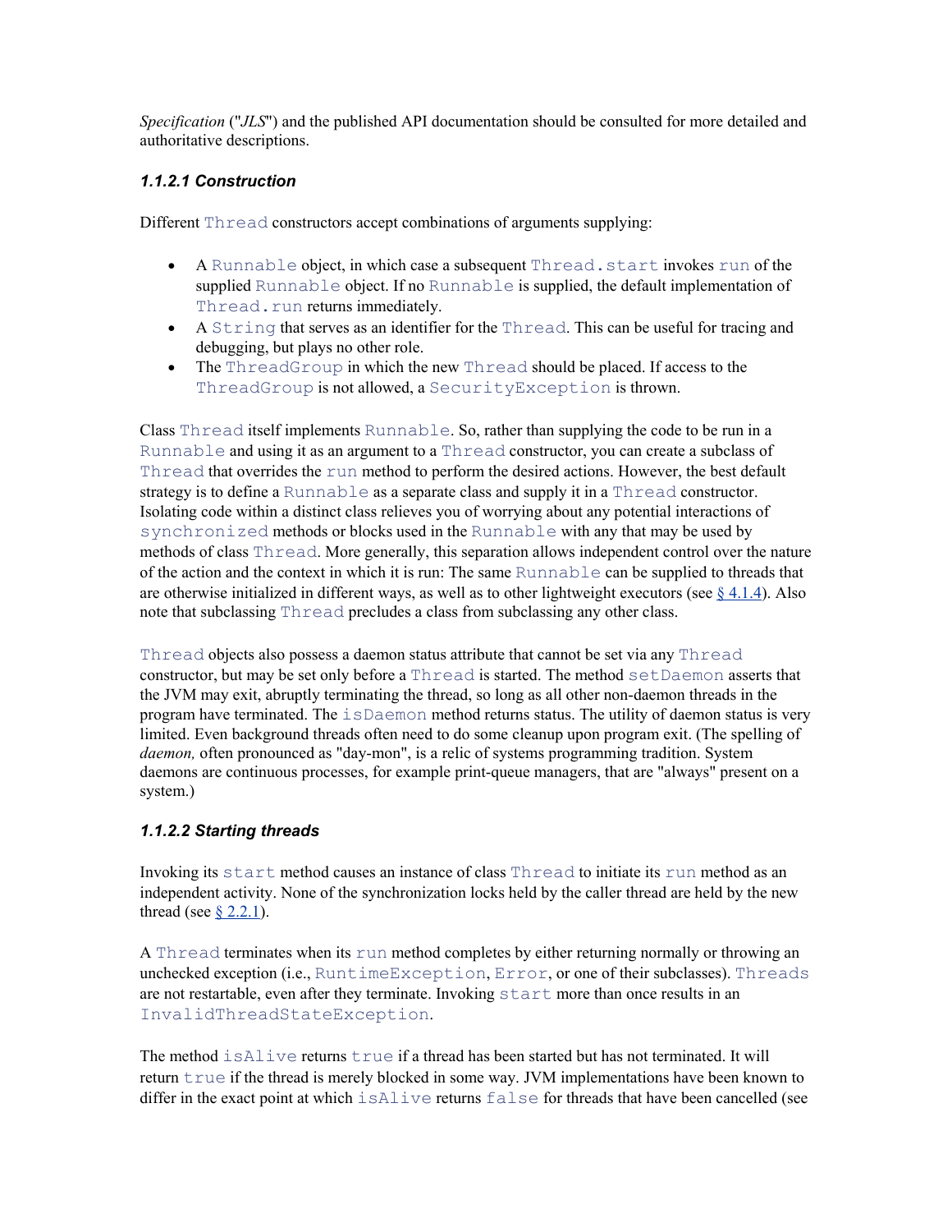*Specification* ("*JLS*") and the published API documentation should be consulted for more detailed and authoritative descriptions.

#### *1.1.2.1 Construction*

Different `Thread` constructors accept combinations of arguments supplying:

- A `Runnable` object, in which case a subsequent `Thread.start` invokes `run` of the supplied `Runnable` object. If no `Runnable` is supplied, the default implementation of `Thread.run` returns immediately.
- A `String` that serves as an identifier for the `Thread`. This can be useful for tracing and debugging, but plays no other role.
- The `ThreadGroup` in which the new `Thread` should be placed. If access to the `ThreadGroup` is not allowed, a `SecurityException` is thrown.

Class `Thread` itself implements `Runnable`. So, rather than supplying the code to be run in a `Runnable` and using it as an argument to a `Thread` constructor, you can create a subclass of `Thread` that overrides the `run` method to perform the desired actions. However, the best default strategy is to define a `Runnable` as a separate class and supply it in a `Thread` constructor. Isolating code within a distinct class relieves you of worrying about any potential interactions of `synchronized` methods or blocks used in the `Runnable` with any that may be used by methods of class `Thread`. More generally, this separation allows independent control over the nature of the action and the context in which it is run: The same `Runnable` can be supplied to threads that are otherwise initialized in different ways, as well as to other lightweight executors (see § 4.1.4). Also note that subclassing `Thread` precludes a class from subclassing any other class.

`Thread` objects also possess a daemon status attribute that cannot be set via any `Thread` constructor, but may be set only before a `Thread` is started. The method `setDaemon` asserts that the JVM may exit, abruptly terminating the thread, so long as all other non-daemon threads in the program have terminated. The `isDaemon` method returns status. The utility of daemon status is very limited. Even background threads often need to do some cleanup upon program exit. (The spelling of *daemon,* often pronounced as "day-mon", is a relic of systems programming tradition. System daemons are continuous processes, for example print-queue managers, that are "always" present on a system.)

#### *1.1.2.2 Starting threads*

Invoking its `start` method causes an instance of class `Thread` to initiate its `run` method as an independent activity. None of the synchronization locks held by the caller thread are held by the new thread (see § 2.2.1).

A `Thread` terminates when its `run` method completes by either returning normally or throwing an unchecked exception (i.e., `RuntimeException`, `Error`, or one of their subclasses). `Threads` are not restartable, even after they terminate. Invoking `start` more than once results in an `InvalidThreadStateException`.

The method `isAlive` returns `true` if a thread has been started but has not terminated. It will return `true` if the thread is merely blocked in some way. JVM implementations have been known to differ in the exact point at which `isAlive` returns `false` for threads that have been cancelled (see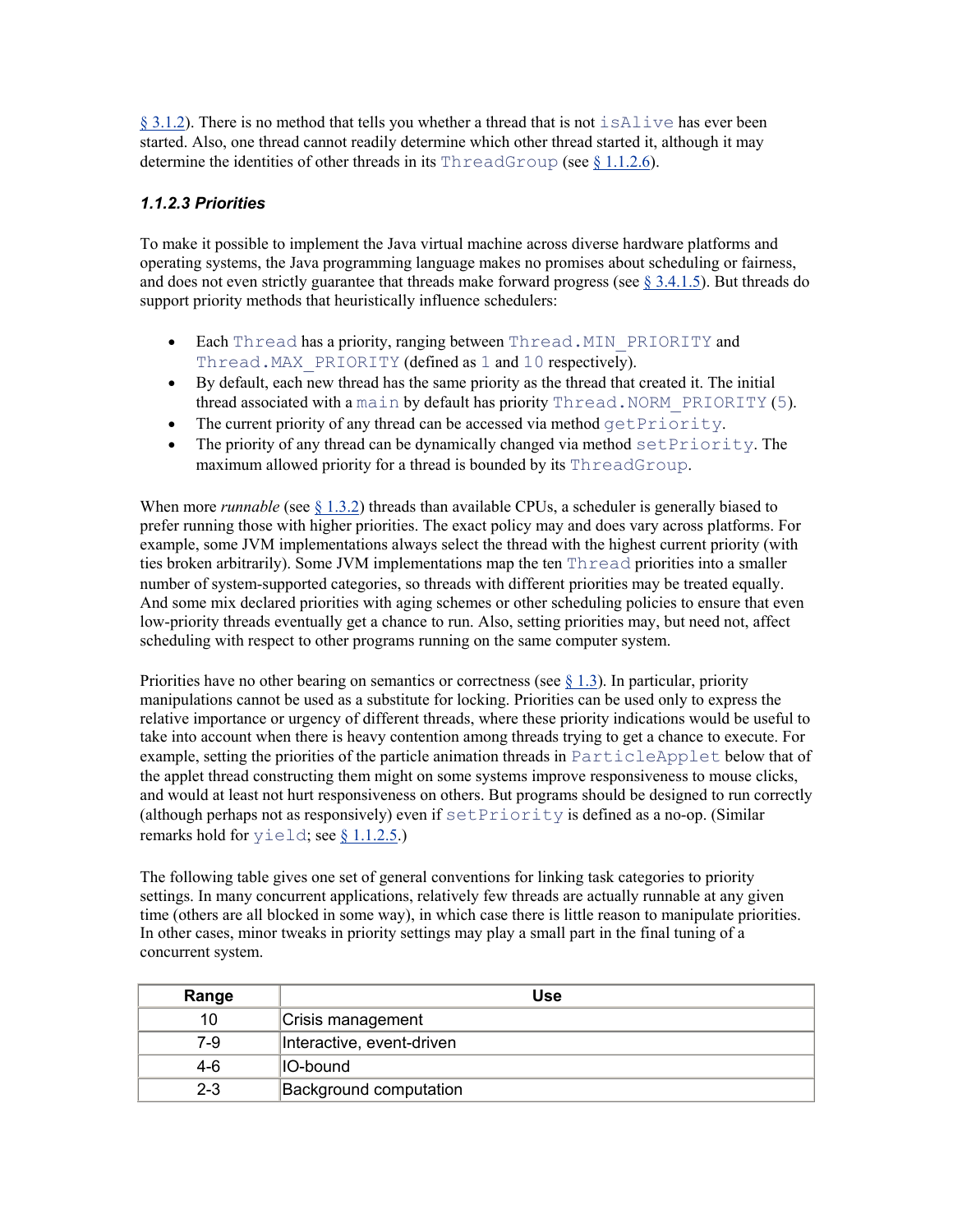§ 3.1.2). There is no method that tells you whether a thread that is not `isAlive` has ever been started. Also, one thread cannot readily determine which other thread started it, although it may determine the identities of other threads in its `ThreadGroup` (see § 1.1.2.6).

#### *1.1.2.3 Priorities*

To make it possible to implement the Java virtual machine across diverse hardware platforms and operating systems, the Java programming language makes no promises about scheduling or fairness, and does not even strictly guarantee that threads make forward progress (see § 3.4.1.5). But threads do support priority methods that heuristically influence schedulers:

- Each `Thread` has a priority, ranging between `Thread.MIN_PRIORITY` and `Thread.MAX_PRIORITY` (defined as `1` and `10` respectively).
- By default, each new thread has the same priority as the thread that created it. The initial thread associated with a `main` by default has priority `Thread.NORM_PRIORITY` (`5`).
- The current priority of any thread can be accessed via method `getPriority`.
- The priority of any thread can be dynamically changed via method `setPriority`. The maximum allowed priority for a thread is bounded by its `ThreadGroup`.

When more *runnable* (see § 1.3.2) threads than available CPUs, a scheduler is generally biased to prefer running those with higher priorities. The exact policy may and does vary across platforms. For example, some JVM implementations always select the thread with the highest current priority (with ties broken arbitrarily). Some JVM implementations map the ten `Thread` priorities into a smaller number of system-supported categories, so threads with different priorities may be treated equally. And some mix declared priorities with aging schemes or other scheduling policies to ensure that even low-priority threads eventually get a chance to run. Also, setting priorities may, but need not, affect scheduling with respect to other programs running on the same computer system.

Priorities have no other bearing on semantics or correctness (see § 1.3). In particular, priority manipulations cannot be used as a substitute for locking. Priorities can be used only to express the relative importance or urgency of different threads, where these priority indications would be useful to take into account when there is heavy contention among threads trying to get a chance to execute. For example, setting the priorities of the particle animation threads in `ParticleApplet` below that of the applet thread constructing them might on some systems improve responsiveness to mouse clicks, and would at least not hurt responsiveness on others. But programs should be designed to run correctly (although perhaps not as responsively) even if `setPriority` is defined as a no-op. (Similar remarks hold for `yield`; see § 1.1.2.5.)

The following table gives one set of general conventions for linking task categories to priority settings. In many concurrent applications, relatively few threads are actually runnable at any given time (others are all blocked in some way), in which case there is little reason to manipulate priorities. In other cases, minor tweaks in priority settings may play a small part in the final tuning of a concurrent system.

| Range | Use |
|---|---|
| 10 | Crisis management |
| 7-9 | Interactive, event-driven |
| 4-6 | IO-bound |
| 2-3 | Background computation |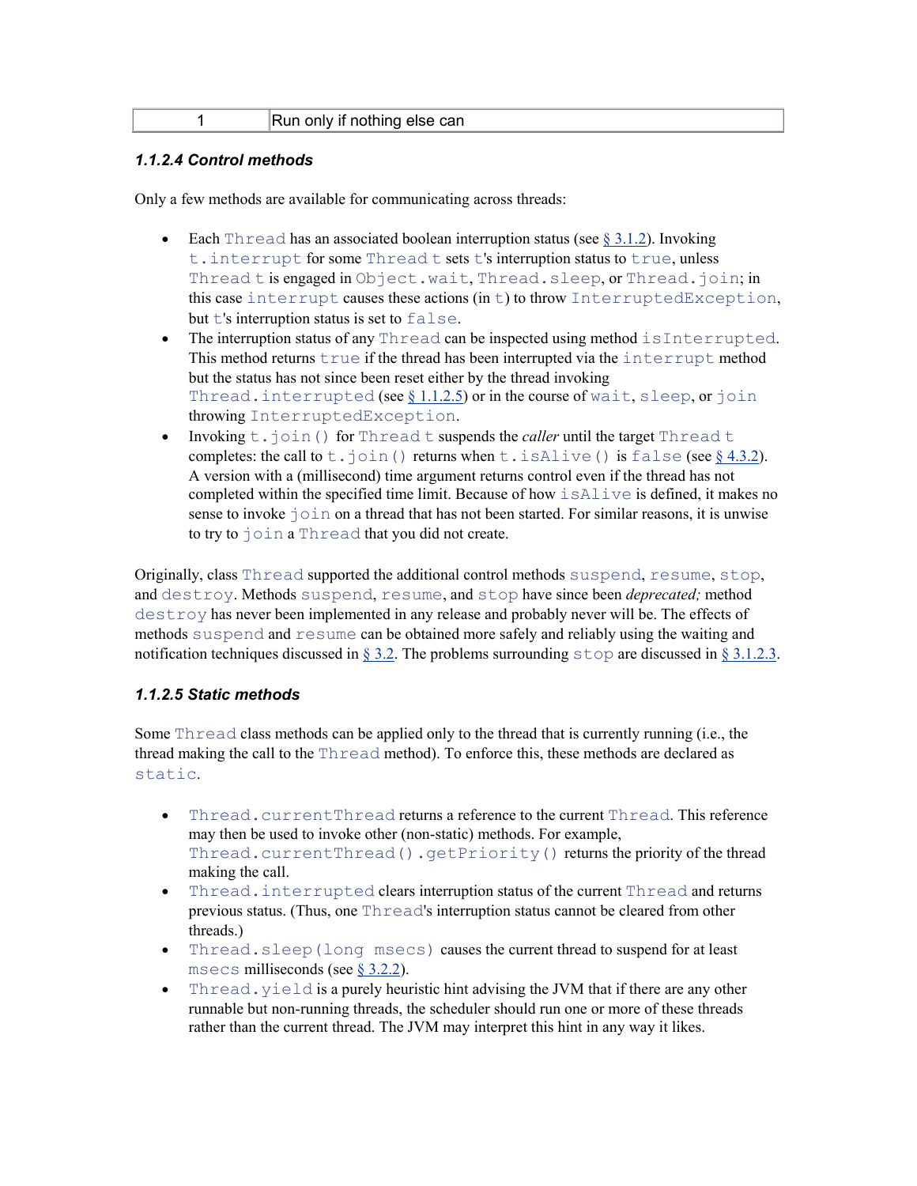| 1 | Run only if nothing else can |
| --- | --- |

### 1.1.2.4 Control methods

Only a few methods are available for communicating across threads:

- Each `Thread` has an associated boolean interruption status (see § 3.1.2). Invoking `t.interrupt` for some `Thread t` sets `t`'s interruption status to `true`, unless `Thread t` is engaged in `Object.wait`, `Thread.sleep`, or `Thread.join`; in this case `interrupt` causes these actions (in `t`) to throw `InterruptedException`, but `t`'s interruption status is set to `false`.
- The interruption status of any `Thread` can be inspected using method `isInterrupted`. This method returns `true` if the thread has been interrupted via the `interrupt` method but the status has not since been reset either by the thread invoking `Thread.interrupted` (see § 1.1.2.5) or in the course of `wait`, `sleep`, or `join` throwing `InterruptedException`.
- Invoking `t.join()` for `Thread t` suspends the *caller* until the target `Thread t` completes: the call to `t.join()` returns when `t.isAlive()` is `false` (see § 4.3.2). A version with a (millisecond) time argument returns control even if the thread has not completed within the specified time limit. Because of how `isAlive` is defined, it makes no sense to invoke `join` on a thread that has not been started. For similar reasons, it is unwise to try to `join` a `Thread` that you did not create.

Originally, class `Thread` supported the additional control methods `suspend`, `resume`, `stop`, and `destroy`. Methods `suspend`, `resume`, and `stop` have since been *deprecated;* method `destroy` has never been implemented in any release and probably never will be. The effects of methods `suspend` and `resume` can be obtained more safely and reliably using the waiting and notification techniques discussed in § 3.2. The problems surrounding `stop` are discussed in § 3.1.2.3.

### 1.1.2.5 Static methods

Some `Thread` class methods can be applied only to the thread that is currently running (i.e., the thread making the call to the `Thread` method). To enforce this, these methods are declared as `static`.

- `Thread.currentThread` returns a reference to the current `Thread`. This reference may then be used to invoke other (non-static) methods. For example, `Thread.currentThread().getPriority()` returns the priority of the thread making the call.
- `Thread.interrupted` clears interruption status of the current `Thread` and returns previous status. (Thus, one `Thread`'s interruption status cannot be cleared from other threads.)
- `Thread.sleep(long msecs)` causes the current thread to suspend for at least `msecs` milliseconds (see § 3.2.2).
- `Thread.yield` is a purely heuristic hint advising the JVM that if there are any other runnable but non-running threads, the scheduler should run one or more of these threads rather than the current thread. The JVM may interpret this hint in any way it likes.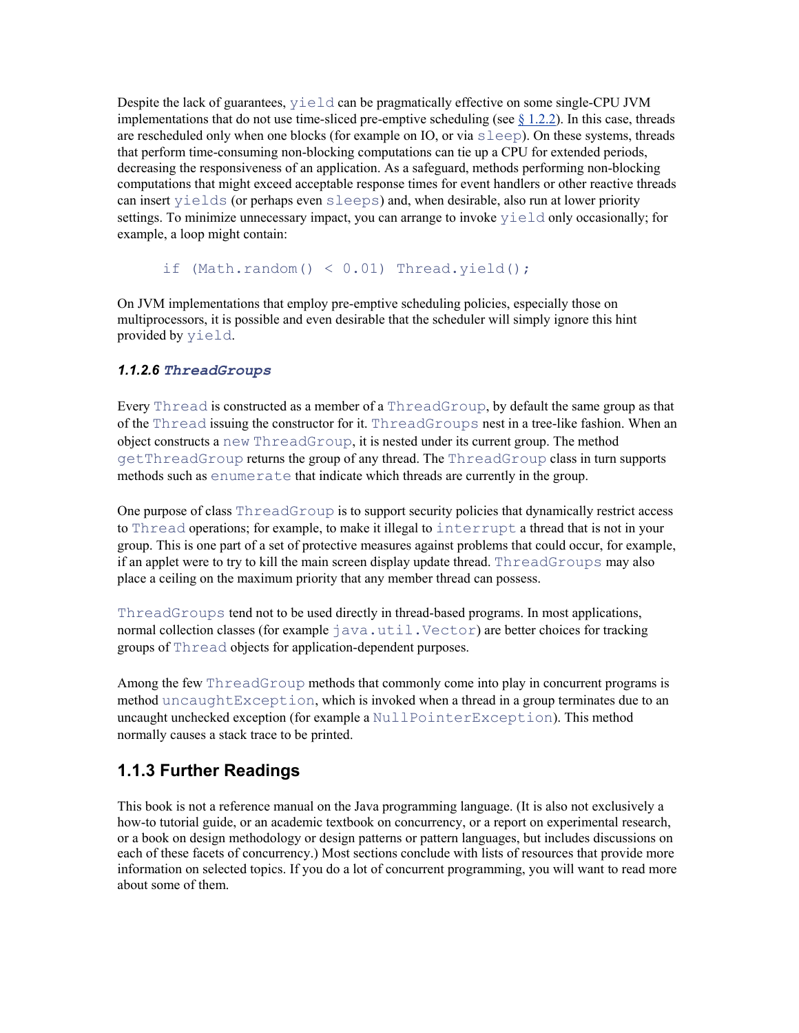Despite the lack of guarantees, `yield` can be pragmatically effective on some single-CPU JVM implementations that do not use time-sliced pre-emptive scheduling (see § 1.2.2). In this case, threads are rescheduled only when one blocks (for example on IO, or via `sleep`). On these systems, threads that perform time-consuming non-blocking computations can tie up a CPU for extended periods, decreasing the responsiveness of an application. As a safeguard, methods performing non-blocking computations that might exceed acceptable response times for event handlers or other reactive threads can insert `yields` (or perhaps even `sleeps`) and, when desirable, also run at lower priority settings. To minimize unnecessary impact, you can arrange to invoke `yield` only occasionally; for example, a loop might contain:

```
if (Math.random() < 0.01) Thread.yield();
```

On JVM implementations that employ pre-emptive scheduling policies, especially those on multiprocessors, it is possible and even desirable that the scheduler will simply ignore this hint provided by `yield`.

#### *1.1.2.6 ThreadGroups*

Every `Thread` is constructed as a member of a `ThreadGroup`, by default the same group as that of the `Thread` issuing the constructor for it. `ThreadGroups` nest in a tree-like fashion. When an object constructs a `new ThreadGroup`, it is nested under its current group. The method `getThreadGroup` returns the group of any thread. The `ThreadGroup` class in turn supports methods such as `enumerate` that indicate which threads are currently in the group.

One purpose of class `ThreadGroup` is to support security policies that dynamically restrict access to `Thread` operations; for example, to make it illegal to `interrupt` a thread that is not in your group. This is one part of a set of protective measures against problems that could occur, for example, if an applet were to try to kill the main screen display update thread. `ThreadGroups` may also place a ceiling on the maximum priority that any member thread can possess.

`ThreadGroups` tend not to be used directly in thread-based programs. In most applications, normal collection classes (for example `java.util.Vector`) are better choices for tracking groups of `Thread` objects for application-dependent purposes.

Among the few `ThreadGroup` methods that commonly come into play in concurrent programs is method `uncaughtException`, which is invoked when a thread in a group terminates due to an uncaught unchecked exception (for example a `NullPointerException`). This method normally causes a stack trace to be printed.

## 1.1.3 Further Readings

This book is not a reference manual on the Java programming language. (It is also not exclusively a how-to tutorial guide, or an academic textbook on concurrency, or a report on experimental research, or a book on design methodology or design patterns or pattern languages, but includes discussions on each of these facets of concurrency.) Most sections conclude with lists of resources that provide more information on selected topics. If you do a lot of concurrent programming, you will want to read more about some of them.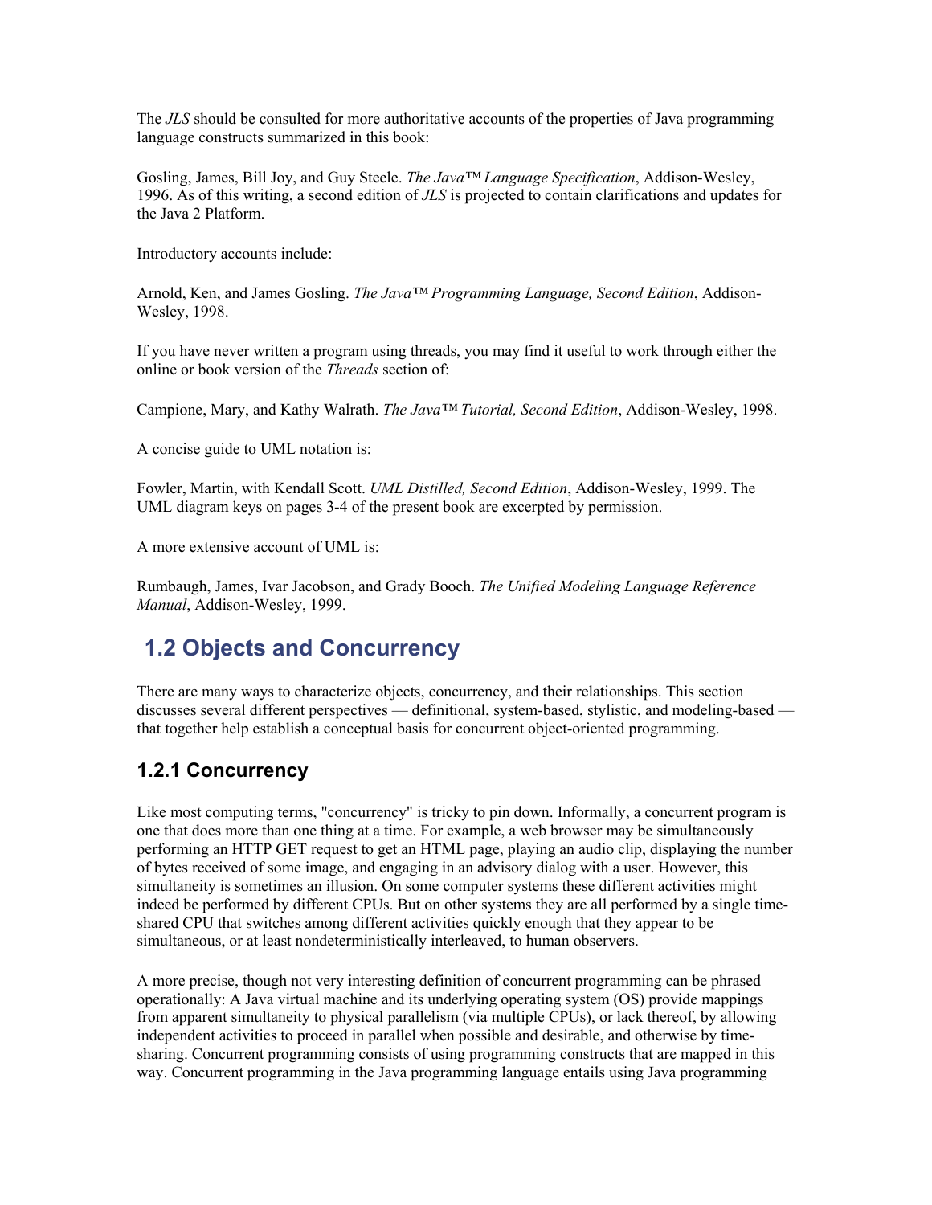The *JLS* should be consulted for more authoritative accounts of the properties of Java programming language constructs summarized in this book:

Gosling, James, Bill Joy, and Guy Steele. *The Java™ Language Specification*, Addison-Wesley, 1996. As of this writing, a second edition of *JLS* is projected to contain clarifications and updates for the Java 2 Platform.

Introductory accounts include:

Arnold, Ken, and James Gosling. *The Java™ Programming Language, Second Edition*, Addison-Wesley, 1998.

If you have never written a program using threads, you may find it useful to work through either the online or book version of the *Threads* section of:

Campione, Mary, and Kathy Walrath. *The Java™ Tutorial, Second Edition*, Addison-Wesley, 1998.

A concise guide to UML notation is:

Fowler, Martin, with Kendall Scott. *UML Distilled, Second Edition*, Addison-Wesley, 1999. The UML diagram keys on pages 3-4 of the present book are excerpted by permission.

A more extensive account of UML is:

Rumbaugh, James, Ivar Jacobson, and Grady Booch. *The Unified Modeling Language Reference Manual*, Addison-Wesley, 1999.

## 1.2 Objects and Concurrency

There are many ways to characterize objects, concurrency, and their relationships. This section discusses several different perspectives — definitional, system-based, stylistic, and modeling-based — that together help establish a conceptual basis for concurrent object-oriented programming.

### 1.2.1 Concurrency

Like most computing terms, "concurrency" is tricky to pin down. Informally, a concurrent program is one that does more than one thing at a time. For example, a web browser may be simultaneously performing an HTTP GET request to get an HTML page, playing an audio clip, displaying the number of bytes received of some image, and engaging in an advisory dialog with a user. However, this simultaneity is sometimes an illusion. On some computer systems these different activities might indeed be performed by different CPUs. But on other systems they are all performed by a single time-shared CPU that switches among different activities quickly enough that they appear to be simultaneous, or at least nondeterministically interleaved, to human observers.

A more precise, though not very interesting definition of concurrent programming can be phrased operationally: A Java virtual machine and its underlying operating system (OS) provide mappings from apparent simultaneity to physical parallelism (via multiple CPUs), or lack thereof, by allowing independent activities to proceed in parallel when possible and desirable, and otherwise by time-sharing. Concurrent programming consists of using programming constructs that are mapped in this way. Concurrent programming in the Java programming language entails using Java programming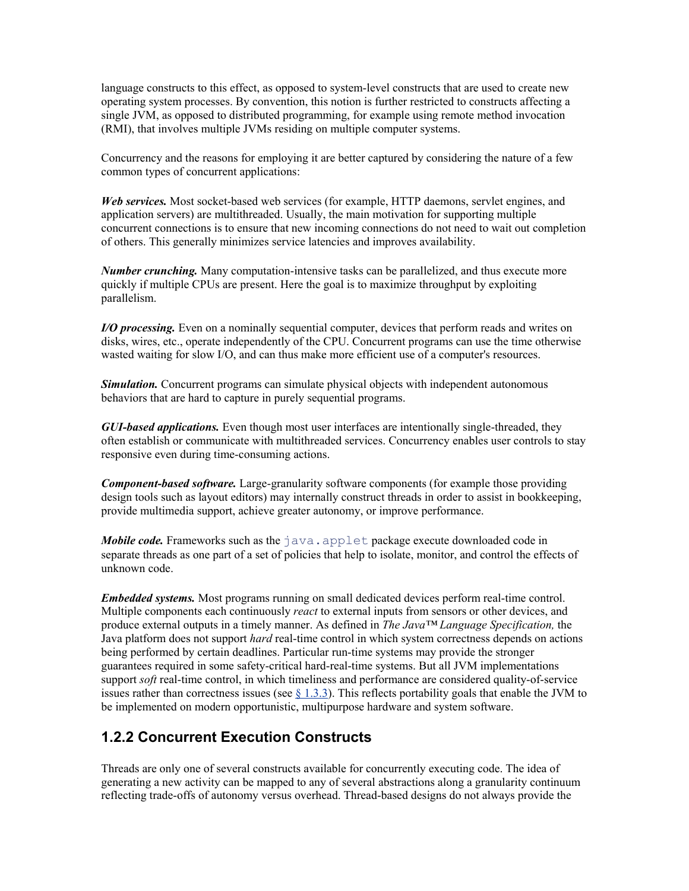language constructs to this effect, as opposed to system-level constructs that are used to create new operating system processes. By convention, this notion is further restricted to constructs affecting a single JVM, as opposed to distributed programming, for example using remote method invocation (RMI), that involves multiple JVMs residing on multiple computer systems.

Concurrency and the reasons for employing it are better captured by considering the nature of a few common types of concurrent applications:

***Web services.*** Most socket-based web services (for example, HTTP daemons, servlet engines, and application servers) are multithreaded. Usually, the main motivation for supporting multiple concurrent connections is to ensure that new incoming connections do not need to wait out completion of others. This generally minimizes service latencies and improves availability.

***Number crunching.*** Many computation-intensive tasks can be parallelized, and thus execute more quickly if multiple CPUs are present. Here the goal is to maximize throughput by exploiting parallelism.

***I/O processing.*** Even on a nominally sequential computer, devices that perform reads and writes on disks, wires, etc., operate independently of the CPU. Concurrent programs can use the time otherwise wasted waiting for slow I/O, and can thus make more efficient use of a computer's resources.

***Simulation.*** Concurrent programs can simulate physical objects with independent autonomous behaviors that are hard to capture in purely sequential programs.

***GUI-based applications.*** Even though most user interfaces are intentionally single-threaded, they often establish or communicate with multithreaded services. Concurrency enables user controls to stay responsive even during time-consuming actions.

***Component-based software.*** Large-granularity software components (for example those providing design tools such as layout editors) may internally construct threads in order to assist in bookkeeping, provide multimedia support, achieve greater autonomy, or improve performance.

***Mobile code.*** Frameworks such as the `java.applet` package execute downloaded code in separate threads as one part of a set of policies that help to isolate, monitor, and control the effects of unknown code.

***Embedded systems.*** Most programs running on small dedicated devices perform real-time control. Multiple components each continuously *react* to external inputs from sensors or other devices, and produce external outputs in a timely manner. As defined in *The Java™ Language Specification,* the Java platform does not support *hard* real-time control in which system correctness depends on actions being performed by certain deadlines. Particular run-time systems may provide the stronger guarantees required in some safety-critical hard-real-time systems. But all JVM implementations support *soft* real-time control, in which timeliness and performance are considered quality-of-service issues rather than correctness issues (see § 1.3.3). This reflects portability goals that enable the JVM to be implemented on modern opportunistic, multipurpose hardware and system software.

## 1.2.2 Concurrent Execution Constructs

Threads are only one of several constructs available for concurrently executing code. The idea of generating a new activity can be mapped to any of several abstractions along a granularity continuum reflecting trade-offs of autonomy versus overhead. Thread-based designs do not always provide the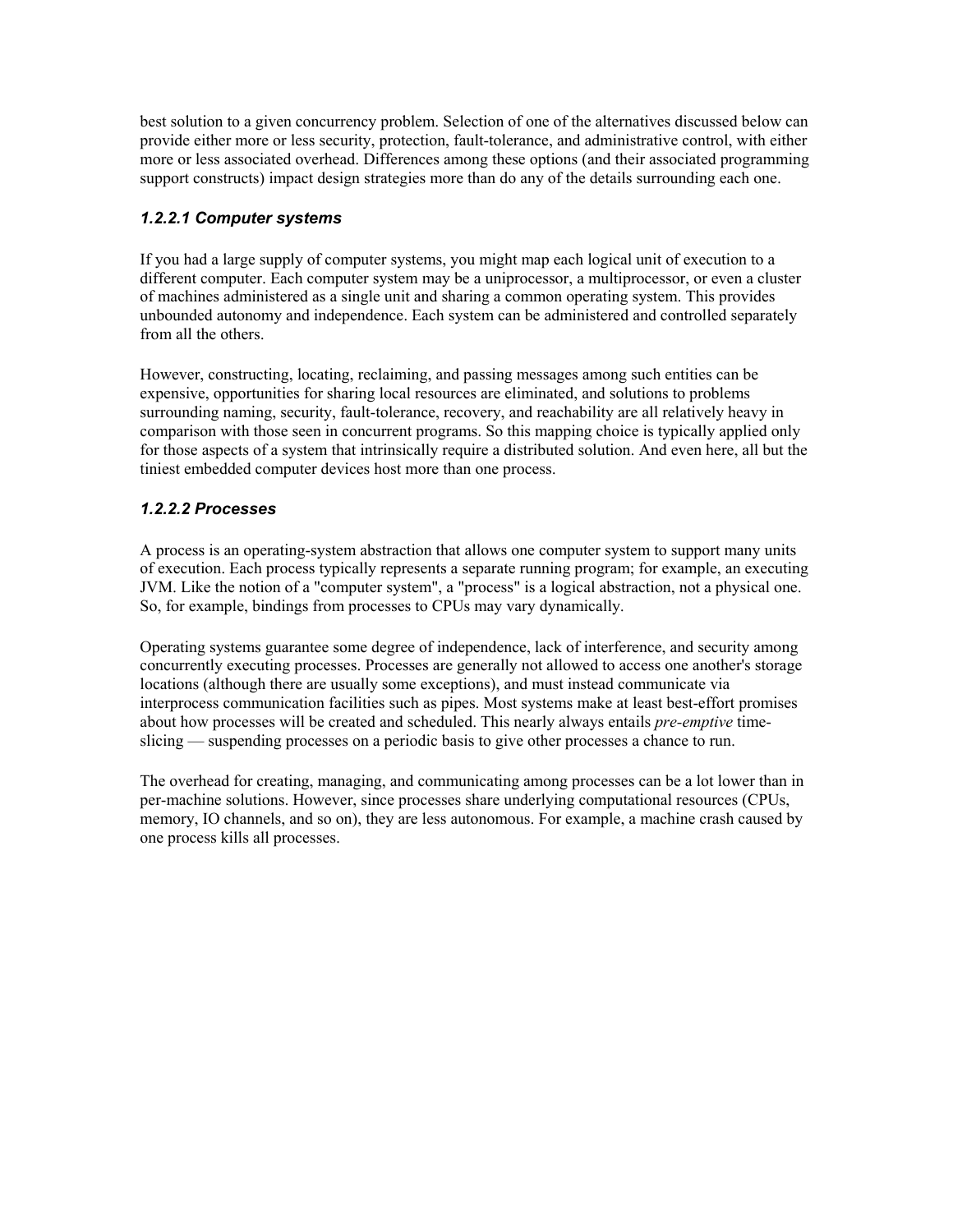best solution to a given concurrency problem. Selection of one of the alternatives discussed below can provide either more or less security, protection, fault-tolerance, and administrative control, with either more or less associated overhead. Differences among these options (and their associated programming support constructs) impact design strategies more than do any of the details surrounding each one.

### *1.2.2.1 Computer systems*

If you had a large supply of computer systems, you might map each logical unit of execution to a different computer. Each computer system may be a uniprocessor, a multiprocessor, or even a cluster of machines administered as a single unit and sharing a common operating system. This provides unbounded autonomy and independence. Each system can be administered and controlled separately from all the others.

However, constructing, locating, reclaiming, and passing messages among such entities can be expensive, opportunities for sharing local resources are eliminated, and solutions to problems surrounding naming, security, fault-tolerance, recovery, and reachability are all relatively heavy in comparison with those seen in concurrent programs. So this mapping choice is typically applied only for those aspects of a system that intrinsically require a distributed solution. And even here, all but the tiniest embedded computer devices host more than one process.

### *1.2.2.2 Processes*

A process is an operating-system abstraction that allows one computer system to support many units of execution. Each process typically represents a separate running program; for example, an executing JVM. Like the notion of a "computer system", a "process" is a logical abstraction, not a physical one. So, for example, bindings from processes to CPUs may vary dynamically.

Operating systems guarantee some degree of independence, lack of interference, and security among concurrently executing processes. Processes are generally not allowed to access one another's storage locations (although there are usually some exceptions), and must instead communicate via interprocess communication facilities such as pipes. Most systems make at least best-effort promises about how processes will be created and scheduled. This nearly always entails *pre-emptive* time-slicing — suspending processes on a periodic basis to give other processes a chance to run.

The overhead for creating, managing, and communicating among processes can be a lot lower than in per-machine solutions. However, since processes share underlying computational resources (CPUs, memory, IO channels, and so on), they are less autonomous. For example, a machine crash caused by one process kills all processes.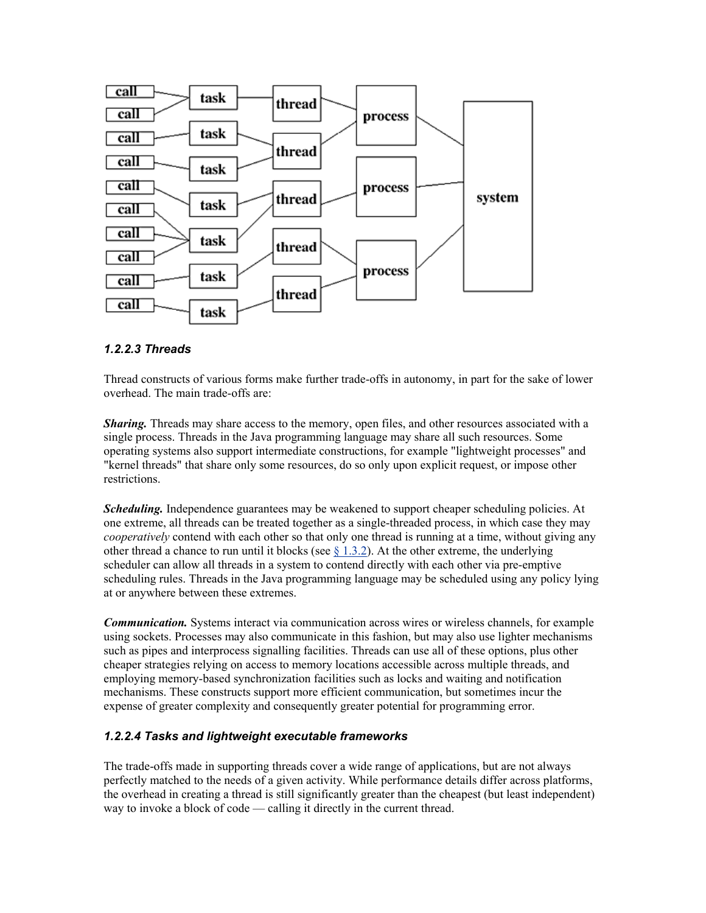call
call
call
call
call
call
call
call
call
call

task
task
task
task
task
task
task

thread
thread
thread
thread
thread

process
process
process

system

### *1.2.2.3 Threads*

Thread constructs of various forms make further trade-offs in autonomy, in part for the sake of lower overhead. The main trade-offs are:

***Sharing.*** Threads may share access to the memory, open files, and other resources associated with a single process. Threads in the Java programming language may share all such resources. Some operating systems also support intermediate constructions, for example "lightweight processes" and "kernel threads" that share only some resources, do so only upon explicit request, or impose other restrictions.

***Scheduling.*** Independence guarantees may be weakened to support cheaper scheduling policies. At one extreme, all threads can be treated together as a single-threaded process, in which case they may *cooperatively* contend with each other so that only one thread is running at a time, without giving any other thread a chance to run until it blocks (see § 1.3.2). At the other extreme, the underlying scheduler can allow all threads in a system to contend directly with each other via pre-emptive scheduling rules. Threads in the Java programming language may be scheduled using any policy lying at or anywhere between these extremes.

***Communication.*** Systems interact via communication across wires or wireless channels, for example using sockets. Processes may also communicate in this fashion, but may also use lighter mechanisms such as pipes and interprocess signalling facilities. Threads can use all of these options, plus other cheaper strategies relying on access to memory locations accessible across multiple threads, and employing memory-based synchronization facilities such as locks and waiting and notification mechanisms. These constructs support more efficient communication, but sometimes incur the expense of greater complexity and consequently greater potential for programming error.

### *1.2.2.4 Tasks and lightweight executable frameworks*

The trade-offs made in supporting threads cover a wide range of applications, but are not always perfectly matched to the needs of a given activity. While performance details differ across platforms, the overhead in creating a thread is still significantly greater than the cheapest (but least independent) way to invoke a block of code — calling it directly in the current thread.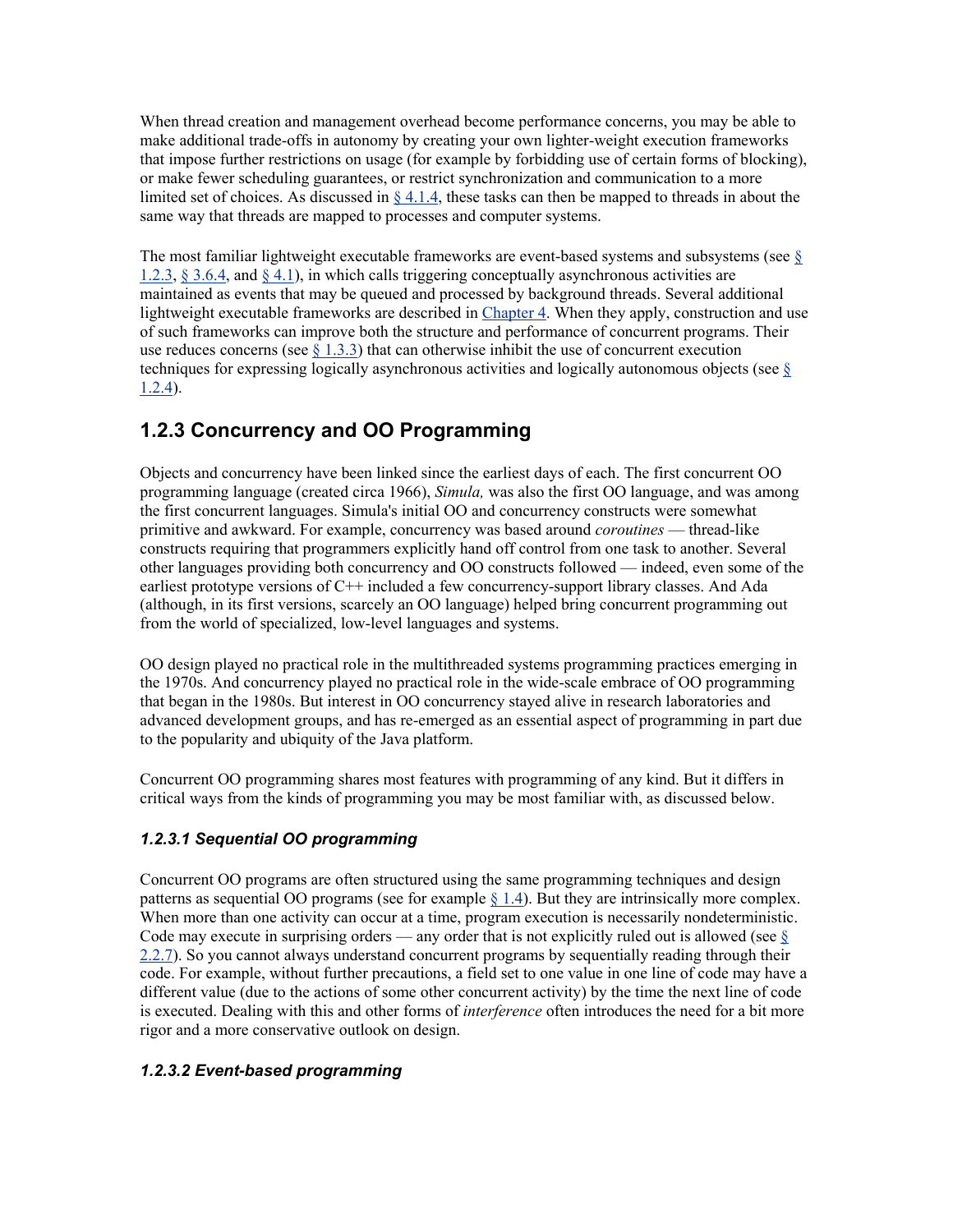When thread creation and management overhead become performance concerns, you may be able to make additional trade-offs in autonomy by creating your own lighter-weight execution frameworks that impose further restrictions on usage (for example by forbidding use of certain forms of blocking), or make fewer scheduling guarantees, or restrict synchronization and communication to a more limited set of choices. As discussed in § 4.1.4, these tasks can then be mapped to threads in about the same way that threads are mapped to processes and computer systems.

The most familiar lightweight executable frameworks are event-based systems and subsystems (see § 1.2.3, § 3.6.4, and § 4.1), in which calls triggering conceptually asynchronous activities are maintained as events that may be queued and processed by background threads. Several additional lightweight executable frameworks are described in Chapter 4. When they apply, construction and use of such frameworks can improve both the structure and performance of concurrent programs. Their use reduces concerns (see § 1.3.3) that can otherwise inhibit the use of concurrent execution techniques for expressing logically asynchronous activities and logically autonomous objects (see § 1.2.4).

## 1.2.3 Concurrency and OO Programming

Objects and concurrency have been linked since the earliest days of each. The first concurrent OO programming language (created circa 1966), *Simula,* was also the first OO language, and was among the first concurrent languages. Simula's initial OO and concurrency constructs were somewhat primitive and awkward. For example, concurrency was based around *coroutines* — thread-like constructs requiring that programmers explicitly hand off control from one task to another. Several other languages providing both concurrency and OO constructs followed — indeed, even some of the earliest prototype versions of C++ included a few concurrency-support library classes. And Ada (although, in its first versions, scarcely an OO language) helped bring concurrent programming out from the world of specialized, low-level languages and systems.

OO design played no practical role in the multithreaded systems programming practices emerging in the 1970s. And concurrency played no practical role in the wide-scale embrace of OO programming that began in the 1980s. But interest in OO concurrency stayed alive in research laboratories and advanced development groups, and has re-emerged as an essential aspect of programming in part due to the popularity and ubiquity of the Java platform.

Concurrent OO programming shares most features with programming of any kind. But it differs in critical ways from the kinds of programming you may be most familiar with, as discussed below.

### *1.2.3.1 Sequential OO programming*

Concurrent OO programs are often structured using the same programming techniques and design patterns as sequential OO programs (see for example § 1.4). But they are intrinsically more complex. When more than one activity can occur at a time, program execution is necessarily nondeterministic. Code may execute in surprising orders — any order that is not explicitly ruled out is allowed (see § 2.2.7). So you cannot always understand concurrent programs by sequentially reading through their code. For example, without further precautions, a field set to one value in one line of code may have a different value (due to the actions of some other concurrent activity) by the time the next line of code is executed. Dealing with this and other forms of *interference* often introduces the need for a bit more rigor and a more conservative outlook on design.

### *1.2.3.2 Event-based programming*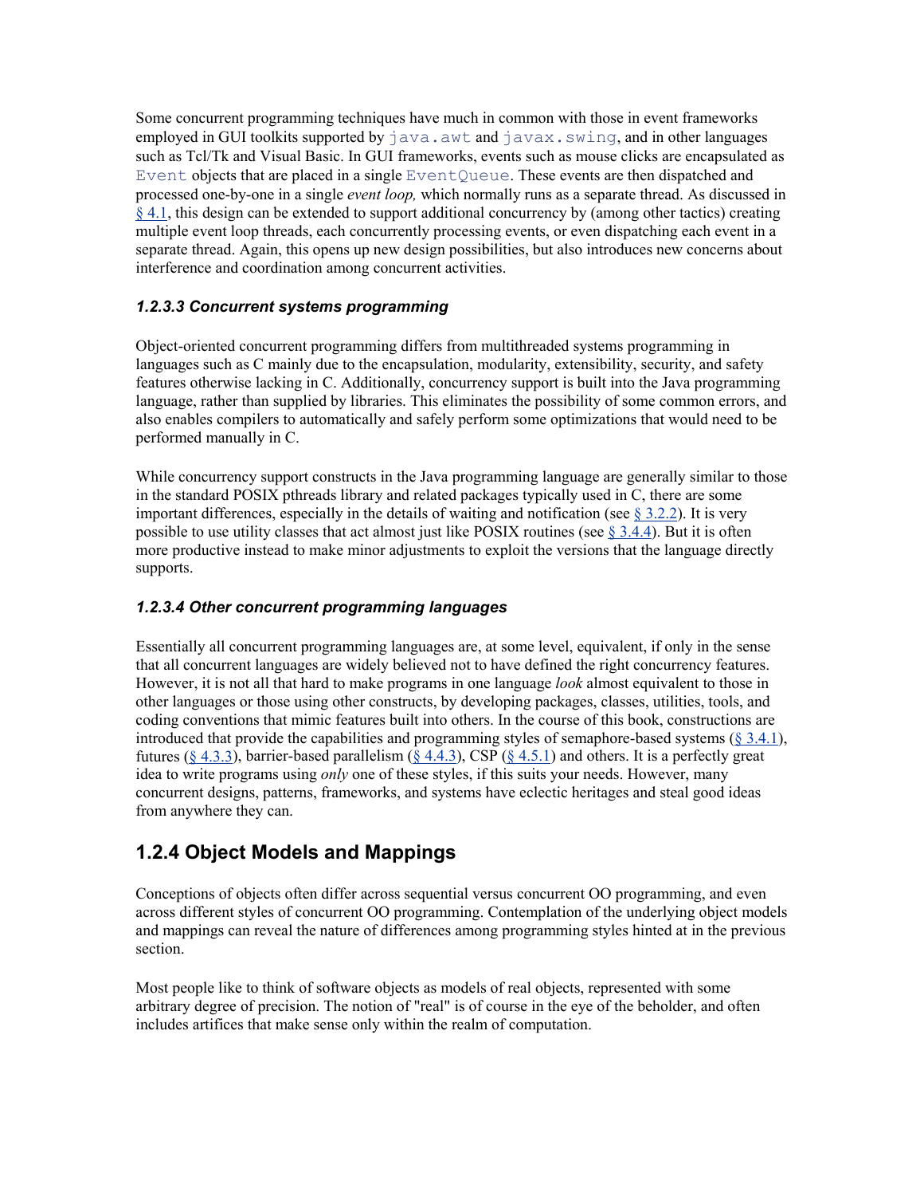Some concurrent programming techniques have much in common with those in event frameworks employed in GUI toolkits supported by `java.awt` and `javax.swing`, and in other languages such as Tcl/Tk and Visual Basic. In GUI frameworks, events such as mouse clicks are encapsulated as `Event` objects that are placed in a single `EventQueue`. These events are then dispatched and processed one-by-one in a single *event loop,* which normally runs as a separate thread. As discussed in § 4.1, this design can be extended to support additional concurrency by (among other tactics) creating multiple event loop threads, each concurrently processing events, or even dispatching each event in a separate thread. Again, this opens up new design possibilities, but also introduces new concerns about interference and coordination among concurrent activities.

#### *1.2.3.3 Concurrent systems programming*

Object-oriented concurrent programming differs from multithreaded systems programming in languages such as C mainly due to the encapsulation, modularity, extensibility, security, and safety features otherwise lacking in C. Additionally, concurrency support is built into the Java programming language, rather than supplied by libraries. This eliminates the possibility of some common errors, and also enables compilers to automatically and safely perform some optimizations that would need to be performed manually in C.

While concurrency support constructs in the Java programming language are generally similar to those in the standard POSIX pthreads library and related packages typically used in C, there are some important differences, especially in the details of waiting and notification (see § 3.2.2). It is very possible to use utility classes that act almost just like POSIX routines (see § 3.4.4). But it is often more productive instead to make minor adjustments to exploit the versions that the language directly supports.

#### *1.2.3.4 Other concurrent programming languages*

Essentially all concurrent programming languages are, at some level, equivalent, if only in the sense that all concurrent languages are widely believed not to have defined the right concurrency features. However, it is not all that hard to make programs in one language *look* almost equivalent to those in other languages or those using other constructs, by developing packages, classes, utilities, tools, and coding conventions that mimic features built into others. In the course of this book, constructions are introduced that provide the capabilities and programming styles of semaphore-based systems (§ 3.4.1), futures (§ 4.3.3), barrier-based parallelism (§ 4.4.3), CSP (§ 4.5.1) and others. It is a perfectly great idea to write programs using *only* one of these styles, if this suits your needs. However, many concurrent designs, patterns, frameworks, and systems have eclectic heritages and steal good ideas from anywhere they can.

## 1.2.4 Object Models and Mappings

Conceptions of objects often differ across sequential versus concurrent OO programming, and even across different styles of concurrent OO programming. Contemplation of the underlying object models and mappings can reveal the nature of differences among programming styles hinted at in the previous section.

Most people like to think of software objects as models of real objects, represented with some arbitrary degree of precision. The notion of "real" is of course in the eye of the beholder, and often includes artifices that make sense only within the realm of computation.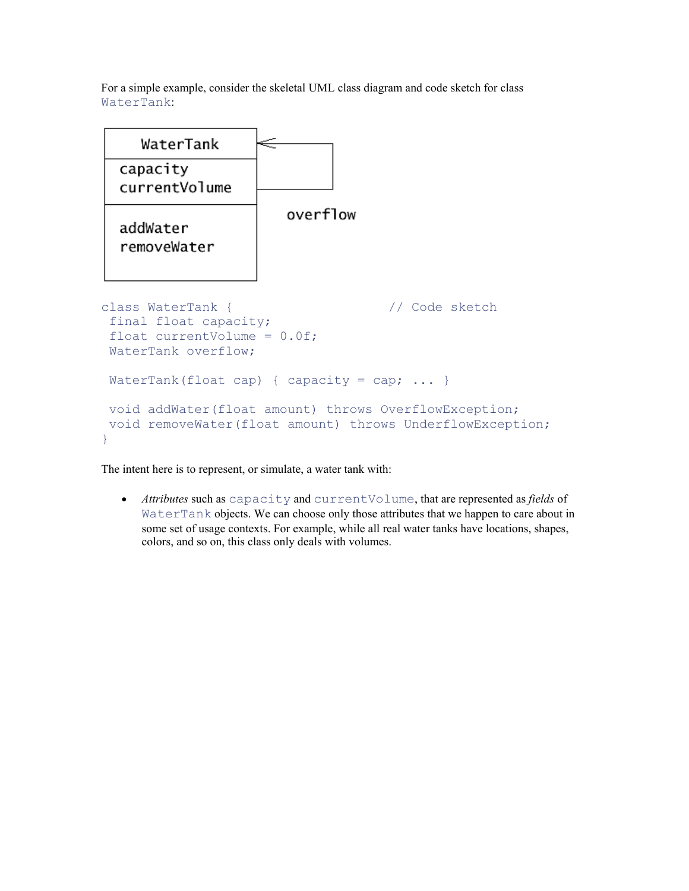For a simple example, consider the skeletal UML class diagram and code sketch for class `WaterTank`:

```
class WaterTank {                    // Code sketch
 final float capacity;
 float currentVolume = 0.0f;
 WaterTank overflow;

 WaterTank(float cap) { capacity = cap; ... }

 void addWater(float amount) throws OverflowException;
 void removeWater(float amount) throws UnderflowException;
}
```

The intent here is to represent, or simulate, a water tank with:

- *Attributes* such as `capacity` and `currentVolume`, that are represented as *fields* of `WaterTank` objects. We can choose only those attributes that we happen to care about in some set of usage contexts. For example, while all real water tanks have locations, shapes, colors, and so on, this class only deals with volumes.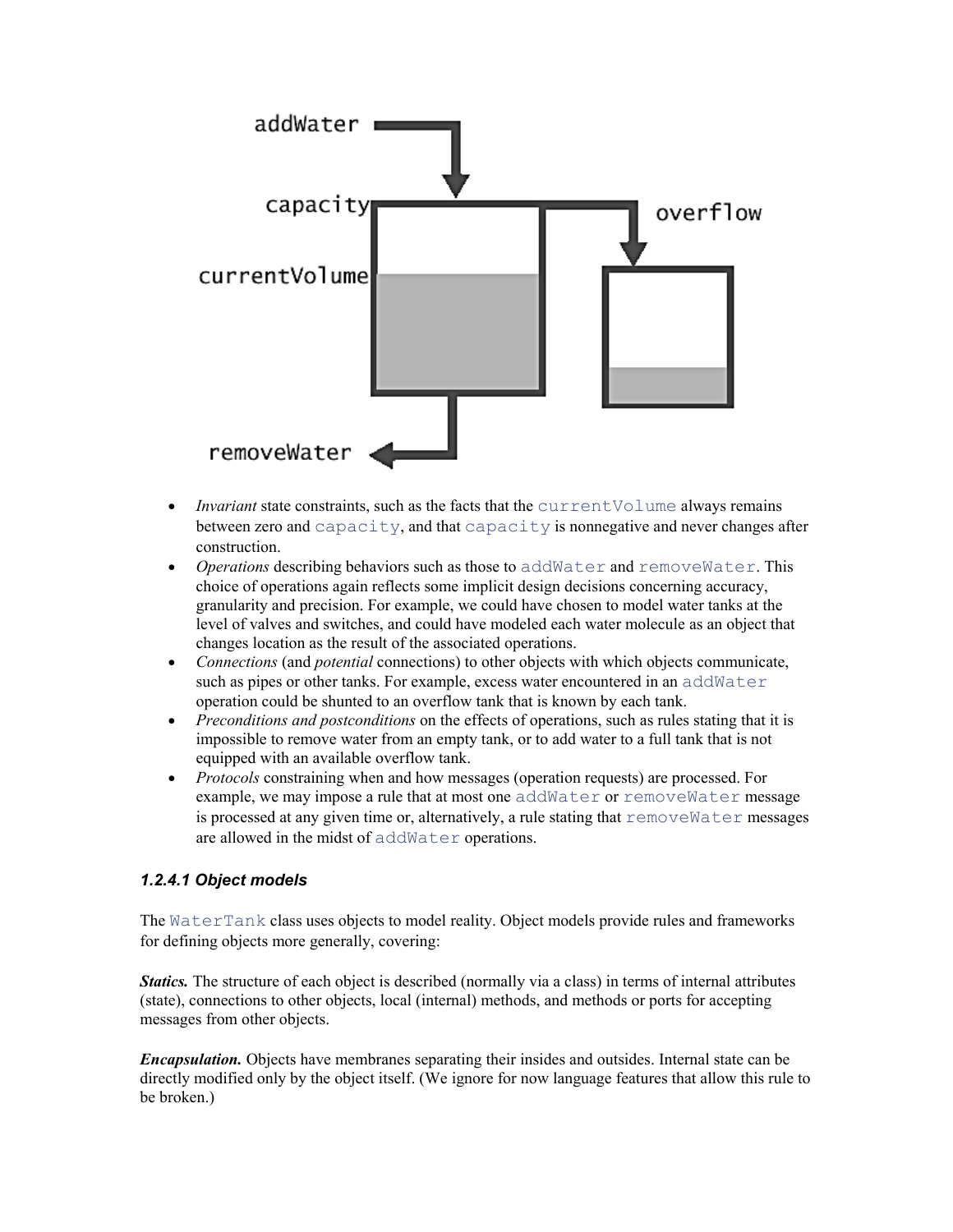addWater

capacity

overflow

currentVolume

removeWater

- *Invariant* state constraints, such as the facts that the `currentVolume` always remains between zero and `capacity`, and that `capacity` is nonnegative and never changes after construction.
- *Operations* describing behaviors such as those to `addWater` and `removeWater`. This choice of operations again reflects some implicit design decisions concerning accuracy, granularity and precision. For example, we could have chosen to model water tanks at the level of valves and switches, and could have modeled each water molecule as an object that changes location as the result of the associated operations.
- *Connections* (and *potential* connections) to other objects with which objects communicate, such as pipes or other tanks. For example, excess water encountered in an `addWater` operation could be shunted to an overflow tank that is known by each tank.
- *Preconditions and postconditions* on the effects of operations, such as rules stating that it is impossible to remove water from an empty tank, or to add water to a full tank that is not equipped with an available overflow tank.
- *Protocols* constraining when and how messages (operation requests) are processed. For example, we may impose a rule that at most one `addWater` or `removeWater` message is processed at any given time or, alternatively, a rule stating that `removeWater` messages are allowed in the midst of `addWater` operations.

#### 1.2.4.1 Object models

The `WaterTank` class uses objects to model reality. Object models provide rules and frameworks for defining objects more generally, covering:

***Statics.*** The structure of each object is described (normally via a class) in terms of internal attributes (state), connections to other objects, local (internal) methods, and methods or ports for accepting messages from other objects.

***Encapsulation.*** Objects have membranes separating their insides and outsides. Internal state can be directly modified only by the object itself. (We ignore for now language features that allow this rule to be broken.)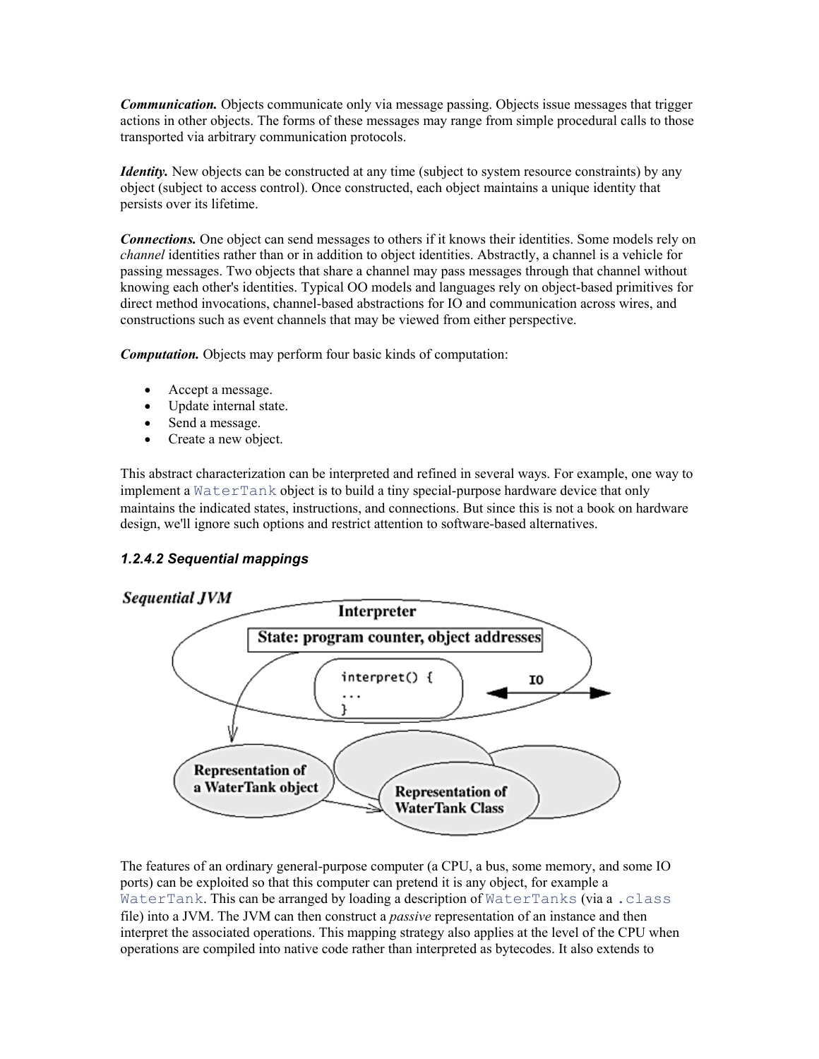***Communication.*** Objects communicate only via message passing. Objects issue messages that trigger actions in other objects. The forms of these messages may range from simple procedural calls to those transported via arbitrary communication protocols.

***Identity.*** New objects can be constructed at any time (subject to system resource constraints) by any object (subject to access control). Once constructed, each object maintains a unique identity that persists over its lifetime.

***Connections.*** One object can send messages to others if it knows their identities. Some models rely on *channel* identities rather than or in addition to object identities. Abstractly, a channel is a vehicle for passing messages. Two objects that share a channel may pass messages through that channel without knowing each other's identities. Typical OO models and languages rely on object-based primitives for direct method invocations, channel-based abstractions for IO and communication across wires, and constructions such as event channels that may be viewed from either perspective.

***Computation.*** Objects may perform four basic kinds of computation:

- Accept a message.
- Update internal state.
- Send a message.
- Create a new object.

This abstract characterization can be interpreted and refined in several ways. For example, one way to implement a `WaterTank` object is to build a tiny special-purpose hardware device that only maintains the indicated states, instructions, and connections. But since this is not a book on hardware design, we'll ignore such options and restrict attention to software-based alternatives.

### *1.2.4.2 Sequential mappings*

Sequential JVM

Interpreter

State: program counter, object addresses

```
interpret() {
...
}
```

IO

Representation of a WaterTank object

Representation of WaterTank Class

The features of an ordinary general-purpose computer (a CPU, a bus, some memory, and some IO ports) can be exploited so that this computer can pretend it is any object, for example a `WaterTank`. This can be arranged by loading a description of `WaterTanks` (via a `.class` file) into a JVM. The JVM can then construct a *passive* representation of an instance and then interpret the associated operations. This mapping strategy also applies at the level of the CPU when operations are compiled into native code rather than interpreted as bytecodes. It also extends to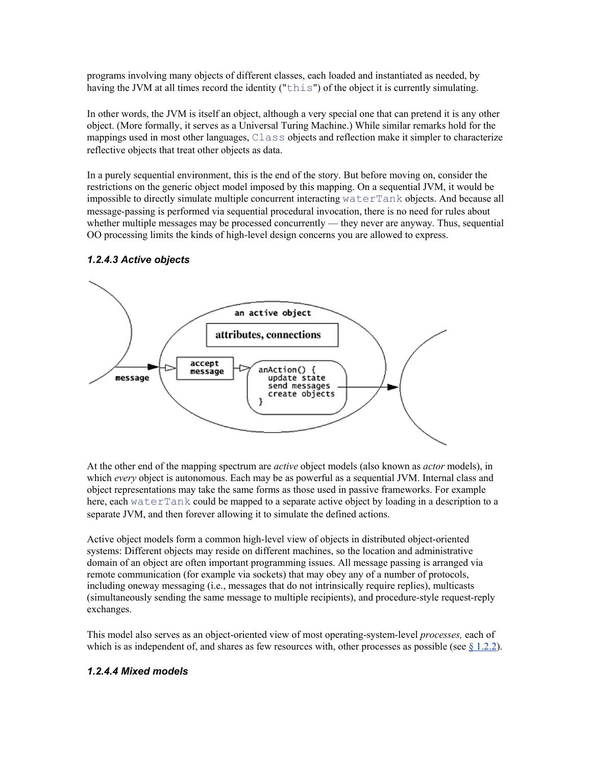programs involving many objects of different classes, each loaded and instantiated as needed, by having the JVM at all times record the identity ("`this`") of the object it is currently simulating.

In other words, the JVM is itself an object, although a very special one that can pretend it is any other object. (More formally, it serves as a Universal Turing Machine.) While similar remarks hold for the mappings used in most other languages, `Class` objects and reflection make it simpler to characterize reflective objects that treat other objects as data.

In a purely sequential environment, this is the end of the story. But before moving on, consider the restrictions on the generic object model imposed by this mapping. On a sequential JVM, it would be impossible to directly simulate multiple concurrent interacting `waterTank` objects. And because all message-passing is performed via sequential procedural invocation, there is no need for rules about whether multiple messages may be processed concurrently — they never are anyway. Thus, sequential OO processing limits the kinds of high-level design concerns you are allowed to express.

### *1.2.4.3 Active objects*

At the other end of the mapping spectrum are *active* object models (also known as *actor* models), in which *every* object is autonomous. Each may be as powerful as a sequential JVM. Internal class and object representations may take the same forms as those used in passive frameworks. For example here, each `waterTank` could be mapped to a separate active object by loading in a description to a separate JVM, and then forever allowing it to simulate the defined actions.

Active object models form a common high-level view of objects in distributed object-oriented systems: Different objects may reside on different machines, so the location and administrative domain of an object are often important programming issues. All message passing is arranged via remote communication (for example via sockets) that may obey any of a number of protocols, including oneway messaging (i.e., messages that do not intrinsically require replies), multicasts (simultaneously sending the same message to multiple recipients), and procedure-style request-reply exchanges.

This model also serves as an object-oriented view of most operating-system-level *processes,* each of which is as independent of, and shares as few resources with, other processes as possible (see § 1.2.2).

### *1.2.4.4 Mixed models*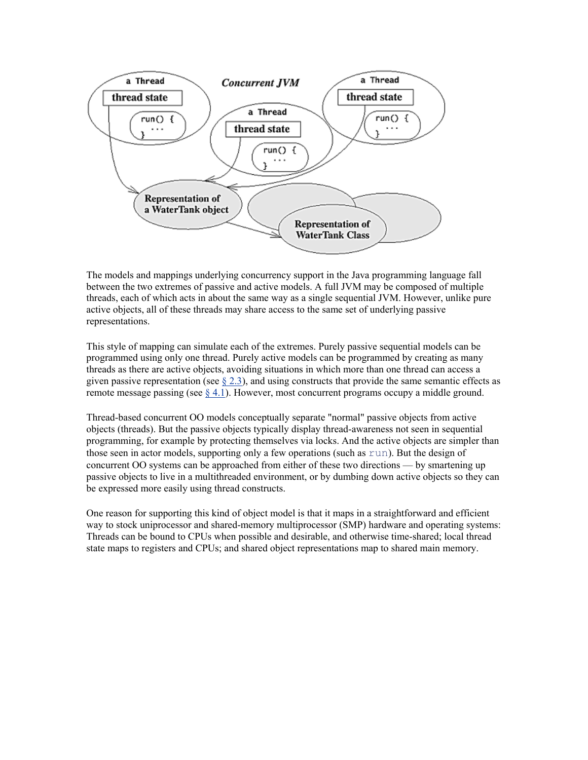The models and mappings underlying concurrency support in the Java programming language fall between the two extremes of passive and active models. A full JVM may be composed of multiple threads, each of which acts in about the same way as a single sequential JVM. However, unlike pure active objects, all of these threads may share access to the same set of underlying passive representations.

This style of mapping can simulate each of the extremes. Purely passive sequential models can be programmed using only one thread. Purely active models can be programmed by creating as many threads as there are active objects, avoiding situations in which more than one thread can access a given passive representation (see § 2.3), and using constructs that provide the same semantic effects as remote message passing (see § 4.1). However, most concurrent programs occupy a middle ground.

Thread-based concurrent OO models conceptually separate "normal" passive objects from active objects (threads). But the passive objects typically display thread-awareness not seen in sequential programming, for example by protecting themselves via locks. And the active objects are simpler than those seen in actor models, supporting only a few operations (such as `run`). But the design of concurrent OO systems can be approached from either of these two directions — by smartening up passive objects to live in a multithreaded environment, or by dumbing down active objects so they can be expressed more easily using thread constructs.

One reason for supporting this kind of object model is that it maps in a straightforward and efficient way to stock uniprocessor and shared-memory multiprocessor (SMP) hardware and operating systems: Threads can be bound to CPUs when possible and desirable, and otherwise time-shared; local thread state maps to registers and CPUs; and shared object representations map to shared main memory.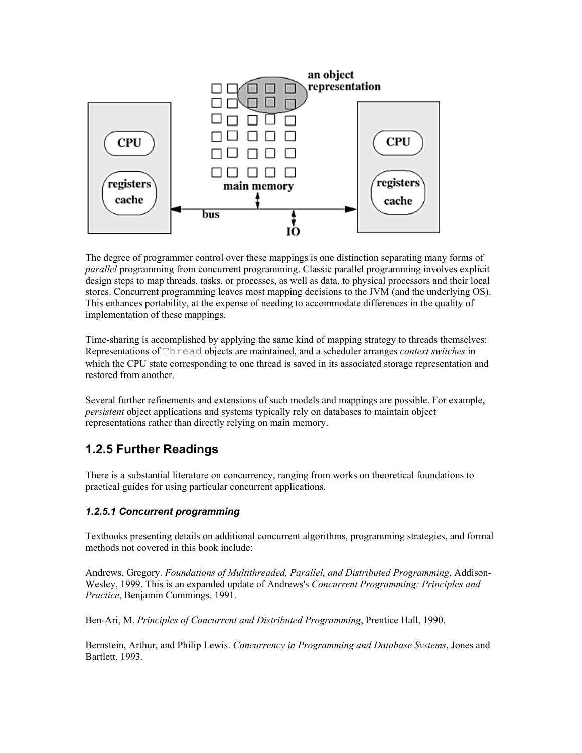The degree of programmer control over these mappings is one distinction separating many forms of *parallel* programming from concurrent programming. Classic parallel programming involves explicit design steps to map threads, tasks, or processes, as well as data, to physical processors and their local stores. Concurrent programming leaves most mapping decisions to the JVM (and the underlying OS). This enhances portability, at the expense of needing to accommodate differences in the quality of implementation of these mappings.

Time-sharing is accomplished by applying the same kind of mapping strategy to threads themselves: Representations of `Thread` objects are maintained, and a scheduler arranges *context switches* in which the CPU state corresponding to one thread is saved in its associated storage representation and restored from another.

Several further refinements and extensions of such models and mappings are possible. For example, *persistent* object applications and systems typically rely on databases to maintain object representations rather than directly relying on main memory.

## 1.2.5 Further Readings

There is a substantial literature on concurrency, ranging from works on theoretical foundations to practical guides for using particular concurrent applications.

### *1.2.5.1 Concurrent programming*

Textbooks presenting details on additional concurrent algorithms, programming strategies, and formal methods not covered in this book include:

Andrews, Gregory. *Foundations of Multithreaded, Parallel, and Distributed Programming*, Addison-Wesley, 1999. This is an expanded update of Andrews's *Concurrent Programming: Principles and Practice*, Benjamin Cummings, 1991.

Ben-Ari, M. *Principles of Concurrent and Distributed Programming*, Prentice Hall, 1990.

Bernstein, Arthur, and Philip Lewis. *Concurrency in Programming and Database Systems*, Jones and Bartlett, 1993.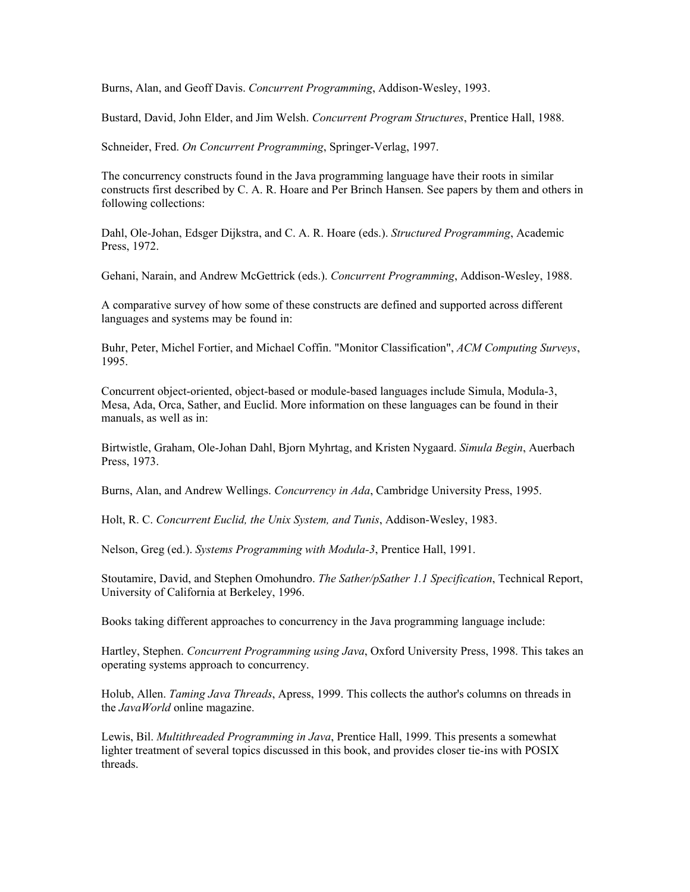Burns, Alan, and Geoff Davis. *Concurrent Programming*, Addison-Wesley, 1993.

Bustard, David, John Elder, and Jim Welsh. *Concurrent Program Structures*, Prentice Hall, 1988.

Schneider, Fred. *On Concurrent Programming*, Springer-Verlag, 1997.

The concurrency constructs found in the Java programming language have their roots in similar constructs first described by C. A. R. Hoare and Per Brinch Hansen. See papers by them and others in following collections:

Dahl, Ole-Johan, Edsger Dijkstra, and C. A. R. Hoare (eds.). *Structured Programming*, Academic Press, 1972.

Gehani, Narain, and Andrew McGettrick (eds.). *Concurrent Programming*, Addison-Wesley, 1988.

A comparative survey of how some of these constructs are defined and supported across different languages and systems may be found in:

Buhr, Peter, Michel Fortier, and Michael Coffin. "Monitor Classification", *ACM Computing Surveys*, 1995.

Concurrent object-oriented, object-based or module-based languages include Simula, Modula-3, Mesa, Ada, Orca, Sather, and Euclid. More information on these languages can be found in their manuals, as well as in:

Birtwistle, Graham, Ole-Johan Dahl, Bjorn Myhrtag, and Kristen Nygaard. *Simula Begin*, Auerbach Press, 1973.

Burns, Alan, and Andrew Wellings. *Concurrency in Ada*, Cambridge University Press, 1995.

Holt, R. C. *Concurrent Euclid, the Unix System, and Tunis*, Addison-Wesley, 1983.

Nelson, Greg (ed.). *Systems Programming with Modula-3*, Prentice Hall, 1991.

Stoutamire, David, and Stephen Omohundro. *The Sather/pSather 1.1 Specification*, Technical Report, University of California at Berkeley, 1996.

Books taking different approaches to concurrency in the Java programming language include:

Hartley, Stephen. *Concurrent Programming using Java*, Oxford University Press, 1998. This takes an operating systems approach to concurrency.

Holub, Allen. *Taming Java Threads*, Apress, 1999. This collects the author's columns on threads in the *JavaWorld* online magazine.

Lewis, Bil. *Multithreaded Programming in Java*, Prentice Hall, 1999. This presents a somewhat lighter treatment of several topics discussed in this book, and provides closer tie-ins with POSIX threads.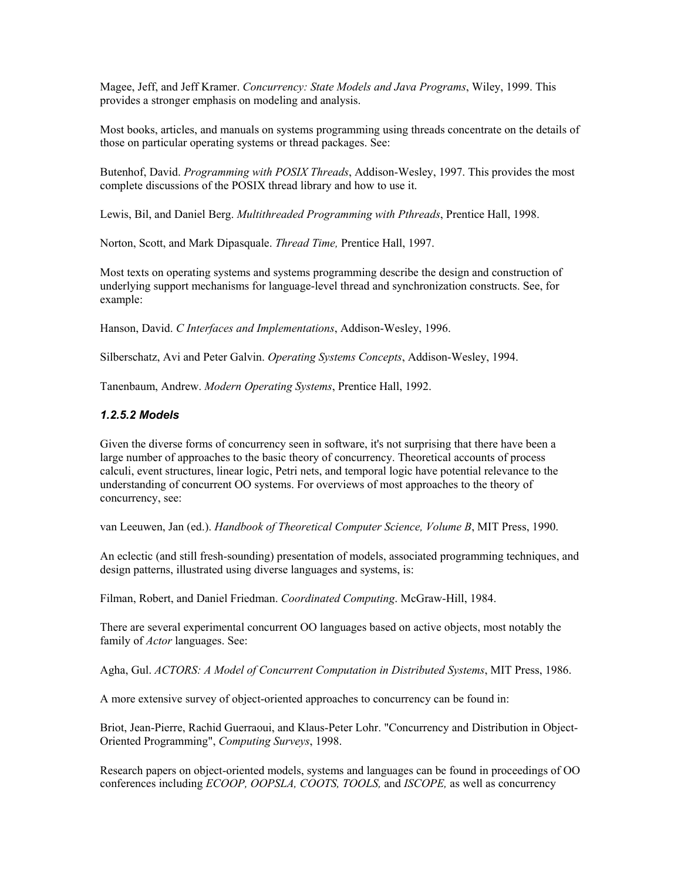Magee, Jeff, and Jeff Kramer. *Concurrency: State Models and Java Programs*, Wiley, 1999. This provides a stronger emphasis on modeling and analysis.

Most books, articles, and manuals on systems programming using threads concentrate on the details of those on particular operating systems or thread packages. See:

Butenhof, David. *Programming with POSIX Threads*, Addison-Wesley, 1997. This provides the most complete discussions of the POSIX thread library and how to use it.

Lewis, Bil, and Daniel Berg. *Multithreaded Programming with Pthreads*, Prentice Hall, 1998.

Norton, Scott, and Mark Dipasquale. *Thread Time,* Prentice Hall, 1997.

Most texts on operating systems and systems programming describe the design and construction of underlying support mechanisms for language-level thread and synchronization constructs. See, for example:

Hanson, David. *C Interfaces and Implementations*, Addison-Wesley, 1996.

Silberschatz, Avi and Peter Galvin. *Operating Systems Concepts*, Addison-Wesley, 1994.

Tanenbaum, Andrew. *Modern Operating Systems*, Prentice Hall, 1992.

#### *1.2.5.2 Models*

Given the diverse forms of concurrency seen in software, it's not surprising that there have been a large number of approaches to the basic theory of concurrency. Theoretical accounts of process calculi, event structures, linear logic, Petri nets, and temporal logic have potential relevance to the understanding of concurrent OO systems. For overviews of most approaches to the theory of concurrency, see:

van Leeuwen, Jan (ed.). *Handbook of Theoretical Computer Science, Volume B*, MIT Press, 1990.

An eclectic (and still fresh-sounding) presentation of models, associated programming techniques, and design patterns, illustrated using diverse languages and systems, is:

Filman, Robert, and Daniel Friedman. *Coordinated Computing*. McGraw-Hill, 1984.

There are several experimental concurrent OO languages based on active objects, most notably the family of *Actor* languages. See:

Agha, Gul. *ACTORS: A Model of Concurrent Computation in Distributed Systems*, MIT Press, 1986.

A more extensive survey of object-oriented approaches to concurrency can be found in:

Briot, Jean-Pierre, Rachid Guerraoui, and Klaus-Peter Lohr. "Concurrency and Distribution in Object-Oriented Programming", *Computing Surveys*, 1998.

Research papers on object-oriented models, systems and languages can be found in proceedings of OO conferences including *ECOOP, OOPSLA, COOTS, TOOLS,* and *ISCOPE,* as well as concurrency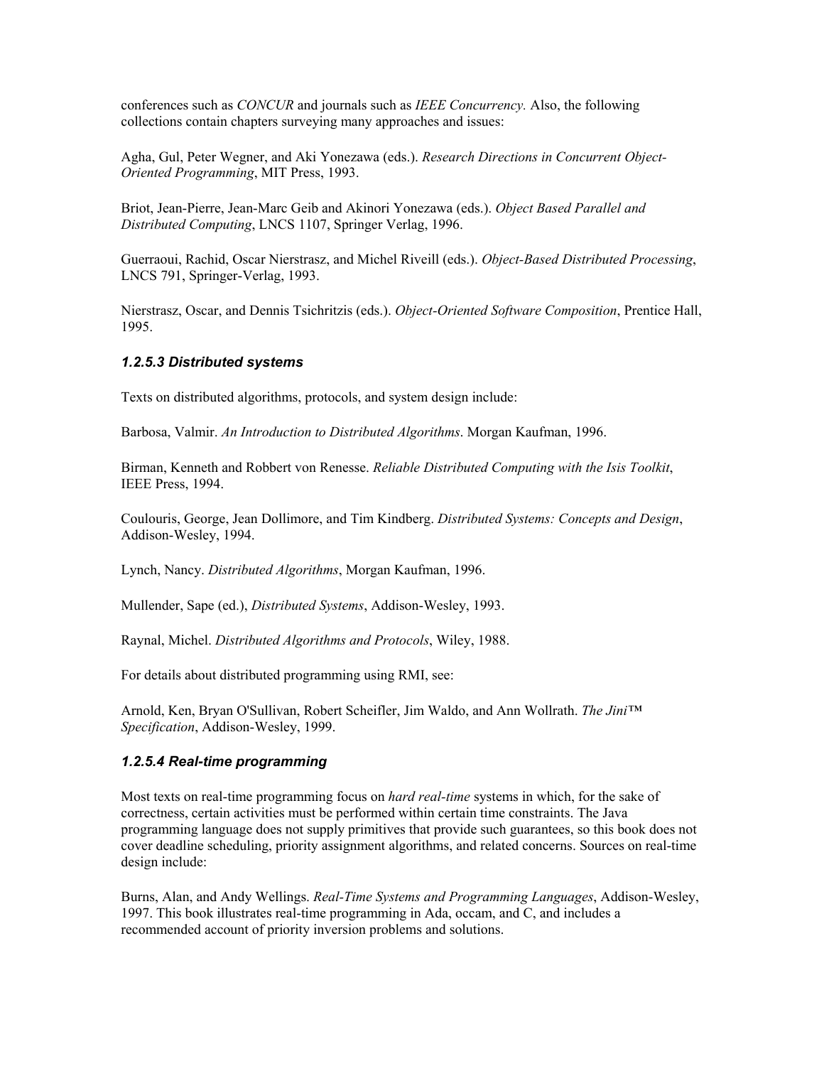conferences such as *CONCUR* and journals such as *IEEE Concurrency.* Also, the following collections contain chapters surveying many approaches and issues:

Agha, Gul, Peter Wegner, and Aki Yonezawa (eds.). *Research Directions in Concurrent Object-Oriented Programming*, MIT Press, 1993.

Briot, Jean-Pierre, Jean-Marc Geib and Akinori Yonezawa (eds.). *Object Based Parallel and Distributed Computing*, LNCS 1107, Springer Verlag, 1996.

Guerraoui, Rachid, Oscar Nierstrasz, and Michel Riveill (eds.). *Object-Based Distributed Processing*, LNCS 791, Springer-Verlag, 1993.

Nierstrasz, Oscar, and Dennis Tsichritzis (eds.). *Object-Oriented Software Composition*, Prentice Hall, 1995.

### *1.2.5.3 Distributed systems*

Texts on distributed algorithms, protocols, and system design include:

Barbosa, Valmir. *An Introduction to Distributed Algorithms*. Morgan Kaufman, 1996.

Birman, Kenneth and Robbert von Renesse. *Reliable Distributed Computing with the Isis Toolkit*, IEEE Press, 1994.

Coulouris, George, Jean Dollimore, and Tim Kindberg. *Distributed Systems: Concepts and Design*, Addison-Wesley, 1994.

Lynch, Nancy. *Distributed Algorithms*, Morgan Kaufman, 1996.

Mullender, Sape (ed.), *Distributed Systems*, Addison-Wesley, 1993.

Raynal, Michel. *Distributed Algorithms and Protocols*, Wiley, 1988.

For details about distributed programming using RMI, see:

Arnold, Ken, Bryan O'Sullivan, Robert Scheifler, Jim Waldo, and Ann Wollrath. *The Jini™ Specification*, Addison-Wesley, 1999.

### *1.2.5.4 Real-time programming*

Most texts on real-time programming focus on *hard real-time* systems in which, for the sake of correctness, certain activities must be performed within certain time constraints. The Java programming language does not supply primitives that provide such guarantees, so this book does not cover deadline scheduling, priority assignment algorithms, and related concerns. Sources on real-time design include:

Burns, Alan, and Andy Wellings. *Real-Time Systems and Programming Languages*, Addison-Wesley, 1997. This book illustrates real-time programming in Ada, occam, and C, and includes a recommended account of priority inversion problems and solutions.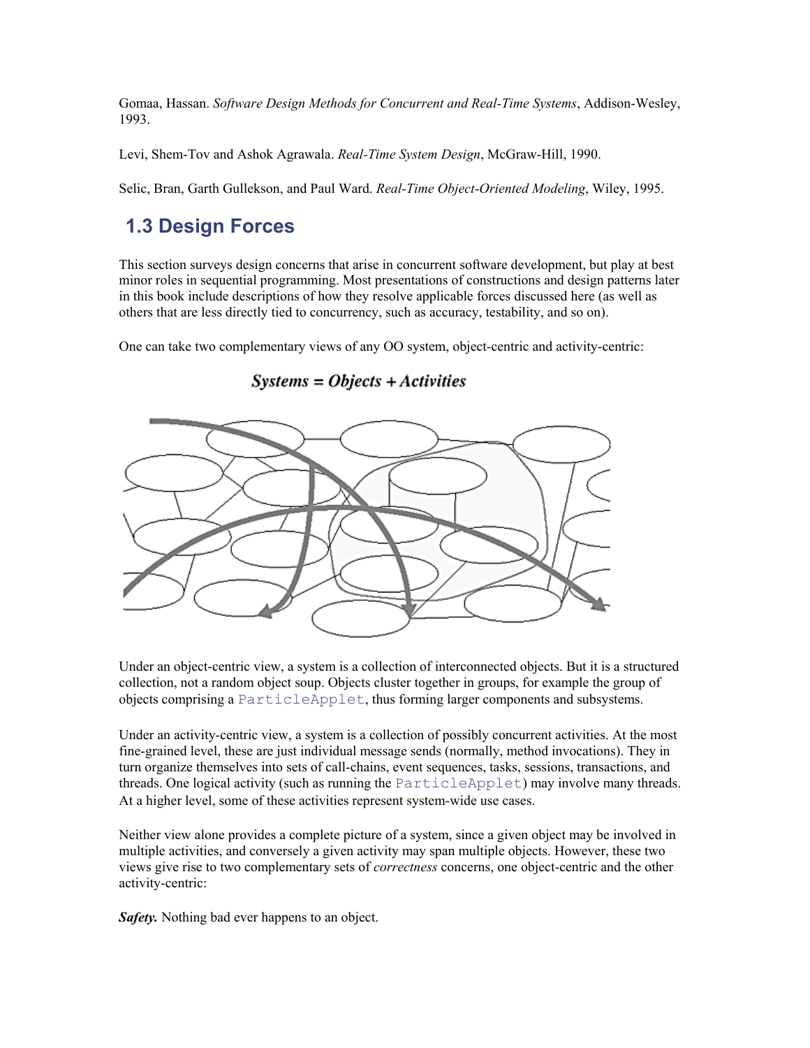Gomaa, Hassan. *Software Design Methods for Concurrent and Real-Time Systems*, Addison-Wesley, 1993.

Levi, Shem-Tov and Ashok Agrawala. *Real-Time System Design*, McGraw-Hill, 1990.

Selic, Bran, Garth Gullekson, and Paul Ward. *Real-Time Object-Oriented Modeling*, Wiley, 1995.

## 1.3 Design Forces

This section surveys design concerns that arise in concurrent software development, but play at best minor roles in sequential programming. Most presentations of constructions and design patterns later in this book include descriptions of how they resolve applicable forces discussed here (as well as others that are less directly tied to concurrency, such as accuracy, testability, and so on).

One can take two complementary views of any OO system, object-centric and activity-centric:

***Systems = Objects + Activities***

Under an object-centric view, a system is a collection of interconnected objects. But it is a structured collection, not a random object soup. Objects cluster together in groups, for example the group of objects comprising a `ParticleApplet`, thus forming larger components and subsystems.

Under an activity-centric view, a system is a collection of possibly concurrent activities. At the most fine-grained level, these are just individual message sends (normally, method invocations). They in turn organize themselves into sets of call-chains, event sequences, tasks, sessions, transactions, and threads. One logical activity (such as running the `ParticleApplet`) may involve many threads. At a higher level, some of these activities represent system-wide use cases.

Neither view alone provides a complete picture of a system, since a given object may be involved in multiple activities, and conversely a given activity may span multiple objects. However, these two views give rise to two complementary sets of *correctness* concerns, one object-centric and the other activity-centric:

***Safety.*** Nothing bad ever happens to an object.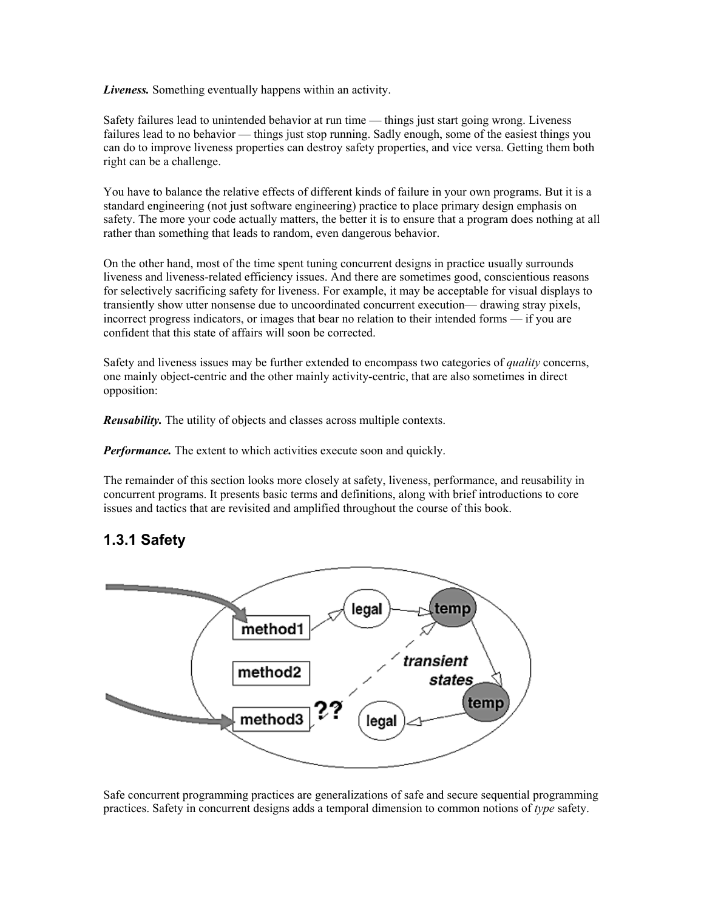*Liveness.* Something eventually happens within an activity.

Safety failures lead to unintended behavior at run time — things just start going wrong. Liveness failures lead to no behavior — things just stop running. Sadly enough, some of the easiest things you can do to improve liveness properties can destroy safety properties, and vice versa. Getting them both right can be a challenge.

You have to balance the relative effects of different kinds of failure in your own programs. But it is a standard engineering (not just software engineering) practice to place primary design emphasis on safety. The more your code actually matters, the better it is to ensure that a program does nothing at all rather than something that leads to random, even dangerous behavior.

On the other hand, most of the time spent tuning concurrent designs in practice usually surrounds liveness and liveness-related efficiency issues. And there are sometimes good, conscientious reasons for selectively sacrificing safety for liveness. For example, it may be acceptable for visual displays to transiently show utter nonsense due to uncoordinated concurrent execution— drawing stray pixels, incorrect progress indicators, or images that bear no relation to their intended forms — if you are confident that this state of affairs will soon be corrected.

Safety and liveness issues may be further extended to encompass two categories of *quality* concerns, one mainly object-centric and the other mainly activity-centric, that are also sometimes in direct opposition:

***Reusability.*** The utility of objects and classes across multiple contexts.

***Performance.*** The extent to which activities execute soon and quickly.

The remainder of this section looks more closely at safety, liveness, performance, and reusability in concurrent programs. It presents basic terms and definitions, along with brief introductions to core issues and tactics that are revisited and amplified throughout the course of this book.

## 1.3.1 Safety

Safe concurrent programming practices are generalizations of safe and secure sequential programming practices. Safety in concurrent designs adds a temporal dimension to common notions of *type* safety.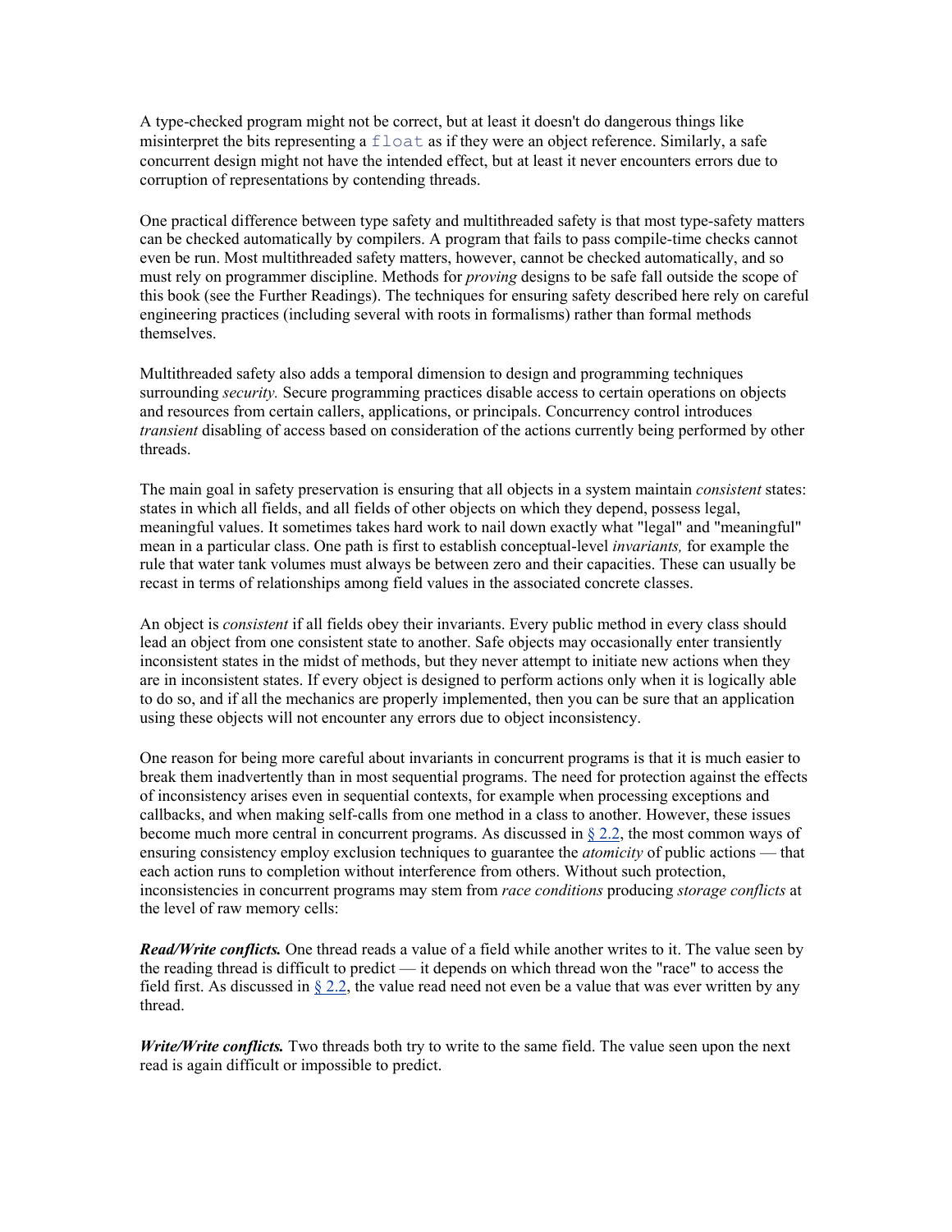A type-checked program might not be correct, but at least it doesn't do dangerous things like misinterpret the bits representing a `float` as if they were an object reference. Similarly, a safe concurrent design might not have the intended effect, but at least it never encounters errors due to corruption of representations by contending threads.

One practical difference between type safety and multithreaded safety is that most type-safety matters can be checked automatically by compilers. A program that fails to pass compile-time checks cannot even be run. Most multithreaded safety matters, however, cannot be checked automatically, and so must rely on programmer discipline. Methods for *proving* designs to be safe fall outside the scope of this book (see the Further Readings). The techniques for ensuring safety described here rely on careful engineering practices (including several with roots in formalisms) rather than formal methods themselves.

Multithreaded safety also adds a temporal dimension to design and programming techniques surrounding *security.* Secure programming practices disable access to certain operations on objects and resources from certain callers, applications, or principals. Concurrency control introduces *transient* disabling of access based on consideration of the actions currently being performed by other threads.

The main goal in safety preservation is ensuring that all objects in a system maintain *consistent* states: states in which all fields, and all fields of other objects on which they depend, possess legal, meaningful values. It sometimes takes hard work to nail down exactly what "legal" and "meaningful" mean in a particular class. One path is first to establish conceptual-level *invariants,* for example the rule that water tank volumes must always be between zero and their capacities. These can usually be recast in terms of relationships among field values in the associated concrete classes.

An object is *consistent* if all fields obey their invariants. Every public method in every class should lead an object from one consistent state to another. Safe objects may occasionally enter transiently inconsistent states in the midst of methods, but they never attempt to initiate new actions when they are in inconsistent states. If every object is designed to perform actions only when it is logically able to do so, and if all the mechanics are properly implemented, then you can be sure that an application using these objects will not encounter any errors due to object inconsistency.

One reason for being more careful about invariants in concurrent programs is that it is much easier to break them inadvertently than in most sequential programs. The need for protection against the effects of inconsistency arises even in sequential contexts, for example when processing exceptions and callbacks, and when making self-calls from one method in a class to another. However, these issues become much more central in concurrent programs. As discussed in § 2.2, the most common ways of ensuring consistency employ exclusion techniques to guarantee the *atomicity* of public actions — that each action runs to completion without interference from others. Without such protection, inconsistencies in concurrent programs may stem from *race conditions* producing *storage conflicts* at the level of raw memory cells:

***Read/Write conflicts.*** One thread reads a value of a field while another writes to it. The value seen by the reading thread is difficult to predict — it depends on which thread won the "race" to access the field first. As discussed in § 2.2, the value read need not even be a value that was ever written by any thread.

***Write/Write conflicts.*** Two threads both try to write to the same field. The value seen upon the next read is again difficult or impossible to predict.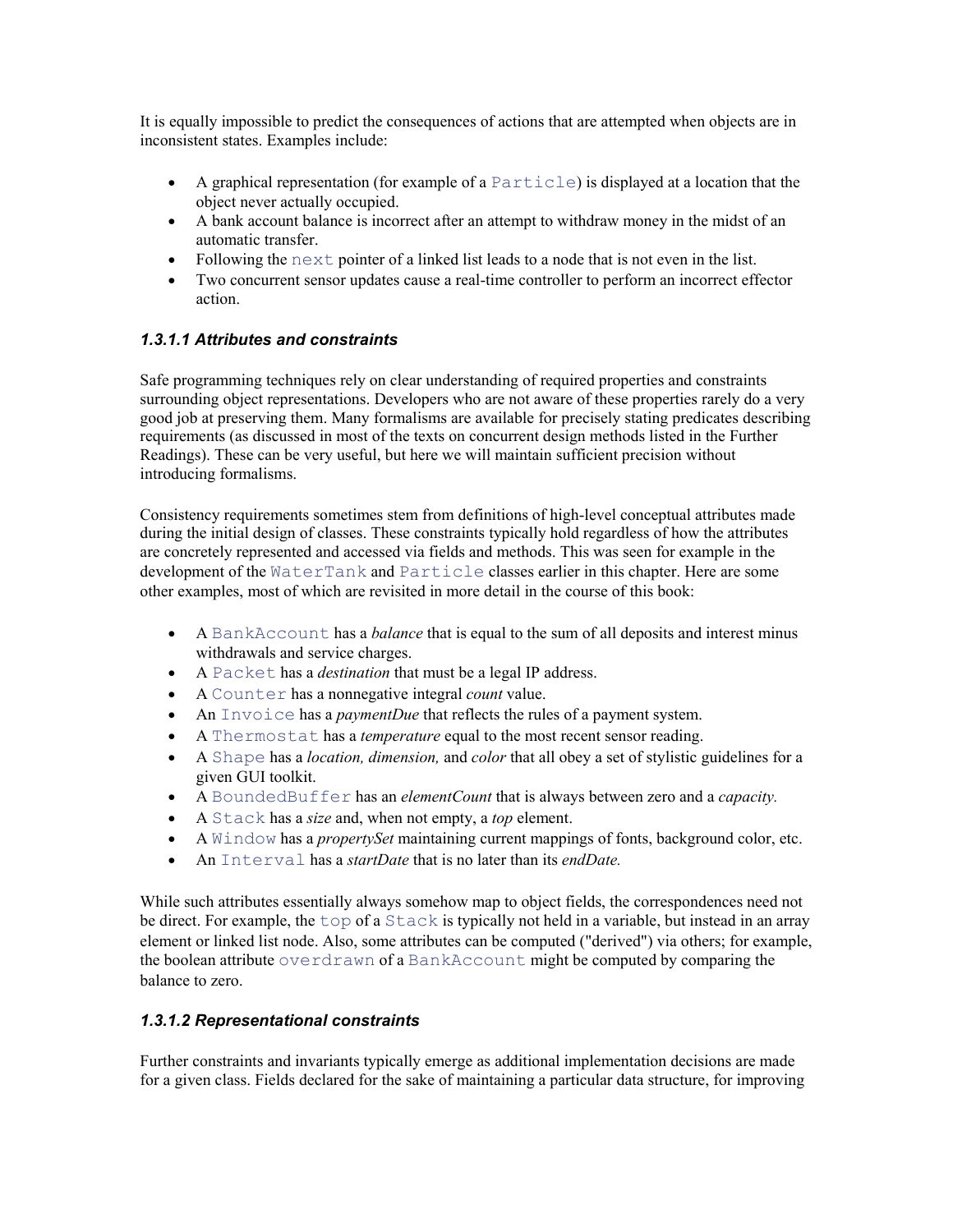It is equally impossible to predict the consequences of actions that are attempted when objects are in inconsistent states. Examples include:

- A graphical representation (for example of a `Particle`) is displayed at a location that the object never actually occupied.
- A bank account balance is incorrect after an attempt to withdraw money in the midst of an automatic transfer.
- Following the `next` pointer of a linked list leads to a node that is not even in the list.
- Two concurrent sensor updates cause a real-time controller to perform an incorrect effector action.

### 1.3.1.1 Attributes and constraints

Safe programming techniques rely on clear understanding of required properties and constraints surrounding object representations. Developers who are not aware of these properties rarely do a very good job at preserving them. Many formalisms are available for precisely stating predicates describing requirements (as discussed in most of the texts on concurrent design methods listed in the Further Readings). These can be very useful, but here we will maintain sufficient precision without introducing formalisms.

Consistency requirements sometimes stem from definitions of high-level conceptual attributes made during the initial design of classes. These constraints typically hold regardless of how the attributes are concretely represented and accessed via fields and methods. This was seen for example in the development of the `WaterTank` and `Particle` classes earlier in this chapter. Here are some other examples, most of which are revisited in more detail in the course of this book:

- A `BankAccount` has a *balance* that is equal to the sum of all deposits and interest minus withdrawals and service charges.
- A `Packet` has a *destination* that must be a legal IP address.
- A `Counter` has a nonnegative integral *count* value.
- An `Invoice` has a *paymentDue* that reflects the rules of a payment system.
- A `Thermostat` has a *temperature* equal to the most recent sensor reading.
- A `Shape` has a *location, dimension,* and *color* that all obey a set of stylistic guidelines for a given GUI toolkit.
- A `BoundedBuffer` has an *elementCount* that is always between zero and a *capacity.*
- A `Stack` has a *size* and, when not empty, a *top* element.
- A `Window` has a *propertySet* maintaining current mappings of fonts, background color, etc.
- An `Interval` has a *startDate* that is no later than its *endDate.*

While such attributes essentially always somehow map to object fields, the correspondences need not be direct. For example, the `top` of a `Stack` is typically not held in a variable, but instead in an array element or linked list node. Also, some attributes can be computed ("derived") via others; for example, the boolean attribute `overdrawn` of a `BankAccount` might be computed by comparing the balance to zero.

### 1.3.1.2 Representational constraints

Further constraints and invariants typically emerge as additional implementation decisions are made for a given class. Fields declared for the sake of maintaining a particular data structure, for improving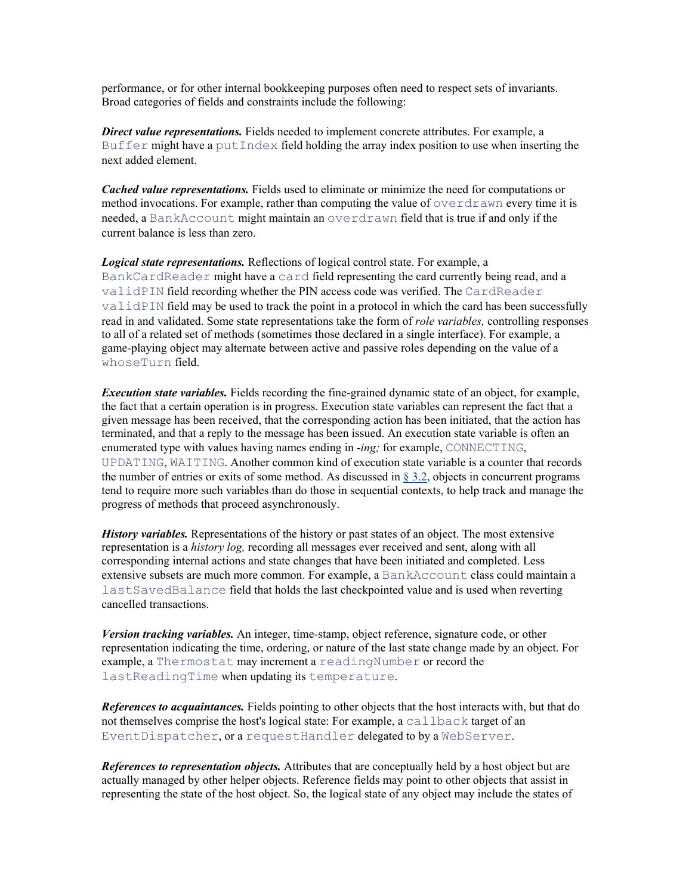performance, or for other internal bookkeeping purposes often need to respect sets of invariants. Broad categories of fields and constraints include the following:

***Direct value representations.*** Fields needed to implement concrete attributes. For example, a `Buffer` might have a `putIndex` field holding the array index position to use when inserting the next added element.

***Cached value representations.*** Fields used to eliminate or minimize the need for computations or method invocations. For example, rather than computing the value of `overdrawn` every time it is needed, a `BankAccount` might maintain an `overdrawn` field that is true if and only if the current balance is less than zero.

***Logical state representations.*** Reflections of logical control state. For example, a `BankCardReader` might have a `card` field representing the card currently being read, and a `validPIN` field recording whether the PIN access code was verified. The `CardReader` `validPIN` field may be used to track the point in a protocol in which the card has been successfully read in and validated. Some state representations take the form of *role variables,* controlling responses to all of a related set of methods (sometimes those declared in a single interface). For example, a game-playing object may alternate between active and passive roles depending on the value of a `whoseTurn` field.

***Execution state variables.*** Fields recording the fine-grained dynamic state of an object, for example, the fact that a certain operation is in progress. Execution state variables can represent the fact that a given message has been received, that the corresponding action has been initiated, that the action has terminated, and that a reply to the message has been issued. An execution state variable is often an enumerated type with values having names ending in *-ing;* for example, `CONNECTING`, `UPDATING`, `WAITING`. Another common kind of execution state variable is a counter that records the number of entries or exits of some method. As discussed in § 3.2, objects in concurrent programs tend to require more such variables than do those in sequential contexts, to help track and manage the progress of methods that proceed asynchronously.

***History variables.*** Representations of the history or past states of an object. The most extensive representation is a *history log,* recording all messages ever received and sent, along with all corresponding internal actions and state changes that have been initiated and completed. Less extensive subsets are much more common. For example, a `BankAccount` class could maintain a `lastSavedBalance` field that holds the last checkpointed value and is used when reverting cancelled transactions.

***Version tracking variables.*** An integer, time-stamp, object reference, signature code, or other representation indicating the time, ordering, or nature of the last state change made by an object. For example, a `Thermostat` may increment a `readingNumber` or record the `lastReadingTime` when updating its `temperature`.

***References to acquaintances.*** Fields pointing to other objects that the host interacts with, but that do not themselves comprise the host's logical state: For example, a `callback` target of an `EventDispatcher`, or a `requestHandler` delegated to by a `WebServer`.

***References to representation objects.*** Attributes that are conceptually held by a host object but are actually managed by other helper objects. Reference fields may point to other objects that assist in representing the state of the host object. So, the logical state of any object may include the states of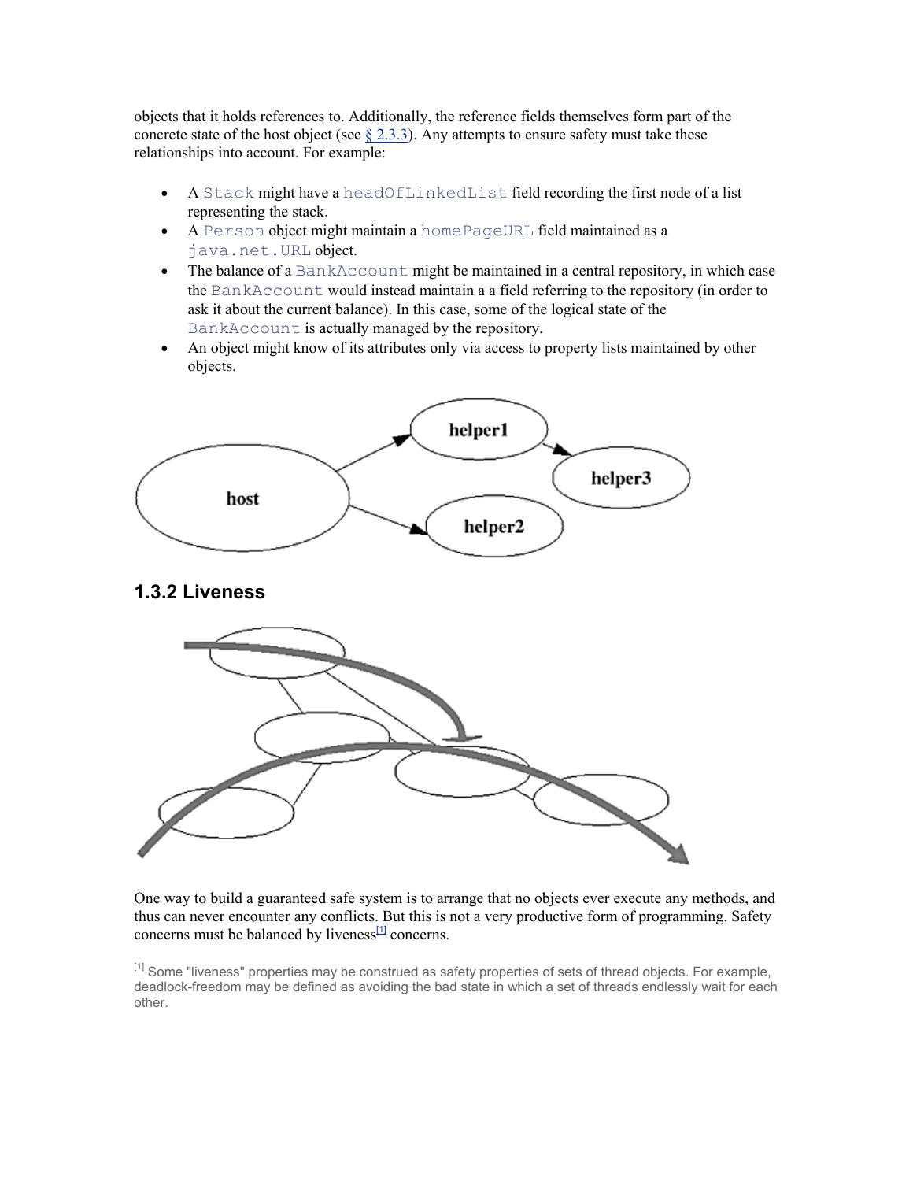objects that it holds references to. Additionally, the reference fields themselves form part of the concrete state of the host object (see § 2.3.3). Any attempts to ensure safety must take these relationships into account. For example:

- A `Stack` might have a `headOfLinkedList` field recording the first node of a list representing the stack.
- A `Person` object might maintain a `homePageURL` field maintained as a `java.net.URL` object.
- The balance of a `BankAccount` might be maintained in a central repository, in which case the `BankAccount` would instead maintain a a field referring to the repository (in order to ask it about the current balance). In this case, some of the logical state of the `BankAccount` is actually managed by the repository.
- An object might know of its attributes only via access to property lists maintained by other objects.

## 1.3.2 Liveness

One way to build a guaranteed safe system is to arrange that no objects ever execute any methods, and thus can never encounter any conflicts. But this is not a very productive form of programming. Safety concerns must be balanced by liveness[1] concerns.

[1] Some "liveness" properties may be construed as safety properties of sets of thread objects. For example, deadlock-freedom may be defined as avoiding the bad state in which a set of threads endlessly wait for each other.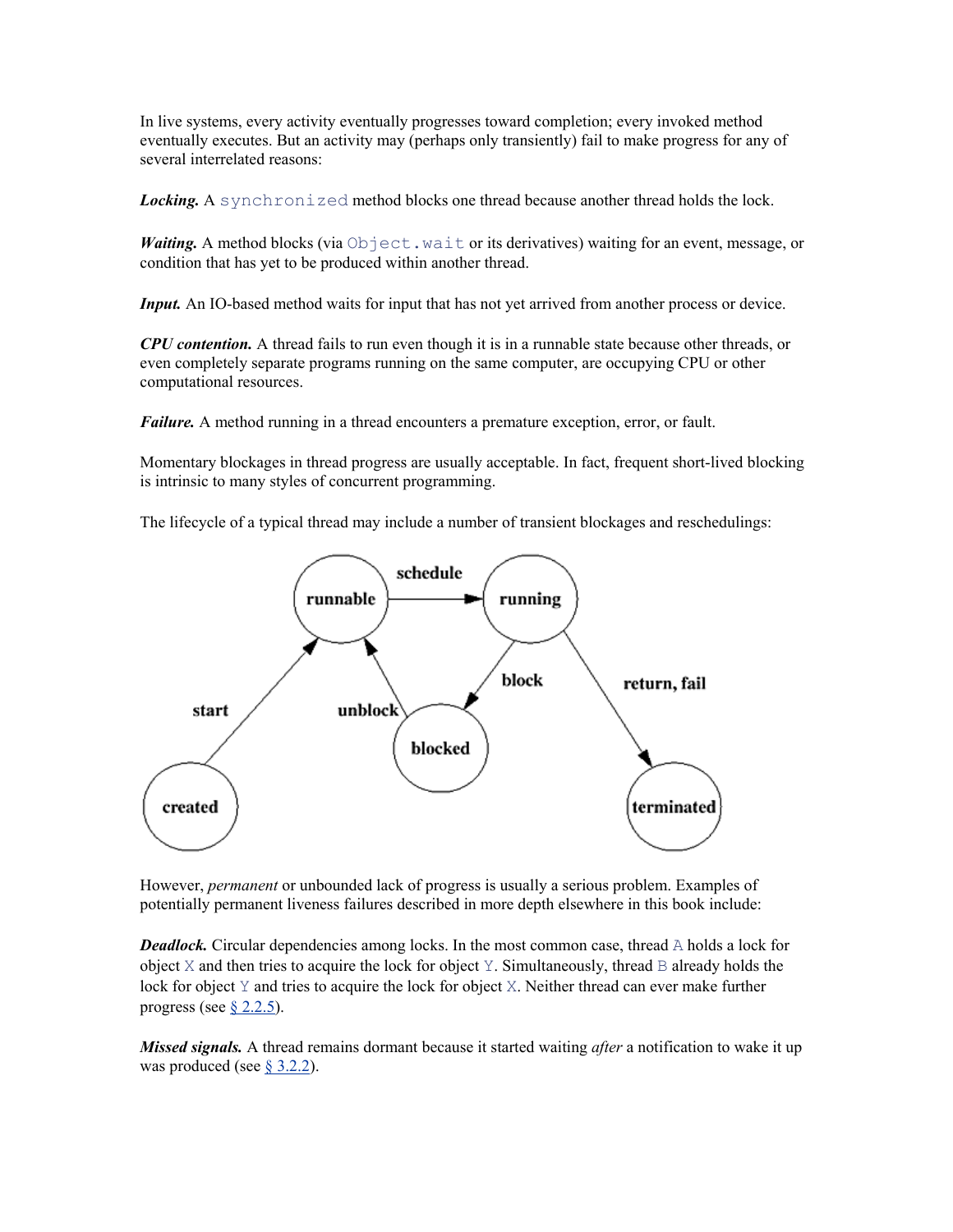In live systems, every activity eventually progresses toward completion; every invoked method eventually executes. But an activity may (perhaps only transiently) fail to make progress for any of several interrelated reasons:

***Locking.*** A `synchronized` method blocks one thread because another thread holds the lock.

***Waiting.*** A method blocks (via `Object.wait` or its derivatives) waiting for an event, message, or condition that has yet to be produced within another thread.

***Input.*** An IO-based method waits for input that has not yet arrived from another process or device.

***CPU contention.*** A thread fails to run even though it is in a runnable state because other threads, or even completely separate programs running on the same computer, are occupying CPU or other computational resources.

***Failure.*** A method running in a thread encounters a premature exception, error, or fault.

Momentary blockages in thread progress are usually acceptable. In fact, frequent short-lived blocking is intrinsic to many styles of concurrent programming.

The lifecycle of a typical thread may include a number of transient blockages and reschedulings:

runnable
schedule
running
block
return, fail
start
unblock
blocked
created
terminated

However, *permanent* or unbounded lack of progress is usually a serious problem. Examples of potentially permanent liveness failures described in more depth elsewhere in this book include:

***Deadlock.*** Circular dependencies among locks. In the most common case, thread `A` holds a lock for object `X` and then tries to acquire the lock for object `Y`. Simultaneously, thread `B` already holds the lock for object `Y` and tries to acquire the lock for object `X`. Neither thread can ever make further progress (see § 2.2.5).

***Missed signals.*** A thread remains dormant because it started waiting *after* a notification to wake it up was produced (see § 3.2.2).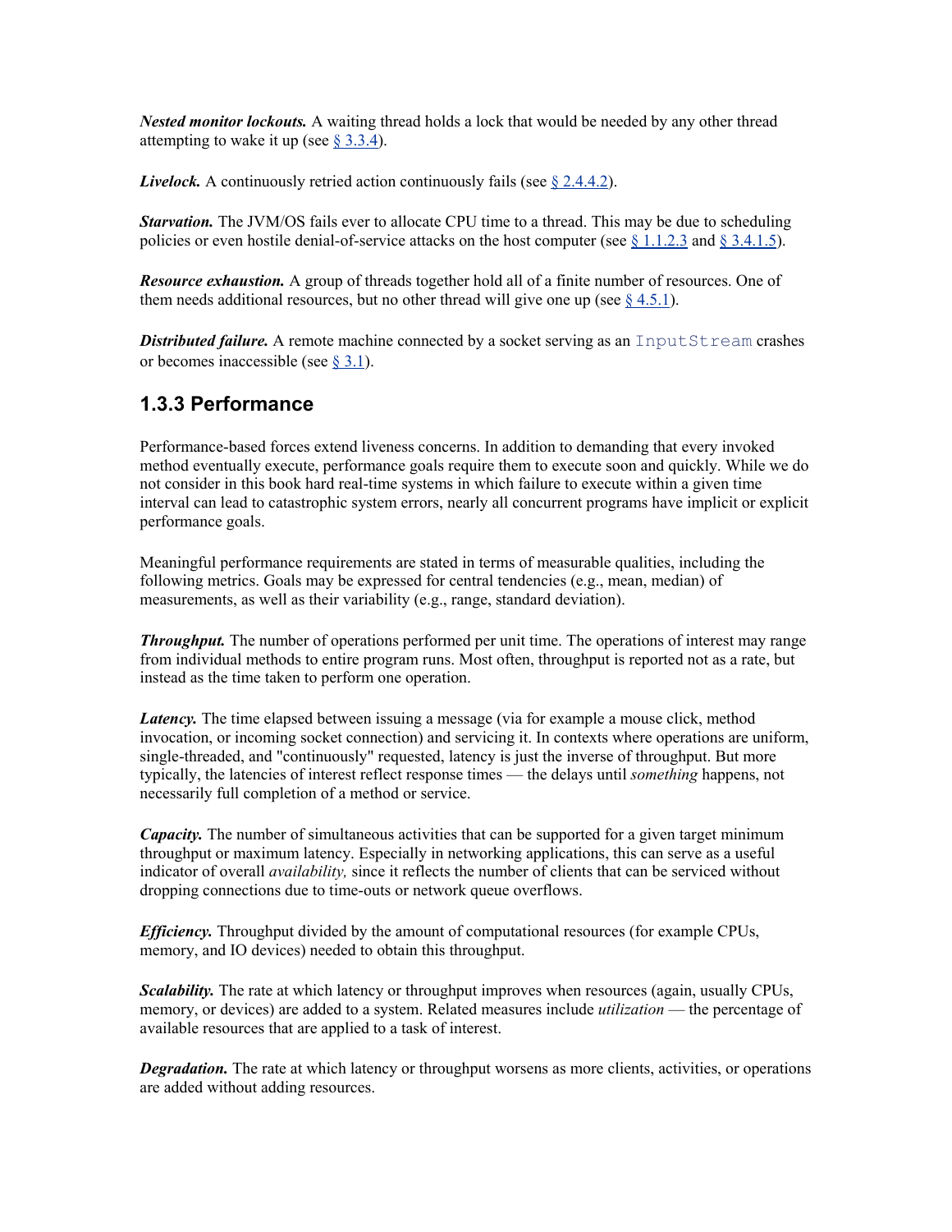***Nested monitor lockouts.*** A waiting thread holds a lock that would be needed by any other thread attempting to wake it up (see § 3.3.4).

***Livelock.*** A continuously retried action continuously fails (see § 2.4.4.2).

***Starvation.*** The JVM/OS fails ever to allocate CPU time to a thread. This may be due to scheduling policies or even hostile denial-of-service attacks on the host computer (see § 1.1.2.3 and § 3.4.1.5).

***Resource exhaustion.*** A group of threads together hold all of a finite number of resources. One of them needs additional resources, but no other thread will give one up (see § 4.5.1).

***Distributed failure.*** A remote machine connected by a socket serving as an `InputStream` crashes or becomes inaccessible (see § 3.1).

### 1.3.3 Performance

Performance-based forces extend liveness concerns. In addition to demanding that every invoked method eventually execute, performance goals require them to execute soon and quickly. While we do not consider in this book hard real-time systems in which failure to execute within a given time interval can lead to catastrophic system errors, nearly all concurrent programs have implicit or explicit performance goals.

Meaningful performance requirements are stated in terms of measurable qualities, including the following metrics. Goals may be expressed for central tendencies (e.g., mean, median) of measurements, as well as their variability (e.g., range, standard deviation).

***Throughput.*** The number of operations performed per unit time. The operations of interest may range from individual methods to entire program runs. Most often, throughput is reported not as a rate, but instead as the time taken to perform one operation.

***Latency.*** The time elapsed between issuing a message (via for example a mouse click, method invocation, or incoming socket connection) and servicing it. In contexts where operations are uniform, single-threaded, and "continuously" requested, latency is just the inverse of throughput. But more typically, the latencies of interest reflect response times — the delays until *something* happens, not necessarily full completion of a method or service.

***Capacity.*** The number of simultaneous activities that can be supported for a given target minimum throughput or maximum latency. Especially in networking applications, this can serve as a useful indicator of overall *availability,* since it reflects the number of clients that can be serviced without dropping connections due to time-outs or network queue overflows.

***Efficiency.*** Throughput divided by the amount of computational resources (for example CPUs, memory, and IO devices) needed to obtain this throughput.

***Scalability.*** The rate at which latency or throughput improves when resources (again, usually CPUs, memory, or devices) are added to a system. Related measures include *utilization* — the percentage of available resources that are applied to a task of interest.

***Degradation.*** The rate at which latency or throughput worsens as more clients, activities, or operations are added without adding resources.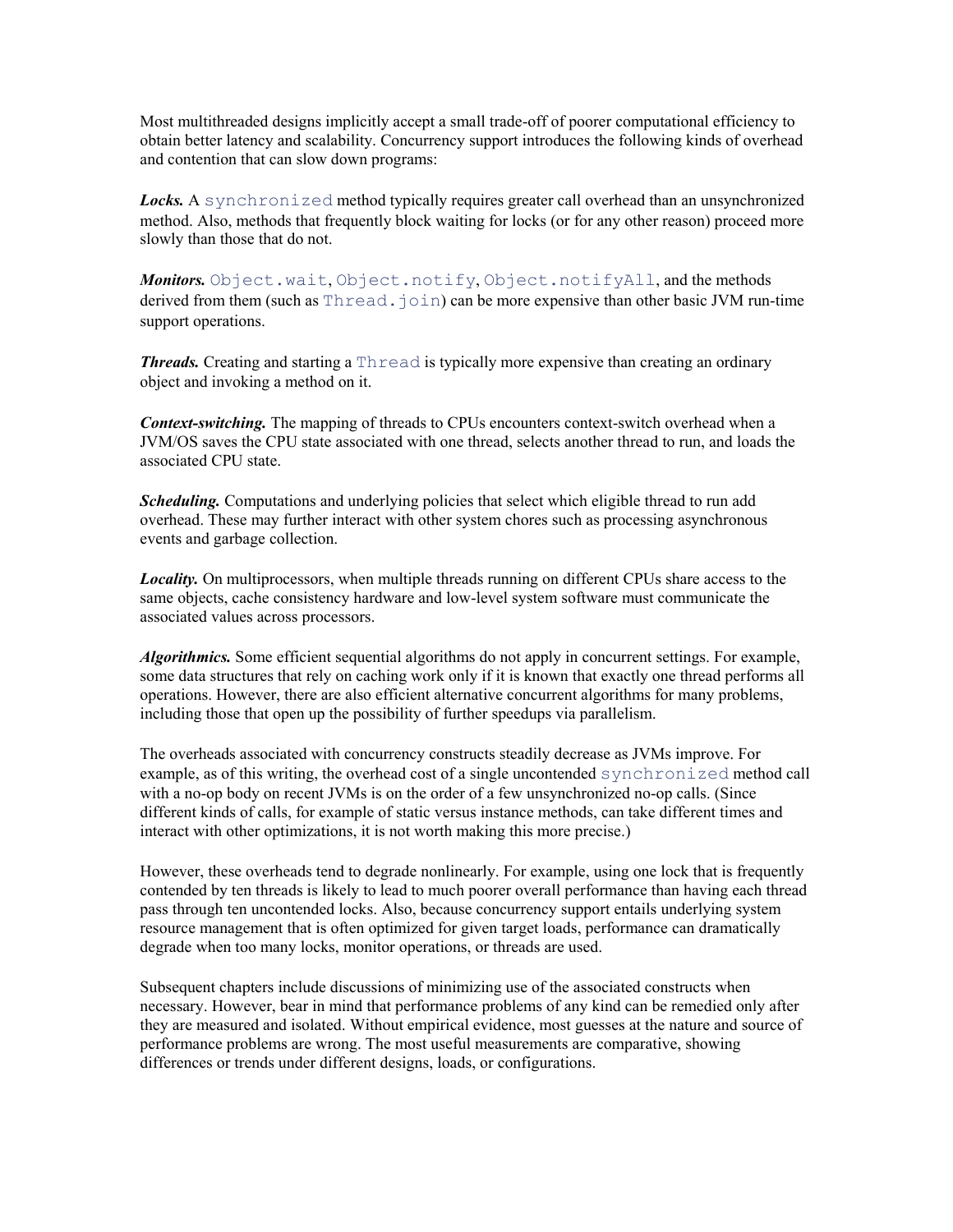Most multithreaded designs implicitly accept a small trade-off of poorer computational efficiency to obtain better latency and scalability. Concurrency support introduces the following kinds of overhead and contention that can slow down programs:

***Locks.*** A `synchronized` method typically requires greater call overhead than an unsynchronized method. Also, methods that frequently block waiting for locks (or for any other reason) proceed more slowly than those that do not.

***Monitors.*** `Object.wait`, `Object.notify`, `Object.notifyAll`, and the methods derived from them (such as `Thread.join`) can be more expensive than other basic JVM run-time support operations.

***Threads.*** Creating and starting a `Thread` is typically more expensive than creating an ordinary object and invoking a method on it.

***Context-switching.*** The mapping of threads to CPUs encounters context-switch overhead when a JVM/OS saves the CPU state associated with one thread, selects another thread to run, and loads the associated CPU state.

***Scheduling.*** Computations and underlying policies that select which eligible thread to run add overhead. These may further interact with other system chores such as processing asynchronous events and garbage collection.

***Locality.*** On multiprocessors, when multiple threads running on different CPUs share access to the same objects, cache consistency hardware and low-level system software must communicate the associated values across processors.

***Algorithmics.*** Some efficient sequential algorithms do not apply in concurrent settings. For example, some data structures that rely on caching work only if it is known that exactly one thread performs all operations. However, there are also efficient alternative concurrent algorithms for many problems, including those that open up the possibility of further speedups via parallelism.

The overheads associated with concurrency constructs steadily decrease as JVMs improve. For example, as of this writing, the overhead cost of a single uncontended `synchronized` method call with a no-op body on recent JVMs is on the order of a few unsynchronized no-op calls. (Since different kinds of calls, for example of static versus instance methods, can take different times and interact with other optimizations, it is not worth making this more precise.)

However, these overheads tend to degrade nonlinearly. For example, using one lock that is frequently contended by ten threads is likely to lead to much poorer overall performance than having each thread pass through ten uncontended locks. Also, because concurrency support entails underlying system resource management that is often optimized for given target loads, performance can dramatically degrade when too many locks, monitor operations, or threads are used.

Subsequent chapters include discussions of minimizing use of the associated constructs when necessary. However, bear in mind that performance problems of any kind can be remedied only after they are measured and isolated. Without empirical evidence, most guesses at the nature and source of performance problems are wrong. The most useful measurements are comparative, showing differences or trends under different designs, loads, or configurations.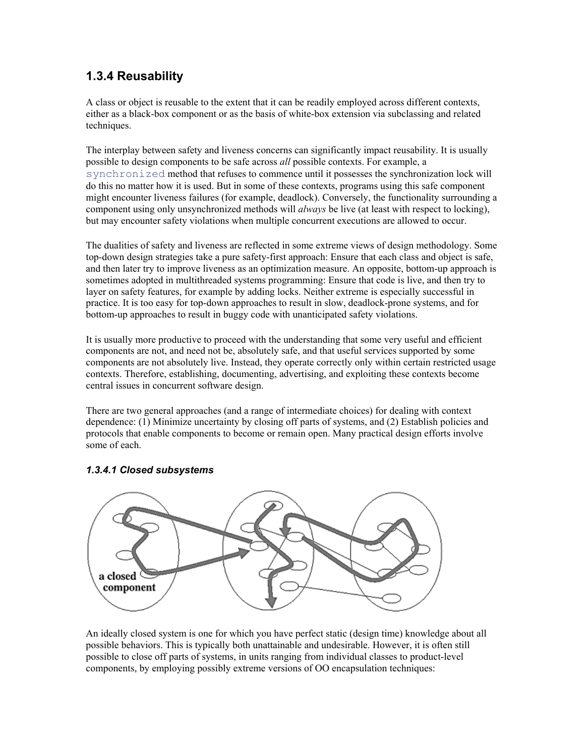### 1.3.4 Reusability

A class or object is reusable to the extent that it can be readily employed across different contexts, either as a black-box component or as the basis of white-box extension via subclassing and related techniques.

The interplay between safety and liveness concerns can significantly impact reusability. It is usually possible to design components to be safe across *all* possible contexts. For example, a `synchronized` method that refuses to commence until it possesses the synchronization lock will do this no matter how it is used. But in some of these contexts, programs using this safe component might encounter liveness failures (for example, deadlock). Conversely, the functionality surrounding a component using only unsynchronized methods will *always* be live (at least with respect to locking), but may encounter safety violations when multiple concurrent executions are allowed to occur.

The dualities of safety and liveness are reflected in some extreme views of design methodology. Some top-down design strategies take a pure safety-first approach: Ensure that each class and object is safe, and then later try to improve liveness as an optimization measure. An opposite, bottom-up approach is sometimes adopted in multithreaded systems programming: Ensure that code is live, and then try to layer on safety features, for example by adding locks. Neither extreme is especially successful in practice. It is too easy for top-down approaches to result in slow, deadlock-prone systems, and for bottom-up approaches to result in buggy code with unanticipated safety violations.

It is usually more productive to proceed with the understanding that some very useful and efficient components are not, and need not be, absolutely safe, and that useful services supported by some components are not absolutely live. Instead, they operate correctly only within certain restricted usage contexts. Therefore, establishing, documenting, advertising, and exploiting these contexts become central issues in concurrent software design.

There are two general approaches (and a range of intermediate choices) for dealing with context dependence: (1) Minimize uncertainty by closing off parts of systems, and (2) Establish policies and protocols that enable components to become or remain open. Many practical design efforts involve some of each.

#### *1.3.4.1 Closed subsystems*

a closed component

An ideally closed system is one for which you have perfect static (design time) knowledge about all possible behaviors. This is typically both unattainable and undesirable. However, it is often still possible to close off parts of systems, in units ranging from individual classes to product-level components, by employing possibly extreme versions of OO encapsulation techniques: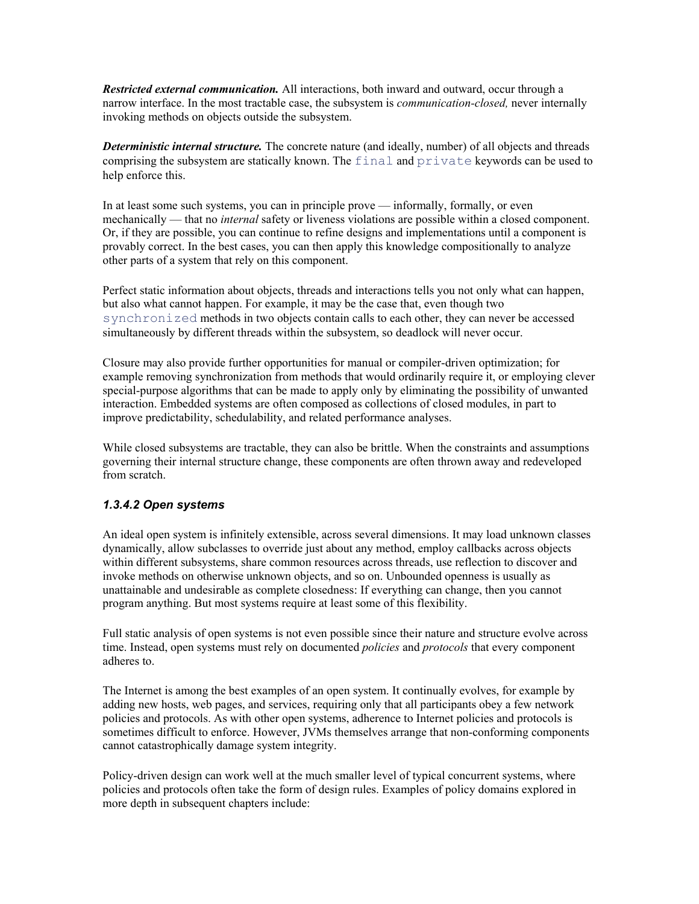***Restricted external communication.*** All interactions, both inward and outward, occur through a narrow interface. In the most tractable case, the subsystem is *communication-closed,* never internally invoking methods on objects outside the subsystem.

***Deterministic internal structure.*** The concrete nature (and ideally, number) of all objects and threads comprising the subsystem are statically known. The `final` and `private` keywords can be used to help enforce this.

In at least some such systems, you can in principle prove — informally, formally, or even mechanically — that no *internal* safety or liveness violations are possible within a closed component. Or, if they are possible, you can continue to refine designs and implementations until a component is provably correct. In the best cases, you can then apply this knowledge compositionally to analyze other parts of a system that rely on this component.

Perfect static information about objects, threads and interactions tells you not only what can happen, but also what cannot happen. For example, it may be the case that, even though two `synchronized` methods in two objects contain calls to each other, they can never be accessed simultaneously by different threads within the subsystem, so deadlock will never occur.

Closure may also provide further opportunities for manual or compiler-driven optimization; for example removing synchronization from methods that would ordinarily require it, or employing clever special-purpose algorithms that can be made to apply only by eliminating the possibility of unwanted interaction. Embedded systems are often composed as collections of closed modules, in part to improve predictability, schedulability, and related performance analyses.

While closed subsystems are tractable, they can also be brittle. When the constraints and assumptions governing their internal structure change, these components are often thrown away and redeveloped from scratch.

### *1.3.4.2 Open systems*

An ideal open system is infinitely extensible, across several dimensions. It may load unknown classes dynamically, allow subclasses to override just about any method, employ callbacks across objects within different subsystems, share common resources across threads, use reflection to discover and invoke methods on otherwise unknown objects, and so on. Unbounded openness is usually as unattainable and undesirable as complete closedness: If everything can change, then you cannot program anything. But most systems require at least some of this flexibility.

Full static analysis of open systems is not even possible since their nature and structure evolve across time. Instead, open systems must rely on documented *policies* and *protocols* that every component adheres to.

The Internet is among the best examples of an open system. It continually evolves, for example by adding new hosts, web pages, and services, requiring only that all participants obey a few network policies and protocols. As with other open systems, adherence to Internet policies and protocols is sometimes difficult to enforce. However, JVMs themselves arrange that non-conforming components cannot catastrophically damage system integrity.

Policy-driven design can work well at the much smaller level of typical concurrent systems, where policies and protocols often take the form of design rules. Examples of policy domains explored in more depth in subsequent chapters include: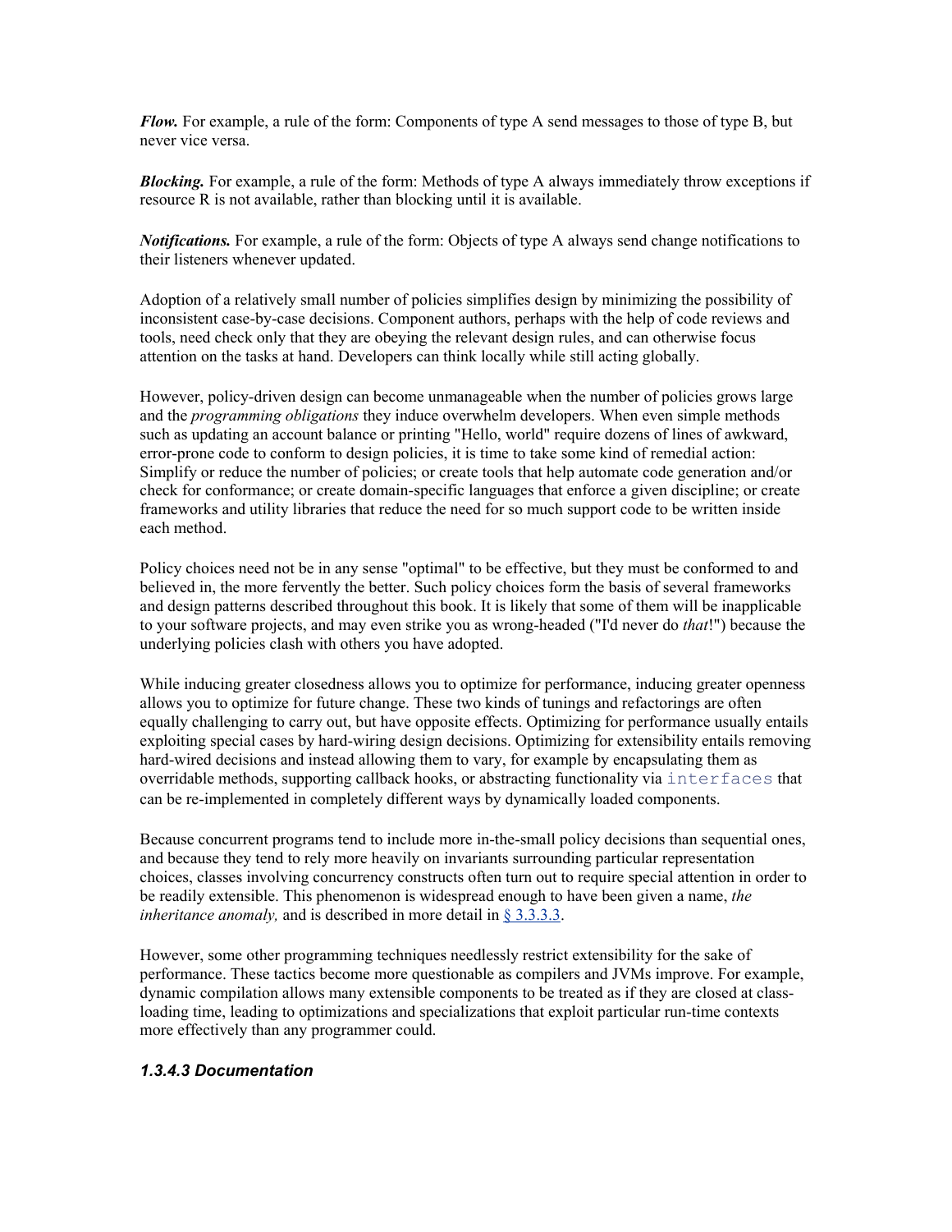***Flow.*** For example, a rule of the form: Components of type A send messages to those of type B, but never vice versa.

***Blocking.*** For example, a rule of the form: Methods of type A always immediately throw exceptions if resource R is not available, rather than blocking until it is available.

***Notifications.*** For example, a rule of the form: Objects of type A always send change notifications to their listeners whenever updated.

Adoption of a relatively small number of policies simplifies design by minimizing the possibility of inconsistent case-by-case decisions. Component authors, perhaps with the help of code reviews and tools, need check only that they are obeying the relevant design rules, and can otherwise focus attention on the tasks at hand. Developers can think locally while still acting globally.

However, policy-driven design can become unmanageable when the number of policies grows large and the *programming obligations* they induce overwhelm developers. When even simple methods such as updating an account balance or printing "Hello, world" require dozens of lines of awkward, error-prone code to conform to design policies, it is time to take some kind of remedial action: Simplify or reduce the number of policies; or create tools that help automate code generation and/or check for conformance; or create domain-specific languages that enforce a given discipline; or create frameworks and utility libraries that reduce the need for so much support code to be written inside each method.

Policy choices need not be in any sense "optimal" to be effective, but they must be conformed to and believed in, the more fervently the better. Such policy choices form the basis of several frameworks and design patterns described throughout this book. It is likely that some of them will be inapplicable to your software projects, and may even strike you as wrong-headed ("I'd never do *that*!") because the underlying policies clash with others you have adopted.

While inducing greater closedness allows you to optimize for performance, inducing greater openness allows you to optimize for future change. These two kinds of tunings and refactorings are often equally challenging to carry out, but have opposite effects. Optimizing for performance usually entails exploiting special cases by hard-wiring design decisions. Optimizing for extensibility entails removing hard-wired decisions and instead allowing them to vary, for example by encapsulating them as overridable methods, supporting callback hooks, or abstracting functionality via `interfaces` that can be re-implemented in completely different ways by dynamically loaded components.

Because concurrent programs tend to include more in-the-small policy decisions than sequential ones, and because they tend to rely more heavily on invariants surrounding particular representation choices, classes involving concurrency constructs often turn out to require special attention in order to be readily extensible. This phenomenon is widespread enough to have been given a name, *the inheritance anomaly,* and is described in more detail in § 3.3.3.3.

However, some other programming techniques needlessly restrict extensibility for the sake of performance. These tactics become more questionable as compilers and JVMs improve. For example, dynamic compilation allows many extensible components to be treated as if they are closed at class-loading time, leading to optimizations and specializations that exploit particular run-time contexts more effectively than any programmer could.

#### *1.3.4.3 Documentation*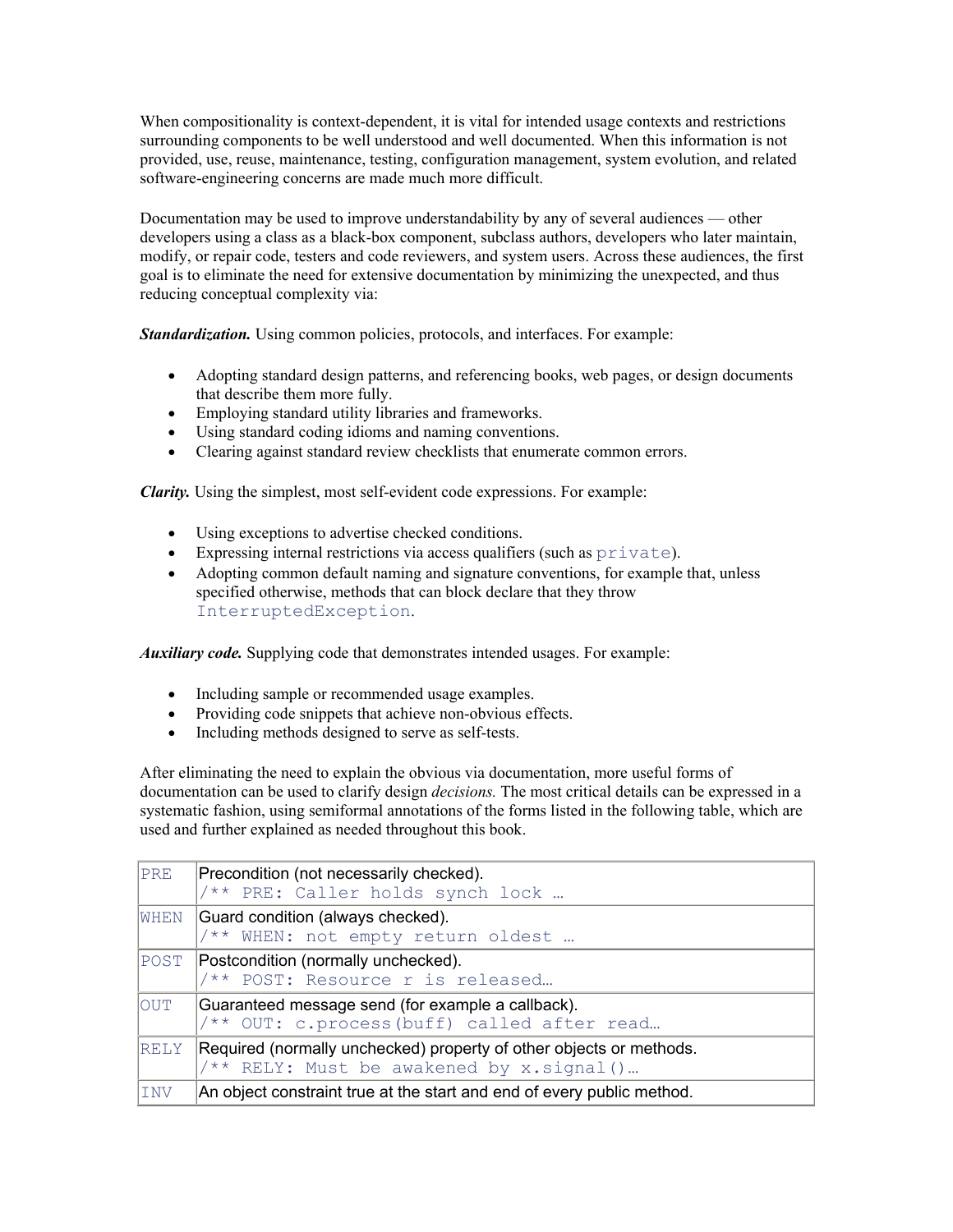When compositionality is context-dependent, it is vital for intended usage contexts and restrictions surrounding components to be well understood and well documented. When this information is not provided, use, reuse, maintenance, testing, configuration management, system evolution, and related software-engineering concerns are made much more difficult.

Documentation may be used to improve understandability by any of several audiences — other developers using a class as a black-box component, subclass authors, developers who later maintain, modify, or repair code, testers and code reviewers, and system users. Across these audiences, the first goal is to eliminate the need for extensive documentation by minimizing the unexpected, and thus reducing conceptual complexity via:

***Standardization.*** Using common policies, protocols, and interfaces. For example:

- Adopting standard design patterns, and referencing books, web pages, or design documents that describe them more fully.
- Employing standard utility libraries and frameworks.
- Using standard coding idioms and naming conventions.
- Clearing against standard review checklists that enumerate common errors.

***Clarity.*** Using the simplest, most self-evident code expressions. For example:

- Using exceptions to advertise checked conditions.
- Expressing internal restrictions via access qualifiers (such as `private`).
- Adopting common default naming and signature conventions, for example that, unless specified otherwise, methods that can block declare that they throw `InterruptedException`.

***Auxiliary code.*** Supplying code that demonstrates intended usages. For example:

- Including sample or recommended usage examples.
- Providing code snippets that achieve non-obvious effects.
- Including methods designed to serve as self-tests.

After eliminating the need to explain the obvious via documentation, more useful forms of documentation can be used to clarify design *decisions.* The most critical details can be expressed in a systematic fashion, using semiformal annotations of the forms listed in the following table, which are used and further explained as needed throughout this book.

| | |
|---|---|
| `PRE` | Precondition (not necessarily checked).<br>`/** PRE: Caller holds synch lock …` |
| `WHEN` | Guard condition (always checked).<br>`/** WHEN: not empty return oldest …` |
| `POST` | Postcondition (normally unchecked).<br>`/** POST: Resource r is released…` |
| `OUT` | Guaranteed message send (for example a callback).<br>`/** OUT: c.process(buff) called after read…` |
| `RELY` | Required (normally unchecked) property of other objects or methods.<br>`/** RELY: Must be awakened by x.signal()…` |
| `INV` | An object constraint true at the start and end of every public method. |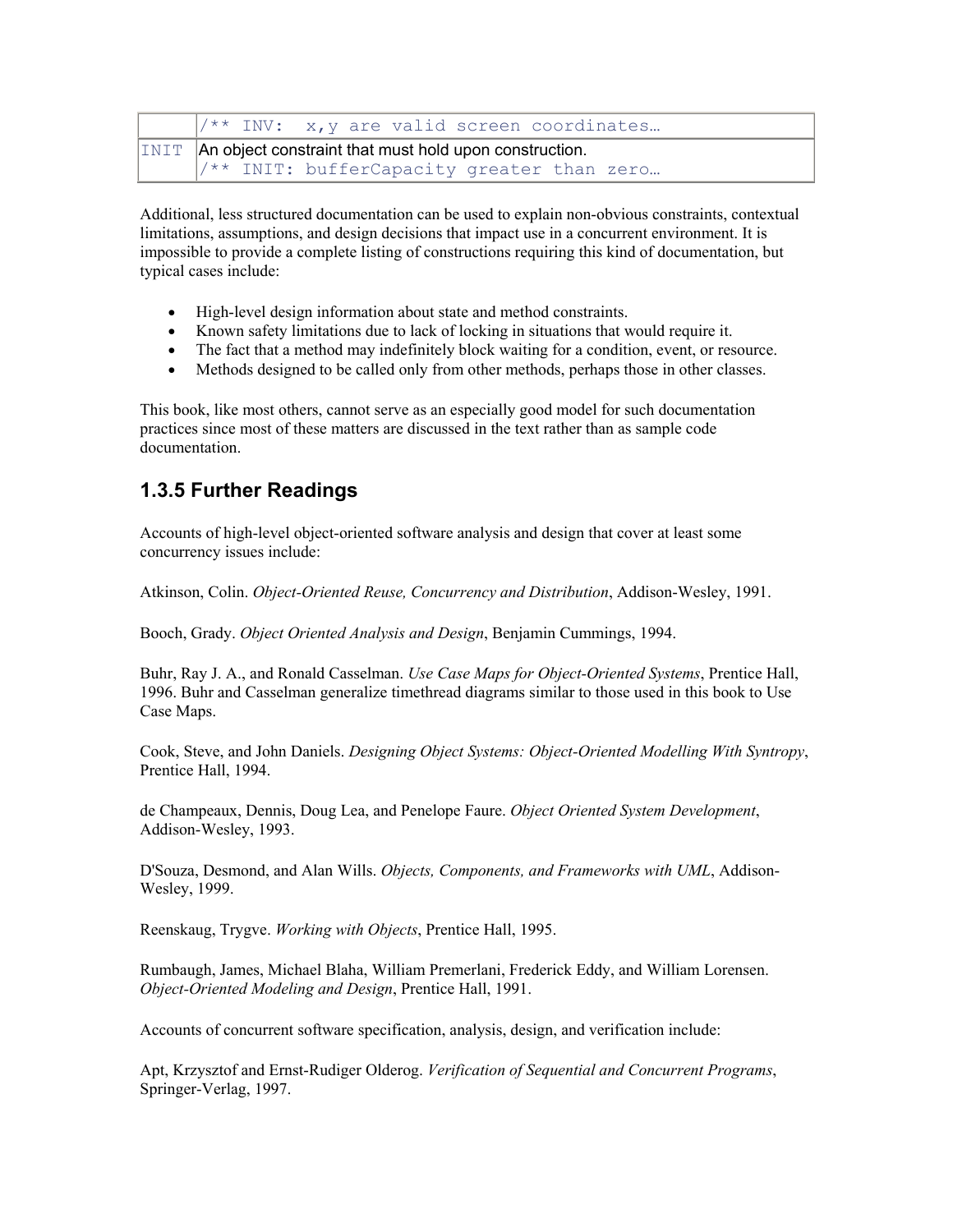| | |
|---|---|
| | `/** INV: x,y are valid screen coordinates…` |
| `INIT` | An object constraint that must hold upon construction. `/** INIT: bufferCapacity greater than zero…` |

Additional, less structured documentation can be used to explain non-obvious constraints, contextual limitations, assumptions, and design decisions that impact use in a concurrent environment. It is impossible to provide a complete listing of constructions requiring this kind of documentation, but typical cases include:

- High-level design information about state and method constraints.
- Known safety limitations due to lack of locking in situations that would require it.
- The fact that a method may indefinitely block waiting for a condition, event, or resource.
- Methods designed to be called only from other methods, perhaps those in other classes.

This book, like most others, cannot serve as an especially good model for such documentation practices since most of these matters are discussed in the text rather than as sample code documentation.

### 1.3.5 Further Readings

Accounts of high-level object-oriented software analysis and design that cover at least some concurrency issues include:

Atkinson, Colin. *Object-Oriented Reuse, Concurrency and Distribution*, Addison-Wesley, 1991.

Booch, Grady. *Object Oriented Analysis and Design*, Benjamin Cummings, 1994.

Buhr, Ray J. A., and Ronald Casselman. *Use Case Maps for Object-Oriented Systems*, Prentice Hall, 1996. Buhr and Casselman generalize timethread diagrams similar to those used in this book to Use Case Maps.

Cook, Steve, and John Daniels. *Designing Object Systems: Object-Oriented Modelling With Syntropy*, Prentice Hall, 1994.

de Champeaux, Dennis, Doug Lea, and Penelope Faure. *Object Oriented System Development*, Addison-Wesley, 1993.

D'Souza, Desmond, and Alan Wills. *Objects, Components, and Frameworks with UML*, Addison-Wesley, 1999.

Reenskaug, Trygve. *Working with Objects*, Prentice Hall, 1995.

Rumbaugh, James, Michael Blaha, William Premerlani, Frederick Eddy, and William Lorensen. *Object-Oriented Modeling and Design*, Prentice Hall, 1991.

Accounts of concurrent software specification, analysis, design, and verification include:

Apt, Krzysztof and Ernst-Rudiger Olderog. *Verification of Sequential and Concurrent Programs*, Springer-Verlag, 1997.